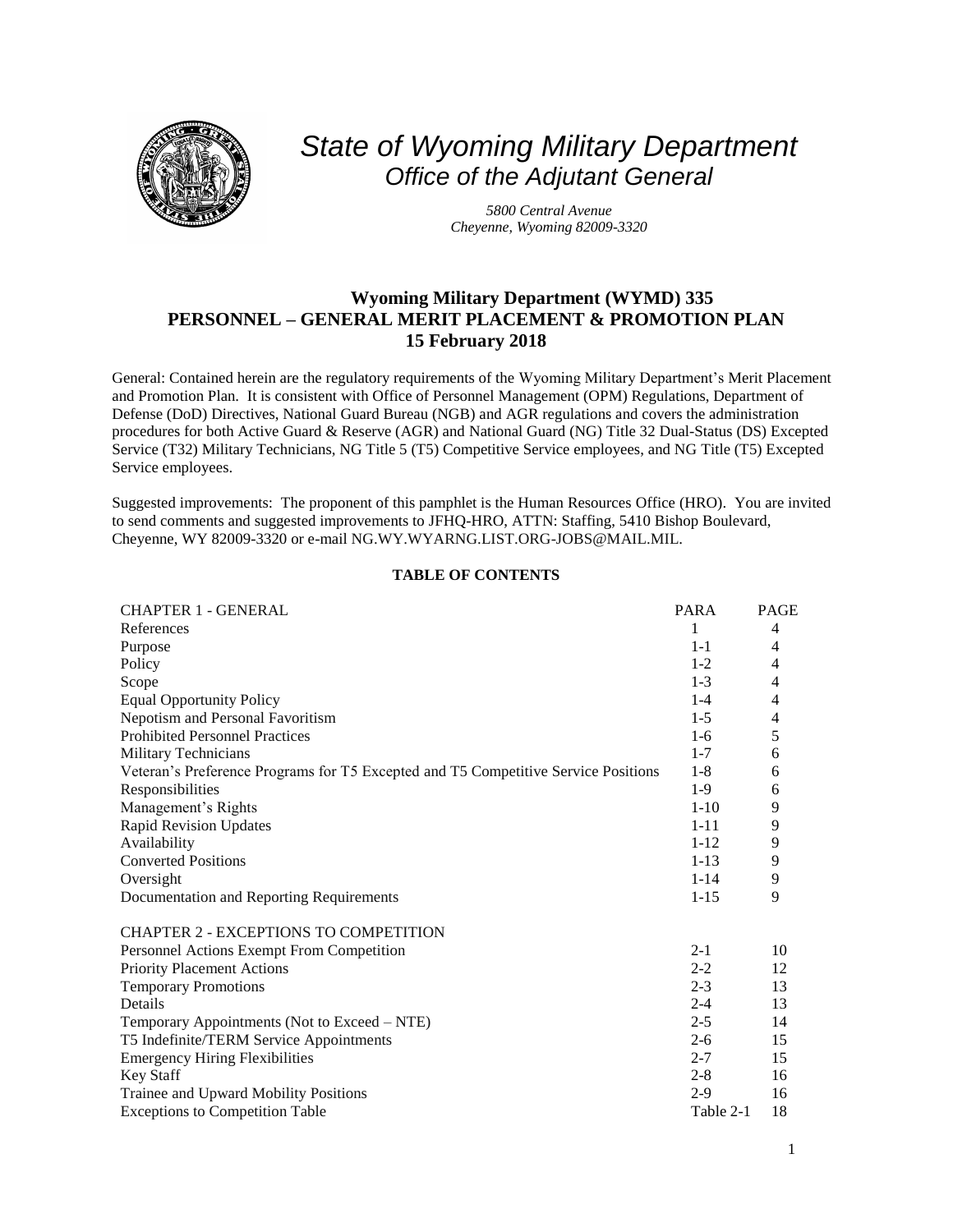# *State of Wyoming Military Department*

## *Office of the Adjutant General*

*5800 Central Avenue*
*Cheyenne, Wyoming 82009-3320*

**Wyoming Military Department (WYMD) 335**
**PERSONNEL – GENERAL MERIT PLACEMENT & PROMOTION PLAN**
**15 February 2018**

General: Contained herein are the regulatory requirements of the Wyoming Military Department's Merit Placement and Promotion Plan. It is consistent with Office of Personnel Management (OPM) Regulations, Department of Defense (DoD) Directives, National Guard Bureau (NGB) and AGR regulations and covers the administration procedures for both Active Guard & Reserve (AGR) and National Guard (NG) Title 32 Dual-Status (DS) Excepted Service (T32) Military Technicians, NG Title 5 (T5) Competitive Service employees, and NG Title (T5) Excepted Service employees.

Suggested improvements: The proponent of this pamphlet is the Human Resources Office (HRO). You are invited to send comments and suggested improvements to JFHQ-HRO, ATTN: Staffing, 5410 Bishop Boulevard, Cheyenne, WY 82009-3320 or e-mail NG.WY.WYARNG.LIST.ORG-JOBS@MAIL.MIL.

**TABLE OF CONTENTS**

| CHAPTER 1 - GENERAL | PARA | PAGE |
|---|---|---|
| References | 1 | 4 |
| Purpose | 1-1 | 4 |
| Policy | 1-2 | 4 |
| Scope | 1-3 | 4 |
| Equal Opportunity Policy | 1-4 | 4 |
| Nepotism and Personal Favoritism | 1-5 | 4 |
| Prohibited Personnel Practices | 1-6 | 5 |
| Military Technicians | 1-7 | 6 |
| Veteran's Preference Programs for T5 Excepted and T5 Competitive Service Positions | 1-8 | 6 |
| Responsibilities | 1-9 | 6 |
| Management's Rights | 1-10 | 9 |
| Rapid Revision Updates | 1-11 | 9 |
| Availability | 1-12 | 9 |
| Converted Positions | 1-13 | 9 |
| Oversight | 1-14 | 9 |
| Documentation and Reporting Requirements | 1-15 | 9 |
| **CHAPTER 2 - EXCEPTIONS TO COMPETITION** | | |
| Personnel Actions Exempt From Competition | 2-1 | 10 |
| Priority Placement Actions | 2-2 | 12 |
| Temporary Promotions | 2-3 | 13 |
| Details | 2-4 | 13 |
| Temporary Appointments (Not to Exceed – NTE) | 2-5 | 14 |
| T5 Indefinite/TERM Service Appointments | 2-6 | 15 |
| Emergency Hiring Flexibilities | 2-7 | 15 |
| Key Staff | 2-8 | 16 |
| Trainee and Upward Mobility Positions | 2-9 | 16 |
| Exceptions to Competition Table | Table 2-1 | 18 |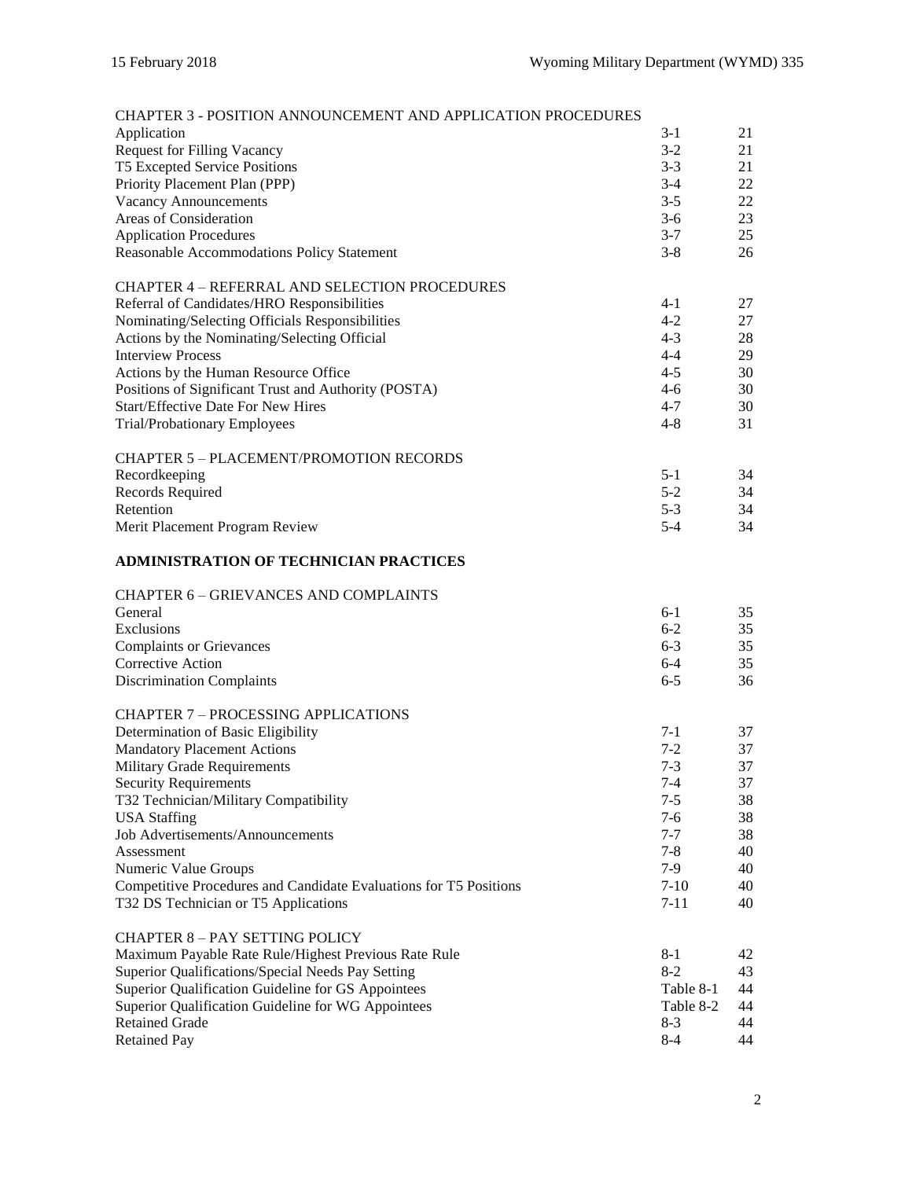| CHAPTER 3 - POSITION ANNOUNCEMENT AND APPLICATION PROCEDURES | | |
|---|---|---|
| Application | 3-1 | 21 |
| Request for Filling Vacancy | 3-2 | 21 |
| T5 Excepted Service Positions | 3-3 | 21 |
| Priority Placement Plan (PPP) | 3-4 | 22 |
| Vacancy Announcements | 3-5 | 22 |
| Areas of Consideration | 3-6 | 23 |
| Application Procedures | 3-7 | 25 |
| Reasonable Accommodations Policy Statement | 3-8 | 26 |
| | | |
| CHAPTER 4 – REFERRAL AND SELECTION PROCEDURES | | |
| Referral of Candidates/HRO Responsibilities | 4-1 | 27 |
| Nominating/Selecting Officials Responsibilities | 4-2 | 27 |
| Actions by the Nominating/Selecting Official | 4-3 | 28 |
| Interview Process | 4-4 | 29 |
| Actions by the Human Resource Office | 4-5 | 30 |
| Positions of Significant Trust and Authority (POSTA) | 4-6 | 30 |
| Start/Effective Date For New Hires | 4-7 | 30 |
| Trial/Probationary Employees | 4-8 | 31 |
| | | |
| CHAPTER 5 – PLACEMENT/PROMOTION RECORDS | | |
| Recordkeeping | 5-1 | 34 |
| Records Required | 5-2 | 34 |
| Retention | 5-3 | 34 |
| Merit Placement Program Review | 5-4 | 34 |

**ADMINISTRATION OF TECHNICIAN PRACTICES**

| CHAPTER 6 – GRIEVANCES AND COMPLAINTS | | |
|---|---|---|
| General | 6-1 | 35 |
| Exclusions | 6-2 | 35 |
| Complaints or Grievances | 6-3 | 35 |
| Corrective Action | 6-4 | 35 |
| Discrimination Complaints | 6-5 | 36 |
| | | |
| CHAPTER 7 – PROCESSING APPLICATIONS | | |
| Determination of Basic Eligibility | 7-1 | 37 |
| Mandatory Placement Actions | 7-2 | 37 |
| Military Grade Requirements | 7-3 | 37 |
| Security Requirements | 7-4 | 37 |
| T32 Technician/Military Compatibility | 7-5 | 38 |
| USA Staffing | 7-6 | 38 |
| Job Advertisements/Announcements | 7-7 | 38 |
| Assessment | 7-8 | 40 |
| Numeric Value Groups | 7-9 | 40 |
| Competitive Procedures and Candidate Evaluations for T5 Positions | 7-10 | 40 |
| T32 DS Technician or T5 Applications | 7-11 | 40 |
| | | |
| CHAPTER 8 – PAY SETTING POLICY | | |
| Maximum Payable Rate Rule/Highest Previous Rate Rule | 8-1 | 42 |
| Superior Qualifications/Special Needs Pay Setting | 8-2 | 43 |
| Superior Qualification Guideline for GS Appointees | Table 8-1 | 44 |
| Superior Qualification Guideline for WG Appointees | Table 8-2 | 44 |
| Retained Grade | 8-3 | 44 |
| Retained Pay | 8-4 | 44 |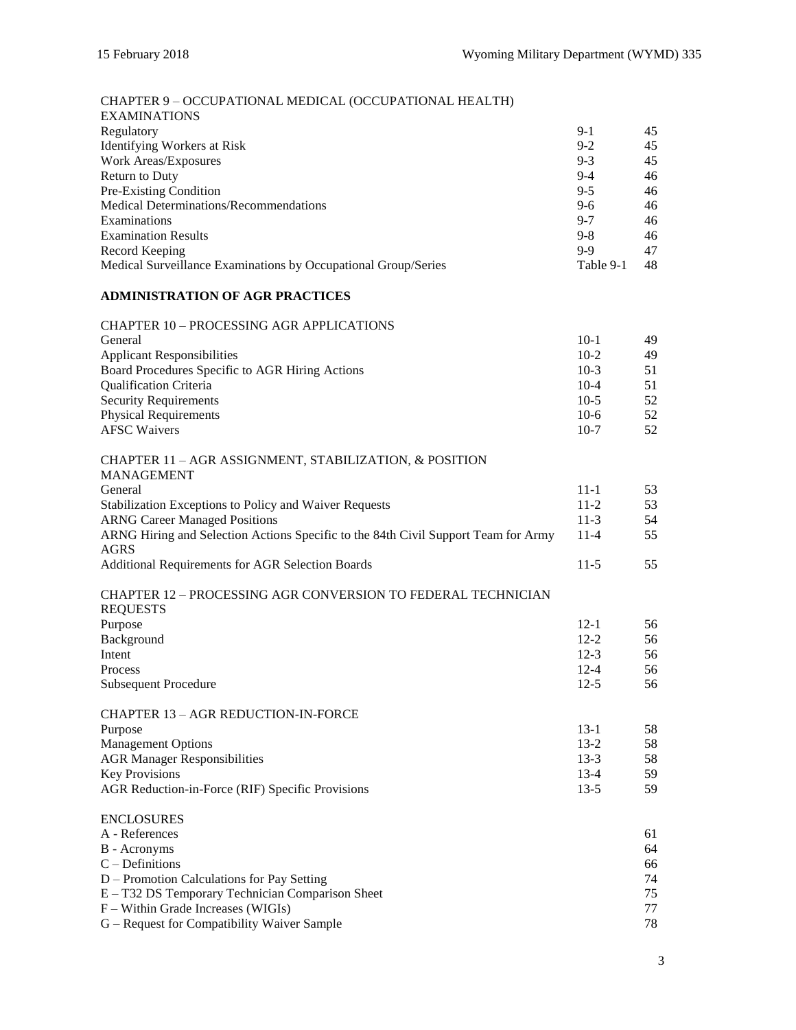| | | |
|---|---|---|
| CHAPTER 9 – OCCUPATIONAL MEDICAL (OCCUPATIONAL HEALTH) EXAMINATIONS | | |
| Regulatory | 9-1 | 45 |
| Identifying Workers at Risk | 9-2 | 45 |
| Work Areas/Exposures | 9-3 | 45 |
| Return to Duty | 9-4 | 46 |
| Pre-Existing Condition | 9-5 | 46 |
| Medical Determinations/Recommendations | 9-6 | 46 |
| Examinations | 9-7 | 46 |
| Examination Results | 9-8 | 46 |
| Record Keeping | 9-9 | 47 |
| Medical Surveillance Examinations by Occupational Group/Series | Table 9-1 | 48 |

**ADMINISTRATION OF AGR PRACTICES**

| | | |
|---|---|---|
| CHAPTER 10 – PROCESSING AGR APPLICATIONS | | |
| General | 10-1 | 49 |
| Applicant Responsibilities | 10-2 | 49 |
| Board Procedures Specific to AGR Hiring Actions | 10-3 | 51 |
| Qualification Criteria | 10-4 | 51 |
| Security Requirements | 10-5 | 52 |
| Physical Requirements | 10-6 | 52 |
| AFSC Waivers | 10-7 | 52 |
| CHAPTER 11 – AGR ASSIGNMENT, STABILIZATION, & POSITION MANAGEMENT | | |
| General | 11-1 | 53 |
| Stabilization Exceptions to Policy and Waiver Requests | 11-2 | 53 |
| ARNG Career Managed Positions | 11-3 | 54 |
| ARNG Hiring and Selection Actions Specific to the 84th Civil Support Team for Army AGRS | 11-4 | 55 |
| Additional Requirements for AGR Selection Boards | 11-5 | 55 |
| CHAPTER 12 – PROCESSING AGR CONVERSION TO FEDERAL TECHNICIAN REQUESTS | | |
| Purpose | 12-1 | 56 |
| Background | 12-2 | 56 |
| Intent | 12-3 | 56 |
| Process | 12-4 | 56 |
| Subsequent Procedure | 12-5 | 56 |
| CHAPTER 13 – AGR REDUCTION-IN-FORCE | | |
| Purpose | 13-1 | 58 |
| Management Options | 13-2 | 58 |
| AGR Manager Responsibilities | 13-3 | 58 |
| Key Provisions | 13-4 | 59 |
| AGR Reduction-in-Force (RIF) Specific Provisions | 13-5 | 59 |
| ENCLOSURES | | |
| A - References | | 61 |
| B - Acronyms | | 64 |
| C – Definitions | | 66 |
| D – Promotion Calculations for Pay Setting | | 74 |
| E – T32 DS Temporary Technician Comparison Sheet | | 75 |
| F – Within Grade Increases (WIGIs) | | 77 |
| G – Request for Compatibility Waiver Sample | | 78 |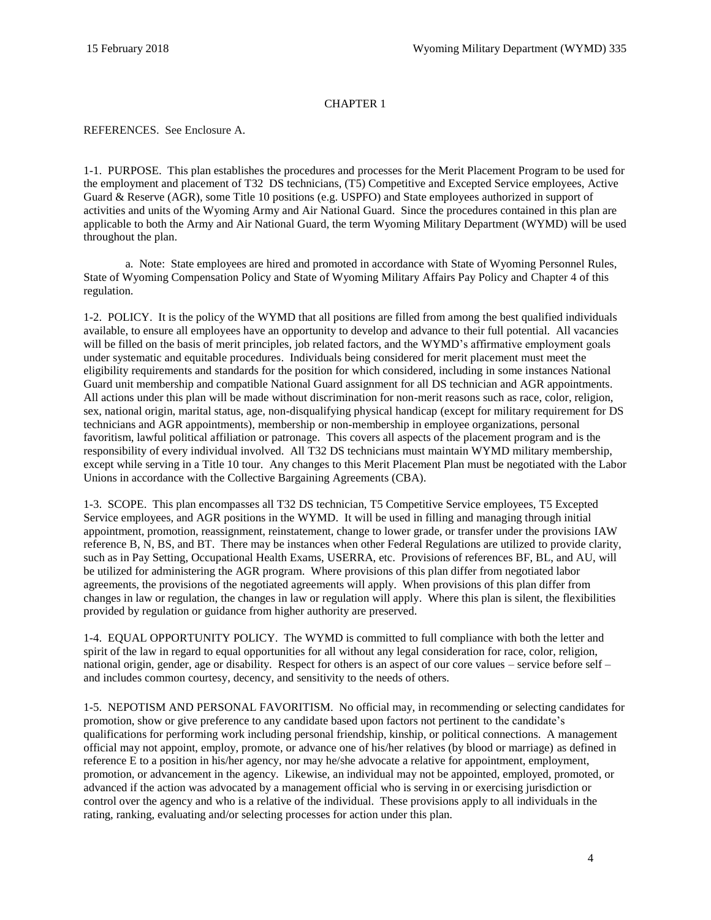# CHAPTER 1

REFERENCES. See Enclosure A.

1-1. PURPOSE. This plan establishes the procedures and processes for the Merit Placement Program to be used for the employment and placement of T32 DS technicians, (T5) Competitive and Excepted Service employees, Active Guard & Reserve (AGR), some Title 10 positions (e.g. USPFO) and State employees authorized in support of activities and units of the Wyoming Army and Air National Guard. Since the procedures contained in this plan are applicable to both the Army and Air National Guard, the term Wyoming Military Department (WYMD) will be used throughout the plan.

a. Note: State employees are hired and promoted in accordance with State of Wyoming Personnel Rules, State of Wyoming Compensation Policy and State of Wyoming Military Affairs Pay Policy and Chapter 4 of this regulation.

1-2. POLICY. It is the policy of the WYMD that all positions are filled from among the best qualified individuals available, to ensure all employees have an opportunity to develop and advance to their full potential. All vacancies will be filled on the basis of merit principles, job related factors, and the WYMD's affirmative employment goals under systematic and equitable procedures. Individuals being considered for merit placement must meet the eligibility requirements and standards for the position for which considered, including in some instances National Guard unit membership and compatible National Guard assignment for all DS technician and AGR appointments. All actions under this plan will be made without discrimination for non-merit reasons such as race, color, religion, sex, national origin, marital status, age, non-disqualifying physical handicap (except for military requirement for DS technicians and AGR appointments), membership or non-membership in employee organizations, personal favoritism, lawful political affiliation or patronage. This covers all aspects of the placement program and is the responsibility of every individual involved. All T32 DS technicians must maintain WYMD military membership, except while serving in a Title 10 tour. Any changes to this Merit Placement Plan must be negotiated with the Labor Unions in accordance with the Collective Bargaining Agreements (CBA).

1-3. SCOPE. This plan encompasses all T32 DS technician, T5 Competitive Service employees, T5 Excepted Service employees, and AGR positions in the WYMD. It will be used in filling and managing through initial appointment, promotion, reassignment, reinstatement, change to lower grade, or transfer under the provisions IAW reference B, N, BS, and BT. There may be instances when other Federal Regulations are utilized to provide clarity, such as in Pay Setting, Occupational Health Exams, USERRA, etc. Provisions of references BF, BL, and AU, will be utilized for administering the AGR program. Where provisions of this plan differ from negotiated labor agreements, the provisions of the negotiated agreements will apply. When provisions of this plan differ from changes in law or regulation, the changes in law or regulation will apply. Where this plan is silent, the flexibilities provided by regulation or guidance from higher authority are preserved.

1-4. EQUAL OPPORTUNITY POLICY. The WYMD is committed to full compliance with both the letter and spirit of the law in regard to equal opportunities for all without any legal consideration for race, color, religion, national origin, gender, age or disability. Respect for others is an aspect of our core values – service before self – and includes common courtesy, decency, and sensitivity to the needs of others.

1-5. NEPOTISM AND PERSONAL FAVORITISM. No official may, in recommending or selecting candidates for promotion, show or give preference to any candidate based upon factors not pertinent to the candidate's qualifications for performing work including personal friendship, kinship, or political connections. A management official may not appoint, employ, promote, or advance one of his/her relatives (by blood or marriage) as defined in reference E to a position in his/her agency, nor may he/she advocate a relative for appointment, employment, promotion, or advancement in the agency. Likewise, an individual may not be appointed, employed, promoted, or advanced if the action was advocated by a management official who is serving in or exercising jurisdiction or control over the agency and who is a relative of the individual. These provisions apply to all individuals in the rating, ranking, evaluating and/or selecting processes for action under this plan.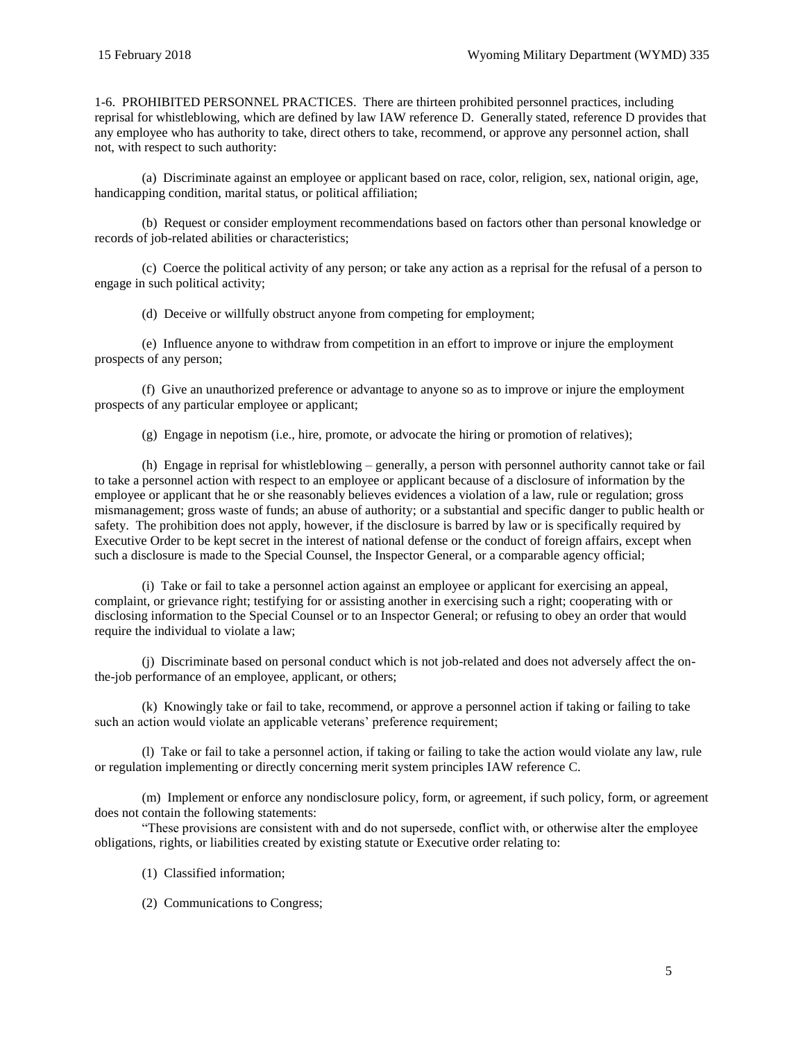1-6. PROHIBITED PERSONNEL PRACTICES. There are thirteen prohibited personnel practices, including reprisal for whistleblowing, which are defined by law IAW reference D. Generally stated, reference D provides that any employee who has authority to take, direct others to take, recommend, or approve any personnel action, shall not, with respect to such authority:

(a) Discriminate against an employee or applicant based on race, color, religion, sex, national origin, age, handicapping condition, marital status, or political affiliation;

(b) Request or consider employment recommendations based on factors other than personal knowledge or records of job-related abilities or characteristics;

(c) Coerce the political activity of any person; or take any action as a reprisal for the refusal of a person to engage in such political activity;

(d) Deceive or willfully obstruct anyone from competing for employment;

(e) Influence anyone to withdraw from competition in an effort to improve or injure the employment prospects of any person;

(f) Give an unauthorized preference or advantage to anyone so as to improve or injure the employment prospects of any particular employee or applicant;

(g) Engage in nepotism (i.e., hire, promote, or advocate the hiring or promotion of relatives);

(h) Engage in reprisal for whistleblowing – generally, a person with personnel authority cannot take or fail to take a personnel action with respect to an employee or applicant because of a disclosure of information by the employee or applicant that he or she reasonably believes evidences a violation of a law, rule or regulation; gross mismanagement; gross waste of funds; an abuse of authority; or a substantial and specific danger to public health or safety. The prohibition does not apply, however, if the disclosure is barred by law or is specifically required by Executive Order to be kept secret in the interest of national defense or the conduct of foreign affairs, except when such a disclosure is made to the Special Counsel, the Inspector General, or a comparable agency official;

(i) Take or fail to take a personnel action against an employee or applicant for exercising an appeal, complaint, or grievance right; testifying for or assisting another in exercising such a right; cooperating with or disclosing information to the Special Counsel or to an Inspector General; or refusing to obey an order that would require the individual to violate a law;

(j) Discriminate based on personal conduct which is not job-related and does not adversely affect the on-the-job performance of an employee, applicant, or others;

(k) Knowingly take or fail to take, recommend, or approve a personnel action if taking or failing to take such an action would violate an applicable veterans' preference requirement;

(l) Take or fail to take a personnel action, if taking or failing to take the action would violate any law, rule or regulation implementing or directly concerning merit system principles IAW reference C.

(m) Implement or enforce any nondisclosure policy, form, or agreement, if such policy, form, or agreement does not contain the following statements:

"These provisions are consistent with and do not supersede, conflict with, or otherwise alter the employee obligations, rights, or liabilities created by existing statute or Executive order relating to:

(1) Classified information;

(2) Communications to Congress;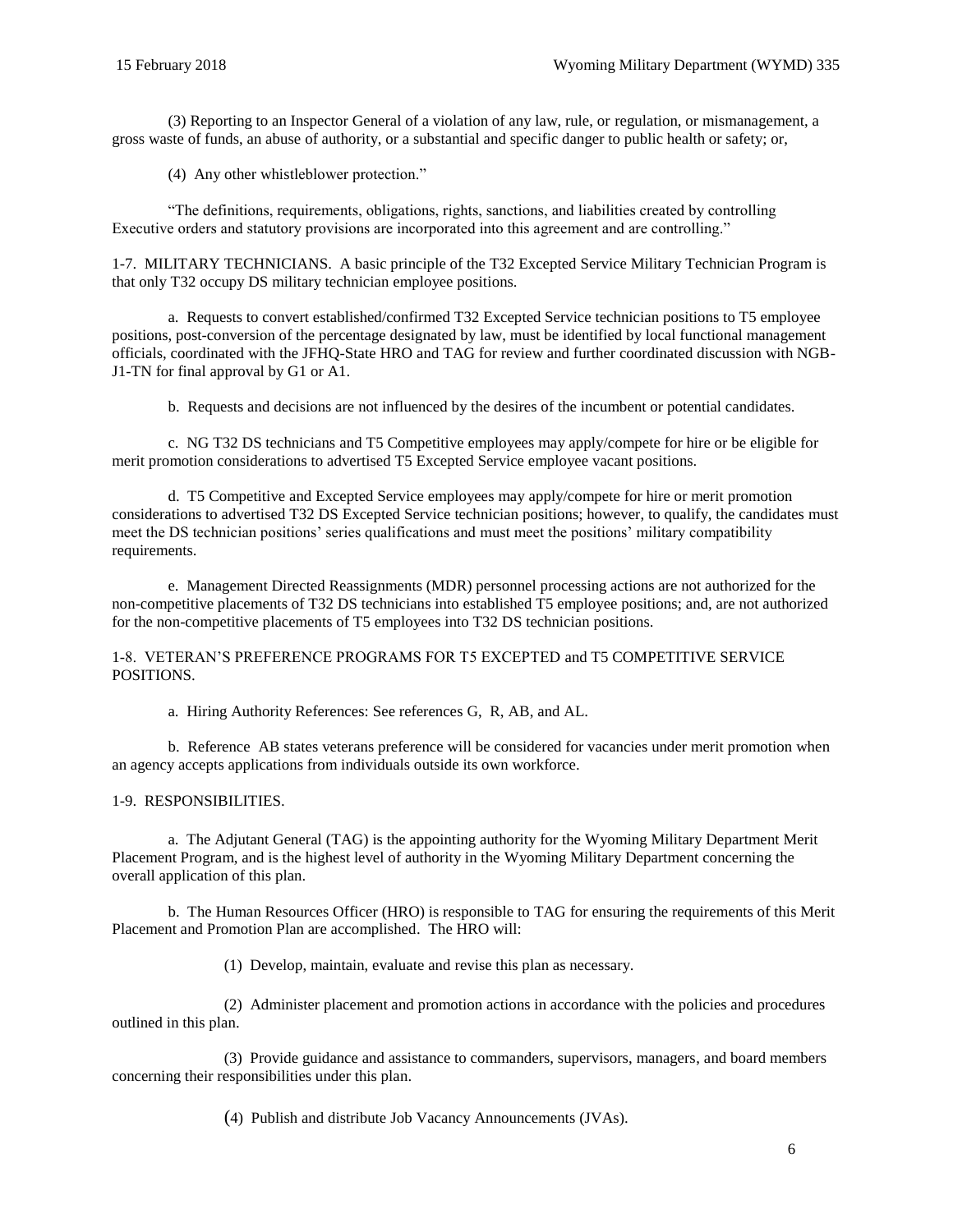(3) Reporting to an Inspector General of a violation of any law, rule, or regulation, or mismanagement, a gross waste of funds, an abuse of authority, or a substantial and specific danger to public health or safety; or,

(4) Any other whistleblower protection."

"The definitions, requirements, obligations, rights, sanctions, and liabilities created by controlling Executive orders and statutory provisions are incorporated into this agreement and are controlling."

1-7. MILITARY TECHNICIANS. A basic principle of the T32 Excepted Service Military Technician Program is that only T32 occupy DS military technician employee positions.

a. Requests to convert established/confirmed T32 Excepted Service technician positions to T5 employee positions, post-conversion of the percentage designated by law, must be identified by local functional management officials, coordinated with the JFHQ-State HRO and TAG for review and further coordinated discussion with NGB-J1-TN for final approval by G1 or A1.

b. Requests and decisions are not influenced by the desires of the incumbent or potential candidates.

c. NG T32 DS technicians and T5 Competitive employees may apply/compete for hire or be eligible for merit promotion considerations to advertised T5 Excepted Service employee vacant positions.

d. T5 Competitive and Excepted Service employees may apply/compete for hire or merit promotion considerations to advertised T32 DS Excepted Service technician positions; however, to qualify, the candidates must meet the DS technician positions' series qualifications and must meet the positions' military compatibility requirements.

e. Management Directed Reassignments (MDR) personnel processing actions are not authorized for the non-competitive placements of T32 DS technicians into established T5 employee positions; and, are not authorized for the non-competitive placements of T5 employees into T32 DS technician positions.

1-8. VETERAN'S PREFERENCE PROGRAMS FOR T5 EXCEPTED and T5 COMPETITIVE SERVICE POSITIONS.

a. Hiring Authority References: See references G, R, AB, and AL.

b. Reference AB states veterans preference will be considered for vacancies under merit promotion when an agency accepts applications from individuals outside its own workforce.

1-9. RESPONSIBILITIES.

a. The Adjutant General (TAG) is the appointing authority for the Wyoming Military Department Merit Placement Program, and is the highest level of authority in the Wyoming Military Department concerning the overall application of this plan.

b. The Human Resources Officer (HRO) is responsible to TAG for ensuring the requirements of this Merit Placement and Promotion Plan are accomplished. The HRO will:

(1) Develop, maintain, evaluate and revise this plan as necessary.

(2) Administer placement and promotion actions in accordance with the policies and procedures outlined in this plan.

(3) Provide guidance and assistance to commanders, supervisors, managers, and board members concerning their responsibilities under this plan.

(4) Publish and distribute Job Vacancy Announcements (JVAs).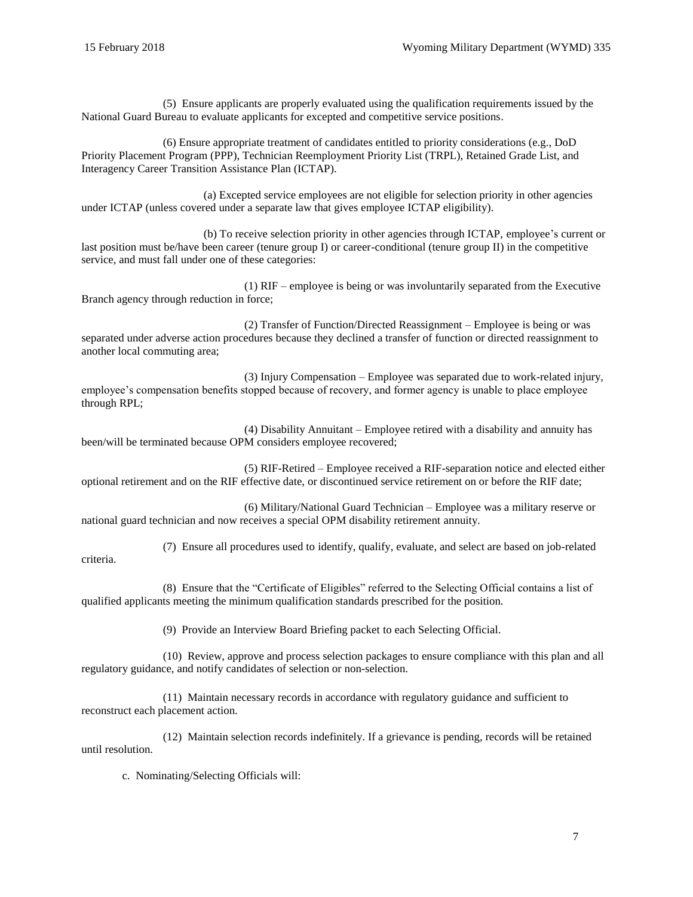(5) Ensure applicants are properly evaluated using the qualification requirements issued by the National Guard Bureau to evaluate applicants for excepted and competitive service positions.

(6) Ensure appropriate treatment of candidates entitled to priority considerations (e.g., DoD Priority Placement Program (PPP), Technician Reemployment Priority List (TRPL), Retained Grade List, and Interagency Career Transition Assistance Plan (ICTAP).

(a) Excepted service employees are not eligible for selection priority in other agencies under ICTAP (unless covered under a separate law that gives employee ICTAP eligibility).

(b) To receive selection priority in other agencies through ICTAP, employee's current or last position must be/have been career (tenure group I) or career-conditional (tenure group II) in the competitive service, and must fall under one of these categories:

(1) RIF – employee is being or was involuntarily separated from the Executive Branch agency through reduction in force;

(2) Transfer of Function/Directed Reassignment – Employee is being or was separated under adverse action procedures because they declined a transfer of function or directed reassignment to another local commuting area;

(3) Injury Compensation – Employee was separated due to work-related injury, employee's compensation benefits stopped because of recovery, and former agency is unable to place employee through RPL;

(4) Disability Annuitant – Employee retired with a disability and annuity has been/will be terminated because OPM considers employee recovered;

(5) RIF-Retired – Employee received a RIF-separation notice and elected either optional retirement and on the RIF effective date, or discontinued service retirement on or before the RIF date;

(6) Military/National Guard Technician – Employee was a military reserve or national guard technician and now receives a special OPM disability retirement annuity.

(7) Ensure all procedures used to identify, qualify, evaluate, and select are based on job-related criteria.

(8) Ensure that the "Certificate of Eligibles" referred to the Selecting Official contains a list of qualified applicants meeting the minimum qualification standards prescribed for the position.

(9) Provide an Interview Board Briefing packet to each Selecting Official.

(10) Review, approve and process selection packages to ensure compliance with this plan and all regulatory guidance, and notify candidates of selection or non-selection.

(11) Maintain necessary records in accordance with regulatory guidance and sufficient to reconstruct each placement action.

(12) Maintain selection records indefinitely. If a grievance is pending, records will be retained until resolution.

c. Nominating/Selecting Officials will: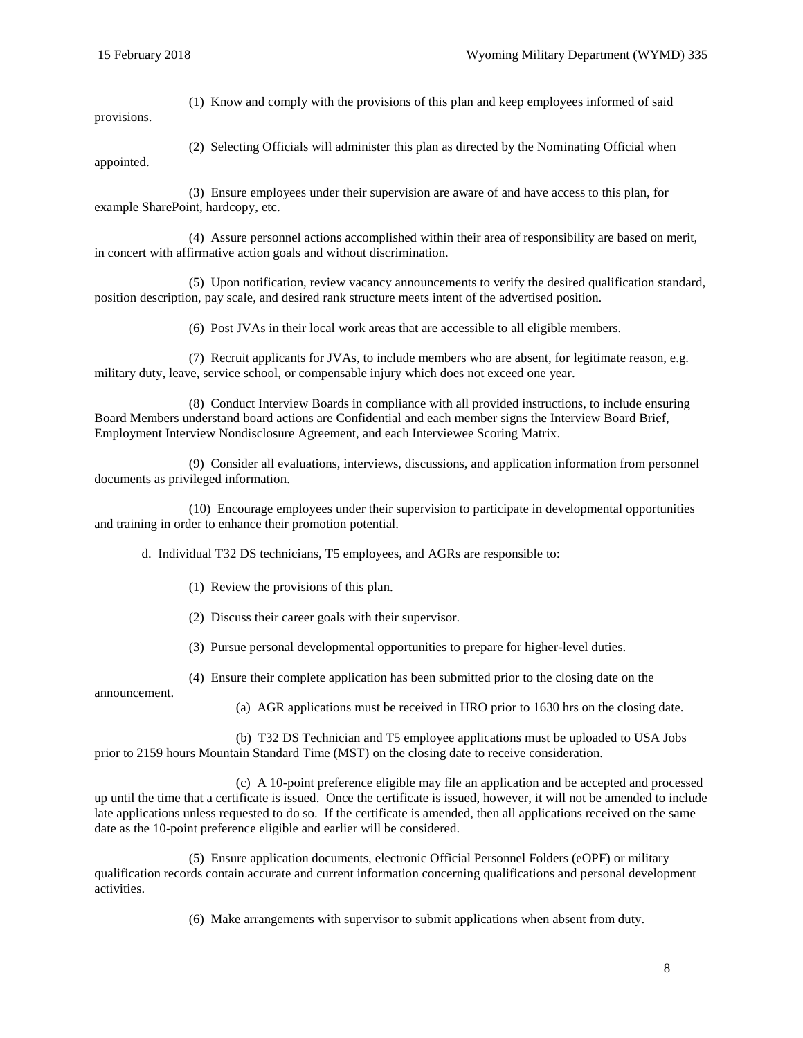(1) Know and comply with the provisions of this plan and keep employees informed of said provisions.

(2) Selecting Officials will administer this plan as directed by the Nominating Official when appointed.

(3) Ensure employees under their supervision are aware of and have access to this plan, for example SharePoint, hardcopy, etc.

(4) Assure personnel actions accomplished within their area of responsibility are based on merit, in concert with affirmative action goals and without discrimination.

(5) Upon notification, review vacancy announcements to verify the desired qualification standard, position description, pay scale, and desired rank structure meets intent of the advertised position.

(6) Post JVAs in their local work areas that are accessible to all eligible members.

(7) Recruit applicants for JVAs, to include members who are absent, for legitimate reason, e.g. military duty, leave, service school, or compensable injury which does not exceed one year.

(8) Conduct Interview Boards in compliance with all provided instructions, to include ensuring Board Members understand board actions are Confidential and each member signs the Interview Board Brief, Employment Interview Nondisclosure Agreement, and each Interviewee Scoring Matrix.

(9) Consider all evaluations, interviews, discussions, and application information from personnel documents as privileged information.

(10) Encourage employees under their supervision to participate in developmental opportunities and training in order to enhance their promotion potential.

d. Individual T32 DS technicians, T5 employees, and AGRs are responsible to:

(1) Review the provisions of this plan.

(2) Discuss their career goals with their supervisor.

(3) Pursue personal developmental opportunities to prepare for higher-level duties.

(4) Ensure their complete application has been submitted prior to the closing date on the announcement.

(a) AGR applications must be received in HRO prior to 1630 hrs on the closing date.

(b) T32 DS Technician and T5 employee applications must be uploaded to USA Jobs prior to 2159 hours Mountain Standard Time (MST) on the closing date to receive consideration.

(c) A 10-point preference eligible may file an application and be accepted and processed up until the time that a certificate is issued. Once the certificate is issued, however, it will not be amended to include late applications unless requested to do so. If the certificate is amended, then all applications received on the same date as the 10-point preference eligible and earlier will be considered.

(5) Ensure application documents, electronic Official Personnel Folders (eOPF) or military qualification records contain accurate and current information concerning qualifications and personal development activities.

(6) Make arrangements with supervisor to submit applications when absent from duty.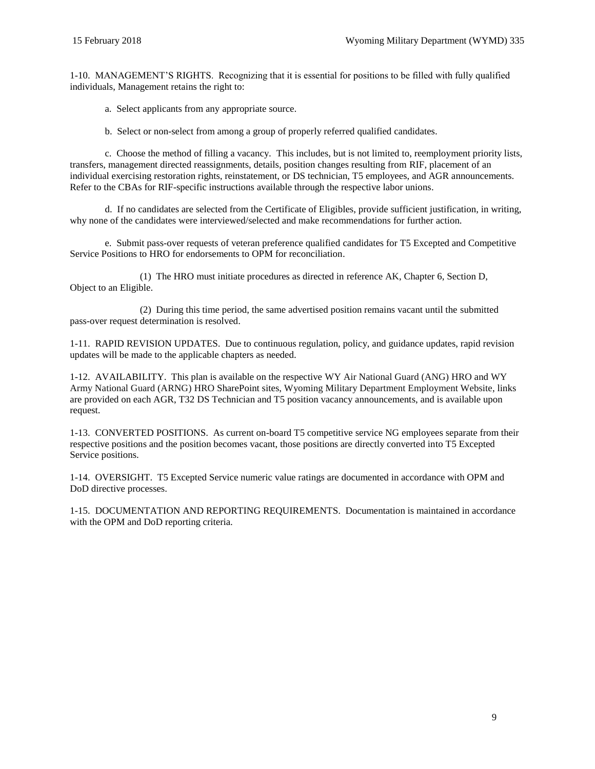1-10. MANAGEMENT'S RIGHTS. Recognizing that it is essential for positions to be filled with fully qualified individuals, Management retains the right to:

a. Select applicants from any appropriate source.

b. Select or non-select from among a group of properly referred qualified candidates.

c. Choose the method of filling a vacancy. This includes, but is not limited to, reemployment priority lists, transfers, management directed reassignments, details, position changes resulting from RIF, placement of an individual exercising restoration rights, reinstatement, or DS technician, T5 employees, and AGR announcements. Refer to the CBAs for RIF-specific instructions available through the respective labor unions.

d. If no candidates are selected from the Certificate of Eligibles, provide sufficient justification, in writing, why none of the candidates were interviewed/selected and make recommendations for further action.

e. Submit pass-over requests of veteran preference qualified candidates for T5 Excepted and Competitive Service Positions to HRO for endorsements to OPM for reconciliation.

(1) The HRO must initiate procedures as directed in reference AK, Chapter 6, Section D, Object to an Eligible.

(2) During this time period, the same advertised position remains vacant until the submitted pass-over request determination is resolved.

1-11. RAPID REVISION UPDATES. Due to continuous regulation, policy, and guidance updates, rapid revision updates will be made to the applicable chapters as needed.

1-12. AVAILABILITY. This plan is available on the respective WY Air National Guard (ANG) HRO and WY Army National Guard (ARNG) HRO SharePoint sites, Wyoming Military Department Employment Website, links are provided on each AGR, T32 DS Technician and T5 position vacancy announcements, and is available upon request.

1-13. CONVERTED POSITIONS. As current on-board T5 competitive service NG employees separate from their respective positions and the position becomes vacant, those positions are directly converted into T5 Excepted Service positions.

1-14. OVERSIGHT. T5 Excepted Service numeric value ratings are documented in accordance with OPM and DoD directive processes.

1-15. DOCUMENTATION AND REPORTING REQUIREMENTS. Documentation is maintained in accordance with the OPM and DoD reporting criteria.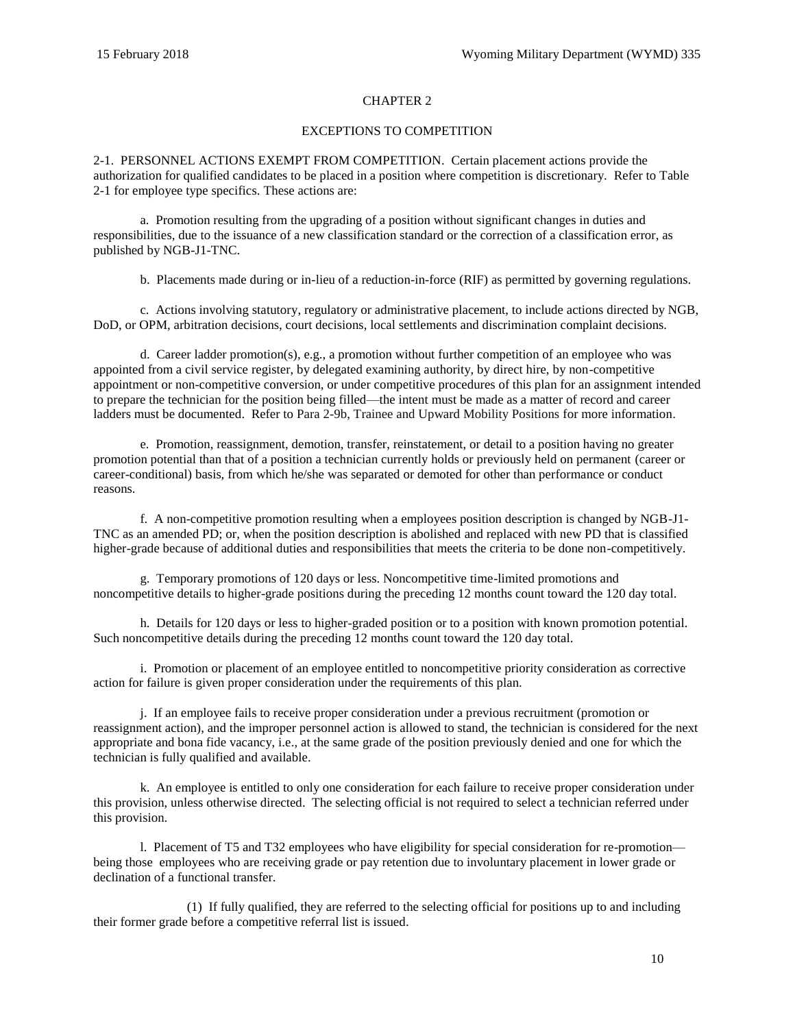## CHAPTER 2

## EXCEPTIONS TO COMPETITION

2-1. PERSONNEL ACTIONS EXEMPT FROM COMPETITION. Certain placement actions provide the authorization for qualified candidates to be placed in a position where competition is discretionary. Refer to Table 2-1 for employee type specifics. These actions are:

a. Promotion resulting from the upgrading of a position without significant changes in duties and responsibilities, due to the issuance of a new classification standard or the correction of a classification error, as published by NGB-J1-TNC.

b. Placements made during or in-lieu of a reduction-in-force (RIF) as permitted by governing regulations.

c. Actions involving statutory, regulatory or administrative placement, to include actions directed by NGB, DoD, or OPM, arbitration decisions, court decisions, local settlements and discrimination complaint decisions.

d. Career ladder promotion(s), e.g., a promotion without further competition of an employee who was appointed from a civil service register, by delegated examining authority, by direct hire, by non-competitive appointment or non-competitive conversion, or under competitive procedures of this plan for an assignment intended to prepare the technician for the position being filled—the intent must be made as a matter of record and career ladders must be documented. Refer to Para 2-9b, Trainee and Upward Mobility Positions for more information.

e. Promotion, reassignment, demotion, transfer, reinstatement, or detail to a position having no greater promotion potential than that of a position a technician currently holds or previously held on permanent (career or career-conditional) basis, from which he/she was separated or demoted for other than performance or conduct reasons.

f. A non-competitive promotion resulting when a employees position description is changed by NGB-J1-TNC as an amended PD; or, when the position description is abolished and replaced with new PD that is classified higher-grade because of additional duties and responsibilities that meets the criteria to be done non-competitively.

g. Temporary promotions of 120 days or less. Noncompetitive time-limited promotions and noncompetitive details to higher-grade positions during the preceding 12 months count toward the 120 day total.

h. Details for 120 days or less to higher-graded position or to a position with known promotion potential. Such noncompetitive details during the preceding 12 months count toward the 120 day total.

i. Promotion or placement of an employee entitled to noncompetitive priority consideration as corrective action for failure is given proper consideration under the requirements of this plan.

j. If an employee fails to receive proper consideration under a previous recruitment (promotion or reassignment action), and the improper personnel action is allowed to stand, the technician is considered for the next appropriate and bona fide vacancy, i.e., at the same grade of the position previously denied and one for which the technician is fully qualified and available.

k. An employee is entitled to only one consideration for each failure to receive proper consideration under this provision, unless otherwise directed. The selecting official is not required to select a technician referred under this provision.

l. Placement of T5 and T32 employees who have eligibility for special consideration for re-promotion—being those employees who are receiving grade or pay retention due to involuntary placement in lower grade or declination of a functional transfer.

(1) If fully qualified, they are referred to the selecting official for positions up to and including their former grade before a competitive referral list is issued.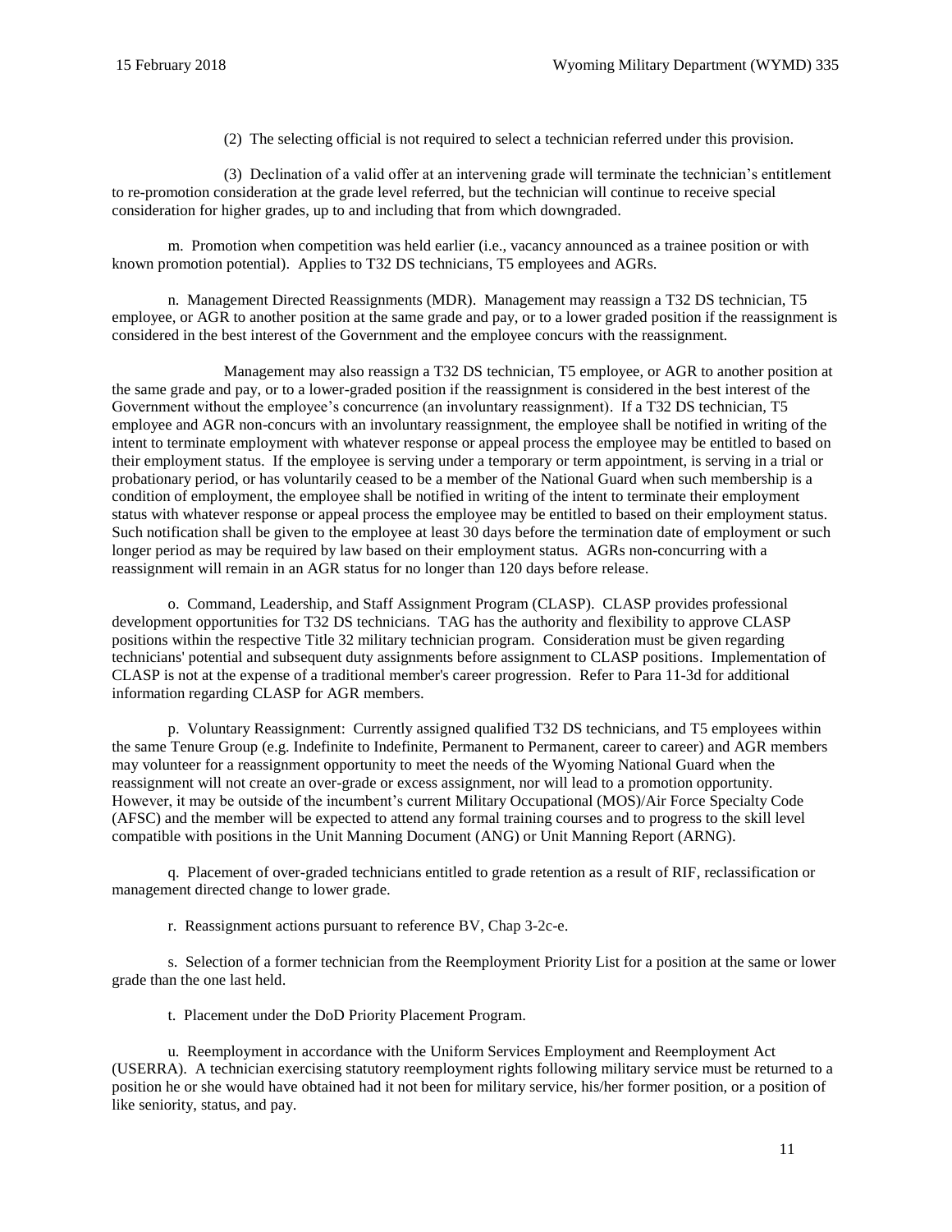(2) The selecting official is not required to select a technician referred under this provision.

(3) Declination of a valid offer at an intervening grade will terminate the technician's entitlement to re-promotion consideration at the grade level referred, but the technician will continue to receive special consideration for higher grades, up to and including that from which downgraded.

m. Promotion when competition was held earlier (i.e., vacancy announced as a trainee position or with known promotion potential). Applies to T32 DS technicians, T5 employees and AGRs.

n. Management Directed Reassignments (MDR). Management may reassign a T32 DS technician, T5 employee, or AGR to another position at the same grade and pay, or to a lower graded position if the reassignment is considered in the best interest of the Government and the employee concurs with the reassignment.

Management may also reassign a T32 DS technician, T5 employee, or AGR to another position at the same grade and pay, or to a lower-graded position if the reassignment is considered in the best interest of the Government without the employee's concurrence (an involuntary reassignment). If a T32 DS technician, T5 employee and AGR non-concurs with an involuntary reassignment, the employee shall be notified in writing of the intent to terminate employment with whatever response or appeal process the employee may be entitled to based on their employment status. If the employee is serving under a temporary or term appointment, is serving in a trial or probationary period, or has voluntarily ceased to be a member of the National Guard when such membership is a condition of employment, the employee shall be notified in writing of the intent to terminate their employment status with whatever response or appeal process the employee may be entitled to based on their employment status. Such notification shall be given to the employee at least 30 days before the termination date of employment or such longer period as may be required by law based on their employment status. AGRs non-concurring with a reassignment will remain in an AGR status for no longer than 120 days before release.

o. Command, Leadership, and Staff Assignment Program (CLASP). CLASP provides professional development opportunities for T32 DS technicians. TAG has the authority and flexibility to approve CLASP positions within the respective Title 32 military technician program. Consideration must be given regarding technicians' potential and subsequent duty assignments before assignment to CLASP positions. Implementation of CLASP is not at the expense of a traditional member's career progression. Refer to Para 11-3d for additional information regarding CLASP for AGR members.

p. Voluntary Reassignment: Currently assigned qualified T32 DS technicians, and T5 employees within the same Tenure Group (e.g. Indefinite to Indefinite, Permanent to Permanent, career to career) and AGR members may volunteer for a reassignment opportunity to meet the needs of the Wyoming National Guard when the reassignment will not create an over-grade or excess assignment, nor will lead to a promotion opportunity. However, it may be outside of the incumbent's current Military Occupational (MOS)/Air Force Specialty Code (AFSC) and the member will be expected to attend any formal training courses and to progress to the skill level compatible with positions in the Unit Manning Document (ANG) or Unit Manning Report (ARNG).

q. Placement of over-graded technicians entitled to grade retention as a result of RIF, reclassification or management directed change to lower grade.

r. Reassignment actions pursuant to reference BV, Chap 3-2c-e.

s. Selection of a former technician from the Reemployment Priority List for a position at the same or lower grade than the one last held.

t. Placement under the DoD Priority Placement Program.

u. Reemployment in accordance with the Uniform Services Employment and Reemployment Act (USERRA). A technician exercising statutory reemployment rights following military service must be returned to a position he or she would have obtained had it not been for military service, his/her former position, or a position of like seniority, status, and pay.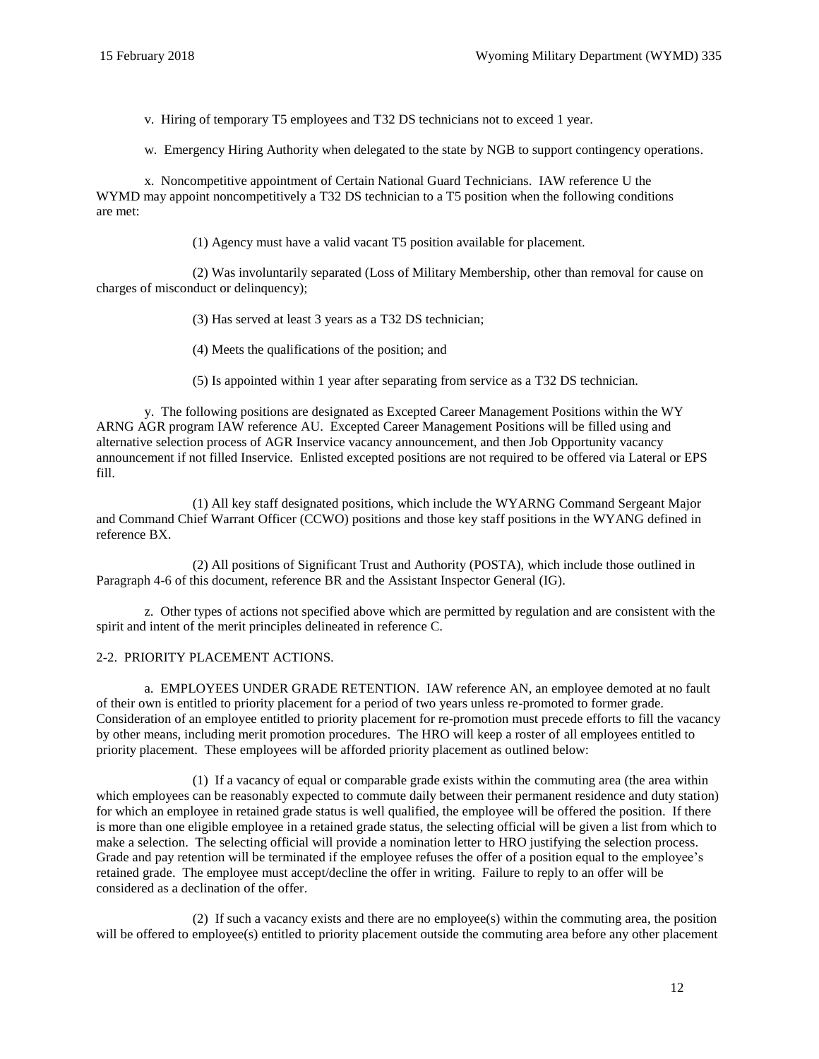v. Hiring of temporary T5 employees and T32 DS technicians not to exceed 1 year.

w. Emergency Hiring Authority when delegated to the state by NGB to support contingency operations.

x. Noncompetitive appointment of Certain National Guard Technicians. IAW reference U the WYMD may appoint noncompetitively a T32 DS technician to a T5 position when the following conditions are met:

(1) Agency must have a valid vacant T5 position available for placement.

(2) Was involuntarily separated (Loss of Military Membership, other than removal for cause on charges of misconduct or delinquency);

(3) Has served at least 3 years as a T32 DS technician;

(4) Meets the qualifications of the position; and

(5) Is appointed within 1 year after separating from service as a T32 DS technician.

y. The following positions are designated as Excepted Career Management Positions within the WY ARNG AGR program IAW reference AU. Excepted Career Management Positions will be filled using and alternative selection process of AGR Inservice vacancy announcement, and then Job Opportunity vacancy announcement if not filled Inservice. Enlisted excepted positions are not required to be offered via Lateral or EPS fill.

(1) All key staff designated positions, which include the WYARNG Command Sergeant Major and Command Chief Warrant Officer (CCWO) positions and those key staff positions in the WYANG defined in reference BX.

(2) All positions of Significant Trust and Authority (POSTA), which include those outlined in Paragraph 4-6 of this document, reference BR and the Assistant Inspector General (IG).

z. Other types of actions not specified above which are permitted by regulation and are consistent with the spirit and intent of the merit principles delineated in reference C.

2-2. PRIORITY PLACEMENT ACTIONS.

a. EMPLOYEES UNDER GRADE RETENTION. IAW reference AN, an employee demoted at no fault of their own is entitled to priority placement for a period of two years unless re-promoted to former grade. Consideration of an employee entitled to priority placement for re-promotion must precede efforts to fill the vacancy by other means, including merit promotion procedures. The HRO will keep a roster of all employees entitled to priority placement. These employees will be afforded priority placement as outlined below:

(1) If a vacancy of equal or comparable grade exists within the commuting area (the area within which employees can be reasonably expected to commute daily between their permanent residence and duty station) for which an employee in retained grade status is well qualified, the employee will be offered the position. If there is more than one eligible employee in a retained grade status, the selecting official will be given a list from which to make a selection. The selecting official will provide a nomination letter to HRO justifying the selection process. Grade and pay retention will be terminated if the employee refuses the offer of a position equal to the employee's retained grade. The employee must accept/decline the offer in writing. Failure to reply to an offer will be considered as a declination of the offer.

(2) If such a vacancy exists and there are no employee(s) within the commuting area, the position will be offered to employee(s) entitled to priority placement outside the commuting area before any other placement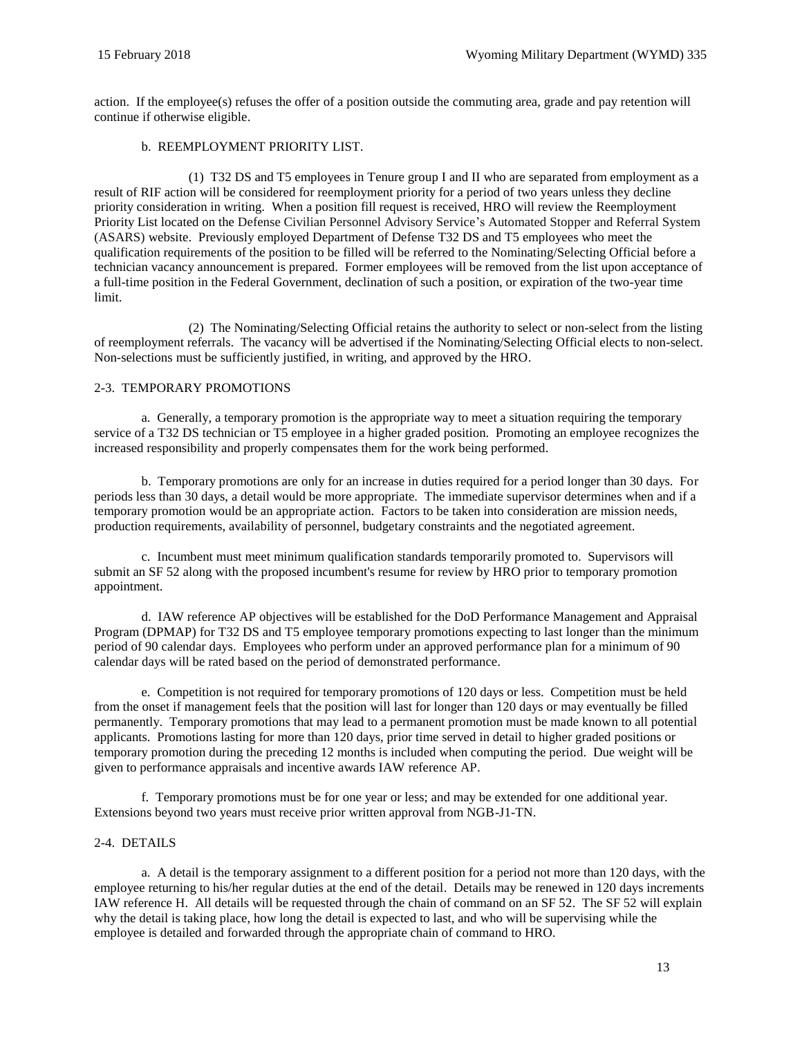action. If the employee(s) refuses the offer of a position outside the commuting area, grade and pay retention will continue if otherwise eligible.

b. REEMPLOYMENT PRIORITY LIST.

(1) T32 DS and T5 employees in Tenure group I and II who are separated from employment as a result of RIF action will be considered for reemployment priority for a period of two years unless they decline priority consideration in writing. When a position fill request is received, HRO will review the Reemployment Priority List located on the Defense Civilian Personnel Advisory Service's Automated Stopper and Referral System (ASARS) website. Previously employed Department of Defense T32 DS and T5 employees who meet the qualification requirements of the position to be filled will be referred to the Nominating/Selecting Official before a technician vacancy announcement is prepared. Former employees will be removed from the list upon acceptance of a full-time position in the Federal Government, declination of such a position, or expiration of the two-year time limit.

(2) The Nominating/Selecting Official retains the authority to select or non-select from the listing of reemployment referrals. The vacancy will be advertised if the Nominating/Selecting Official elects to non-select. Non-selections must be sufficiently justified, in writing, and approved by the HRO.

## 2-3. TEMPORARY PROMOTIONS

a. Generally, a temporary promotion is the appropriate way to meet a situation requiring the temporary service of a T32 DS technician or T5 employee in a higher graded position. Promoting an employee recognizes the increased responsibility and properly compensates them for the work being performed.

b. Temporary promotions are only for an increase in duties required for a period longer than 30 days. For periods less than 30 days, a detail would be more appropriate. The immediate supervisor determines when and if a temporary promotion would be an appropriate action. Factors to be taken into consideration are mission needs, production requirements, availability of personnel, budgetary constraints and the negotiated agreement.

c. Incumbent must meet minimum qualification standards temporarily promoted to. Supervisors will submit an SF 52 along with the proposed incumbent's resume for review by HRO prior to temporary promotion appointment.

d. IAW reference AP objectives will be established for the DoD Performance Management and Appraisal Program (DPMAP) for T32 DS and T5 employee temporary promotions expecting to last longer than the minimum period of 90 calendar days. Employees who perform under an approved performance plan for a minimum of 90 calendar days will be rated based on the period of demonstrated performance.

e. Competition is not required for temporary promotions of 120 days or less. Competition must be held from the onset if management feels that the position will last for longer than 120 days or may eventually be filled permanently. Temporary promotions that may lead to a permanent promotion must be made known to all potential applicants. Promotions lasting for more than 120 days, prior time served in detail to higher graded positions or temporary promotion during the preceding 12 months is included when computing the period. Due weight will be given to performance appraisals and incentive awards IAW reference AP.

f. Temporary promotions must be for one year or less; and may be extended for one additional year. Extensions beyond two years must receive prior written approval from NGB-J1-TN.

## 2-4. DETAILS

a. A detail is the temporary assignment to a different position for a period not more than 120 days, with the employee returning to his/her regular duties at the end of the detail. Details may be renewed in 120 days increments IAW reference H. All details will be requested through the chain of command on an SF 52. The SF 52 will explain why the detail is taking place, how long the detail is expected to last, and who will be supervising while the employee is detailed and forwarded through the appropriate chain of command to HRO.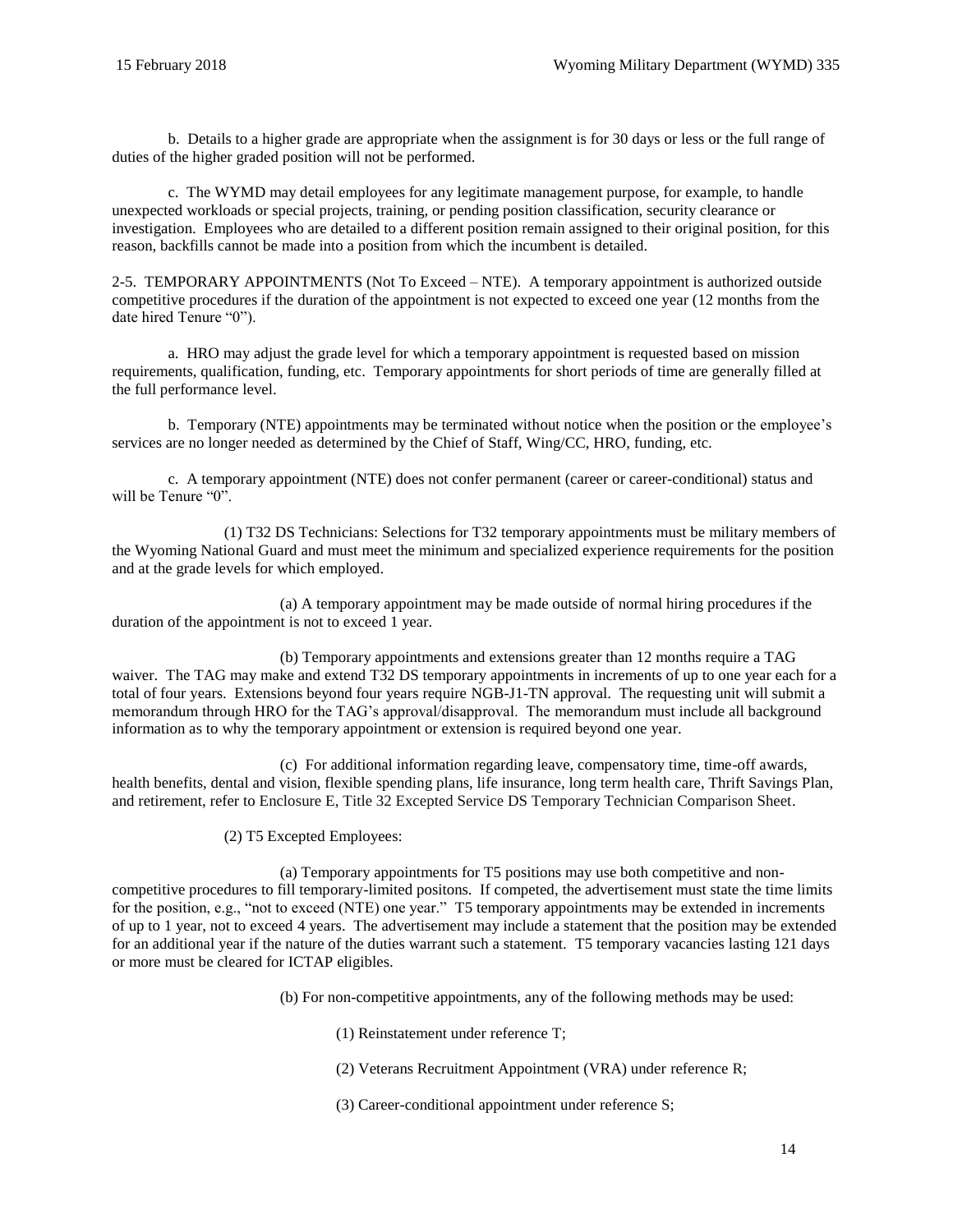b. Details to a higher grade are appropriate when the assignment is for 30 days or less or the full range of duties of the higher graded position will not be performed.

c. The WYMD may detail employees for any legitimate management purpose, for example, to handle unexpected workloads or special projects, training, or pending position classification, security clearance or investigation. Employees who are detailed to a different position remain assigned to their original position, for this reason, backfills cannot be made into a position from which the incumbent is detailed.

2-5. TEMPORARY APPOINTMENTS (Not To Exceed – NTE). A temporary appointment is authorized outside competitive procedures if the duration of the appointment is not expected to exceed one year (12 months from the date hired Tenure "0").

a. HRO may adjust the grade level for which a temporary appointment is requested based on mission requirements, qualification, funding, etc. Temporary appointments for short periods of time are generally filled at the full performance level.

b. Temporary (NTE) appointments may be terminated without notice when the position or the employee's services are no longer needed as determined by the Chief of Staff, Wing/CC, HRO, funding, etc.

c. A temporary appointment (NTE) does not confer permanent (career or career-conditional) status and will be Tenure "0".

(1) T32 DS Technicians: Selections for T32 temporary appointments must be military members of the Wyoming National Guard and must meet the minimum and specialized experience requirements for the position and at the grade levels for which employed.

(a) A temporary appointment may be made outside of normal hiring procedures if the duration of the appointment is not to exceed 1 year.

(b) Temporary appointments and extensions greater than 12 months require a TAG waiver. The TAG may make and extend T32 DS temporary appointments in increments of up to one year each for a total of four years. Extensions beyond four years require NGB-J1-TN approval. The requesting unit will submit a memorandum through HRO for the TAG's approval/disapproval. The memorandum must include all background information as to why the temporary appointment or extension is required beyond one year.

(c) For additional information regarding leave, compensatory time, time-off awards, health benefits, dental and vision, flexible spending plans, life insurance, long term health care, Thrift Savings Plan, and retirement, refer to Enclosure E, Title 32 Excepted Service DS Temporary Technician Comparison Sheet.

(2) T5 Excepted Employees:

(a) Temporary appointments for T5 positions may use both competitive and non-competitive procedures to fill temporary-limited positons. If competed, the advertisement must state the time limits for the position, e.g., "not to exceed (NTE) one year." T5 temporary appointments may be extended in increments of up to 1 year, not to exceed 4 years. The advertisement may include a statement that the position may be extended for an additional year if the nature of the duties warrant such a statement. T5 temporary vacancies lasting 121 days or more must be cleared for ICTAP eligibles.

(b) For non-competitive appointments, any of the following methods may be used:

(1) Reinstatement under reference T;

(2) Veterans Recruitment Appointment (VRA) under reference R;

(3) Career-conditional appointment under reference S;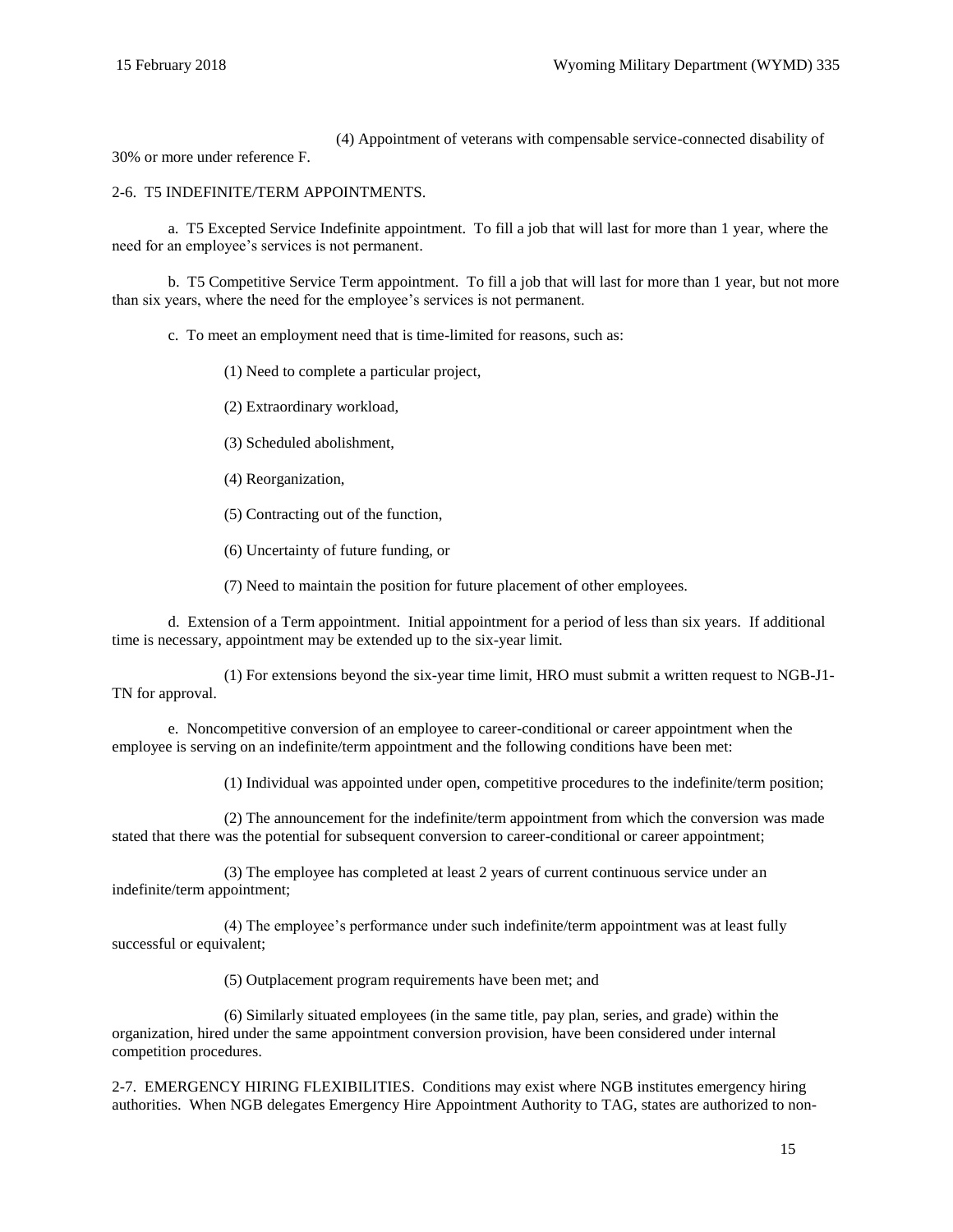(4) Appointment of veterans with compensable service-connected disability of 30% or more under reference F.

2-6. T5 INDEFINITE/TERM APPOINTMENTS.

a. T5 Excepted Service Indefinite appointment. To fill a job that will last for more than 1 year, where the need for an employee's services is not permanent.

b. T5 Competitive Service Term appointment. To fill a job that will last for more than 1 year, but not more than six years, where the need for the employee's services is not permanent.

c. To meet an employment need that is time-limited for reasons, such as:

(1) Need to complete a particular project,

(2) Extraordinary workload,

(3) Scheduled abolishment,

(4) Reorganization,

(5) Contracting out of the function,

(6) Uncertainty of future funding, or

(7) Need to maintain the position for future placement of other employees.

d. Extension of a Term appointment. Initial appointment for a period of less than six years. If additional time is necessary, appointment may be extended up to the six-year limit.

(1) For extensions beyond the six-year time limit, HRO must submit a written request to NGB-J1-TN for approval.

e. Noncompetitive conversion of an employee to career-conditional or career appointment when the employee is serving on an indefinite/term appointment and the following conditions have been met:

(1) Individual was appointed under open, competitive procedures to the indefinite/term position;

(2) The announcement for the indefinite/term appointment from which the conversion was made stated that there was the potential for subsequent conversion to career-conditional or career appointment;

(3) The employee has completed at least 2 years of current continuous service under an indefinite/term appointment;

(4) The employee's performance under such indefinite/term appointment was at least fully successful or equivalent;

(5) Outplacement program requirements have been met; and

(6) Similarly situated employees (in the same title, pay plan, series, and grade) within the organization, hired under the same appointment conversion provision, have been considered under internal competition procedures.

2-7. EMERGENCY HIRING FLEXIBILITIES. Conditions may exist where NGB institutes emergency hiring authorities. When NGB delegates Emergency Hire Appointment Authority to TAG, states are authorized to non-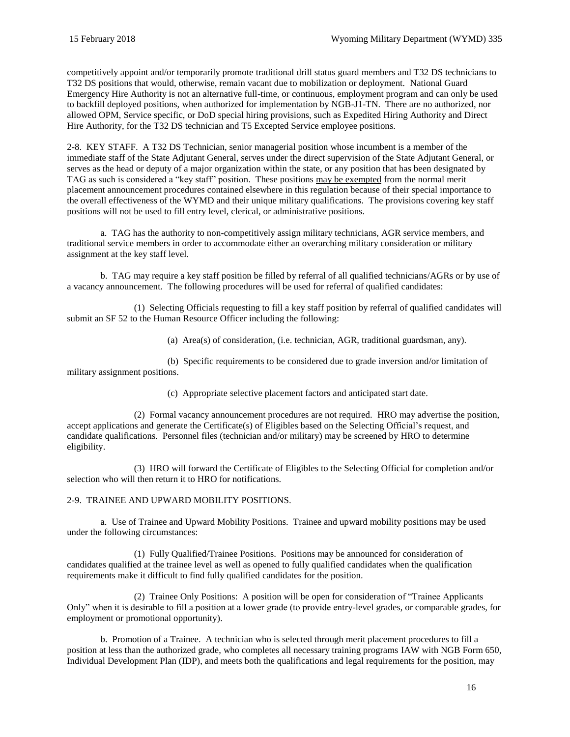competitively appoint and/or temporarily promote traditional drill status guard members and T32 DS technicians to T32 DS positions that would, otherwise, remain vacant due to mobilization or deployment. National Guard Emergency Hire Authority is not an alternative full-time, or continuous, employment program and can only be used to backfill deployed positions, when authorized for implementation by NGB-J1-TN. There are no authorized, nor allowed OPM, Service specific, or DoD special hiring provisions, such as Expedited Hiring Authority and Direct Hire Authority, for the T32 DS technician and T5 Excepted Service employee positions.

2-8. KEY STAFF. A T32 DS Technician, senior managerial position whose incumbent is a member of the immediate staff of the State Adjutant General, serves under the direct supervision of the State Adjutant General, or serves as the head or deputy of a major organization within the state, or any position that has been designated by TAG as such is considered a "key staff" position. These positions <u>may be exempted</u> from the normal merit placement announcement procedures contained elsewhere in this regulation because of their special importance to the overall effectiveness of the WYMD and their unique military qualifications. The provisions covering key staff positions will not be used to fill entry level, clerical, or administrative positions.

a. TAG has the authority to non-competitively assign military technicians, AGR service members, and traditional service members in order to accommodate either an overarching military consideration or military assignment at the key staff level.

b. TAG may require a key staff position be filled by referral of all qualified technicians/AGRs or by use of a vacancy announcement. The following procedures will be used for referral of qualified candidates:

(1) Selecting Officials requesting to fill a key staff position by referral of qualified candidates will submit an SF 52 to the Human Resource Officer including the following:

(a) Area(s) of consideration, (i.e. technician, AGR, traditional guardsman, any).

(b) Specific requirements to be considered due to grade inversion and/or limitation of military assignment positions.

(c) Appropriate selective placement factors and anticipated start date.

(2) Formal vacancy announcement procedures are not required. HRO may advertise the position, accept applications and generate the Certificate(s) of Eligibles based on the Selecting Official's request, and candidate qualifications. Personnel files (technician and/or military) may be screened by HRO to determine eligibility.

(3) HRO will forward the Certificate of Eligibles to the Selecting Official for completion and/or selection who will then return it to HRO for notifications.

2-9. TRAINEE AND UPWARD MOBILITY POSITIONS.

a. Use of Trainee and Upward Mobility Positions. Trainee and upward mobility positions may be used under the following circumstances:

(1) Fully Qualified/Trainee Positions. Positions may be announced for consideration of candidates qualified at the trainee level as well as opened to fully qualified candidates when the qualification requirements make it difficult to find fully qualified candidates for the position.

(2) Trainee Only Positions: A position will be open for consideration of "Trainee Applicants Only" when it is desirable to fill a position at a lower grade (to provide entry-level grades, or comparable grades, for employment or promotional opportunity).

b. Promotion of a Trainee. A technician who is selected through merit placement procedures to fill a position at less than the authorized grade, who completes all necessary training programs IAW with NGB Form 650, Individual Development Plan (IDP), and meets both the qualifications and legal requirements for the position, may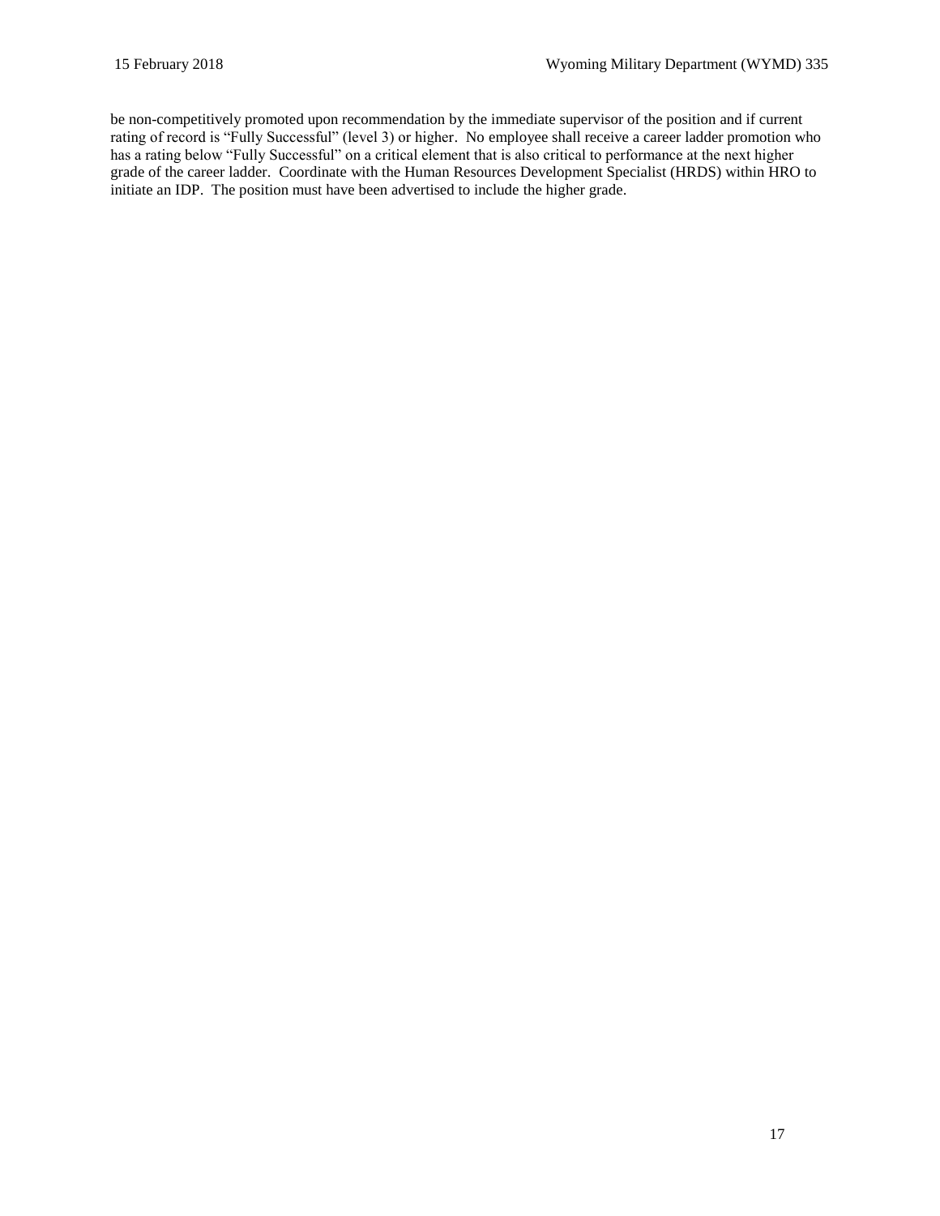be non-competitively promoted upon recommendation by the immediate supervisor of the position and if current rating of record is "Fully Successful" (level 3) or higher. No employee shall receive a career ladder promotion who has a rating below "Fully Successful" on a critical element that is also critical to performance at the next higher grade of the career ladder. Coordinate with the Human Resources Development Specialist (HRDS) within HRO to initiate an IDP. The position must have been advertised to include the higher grade.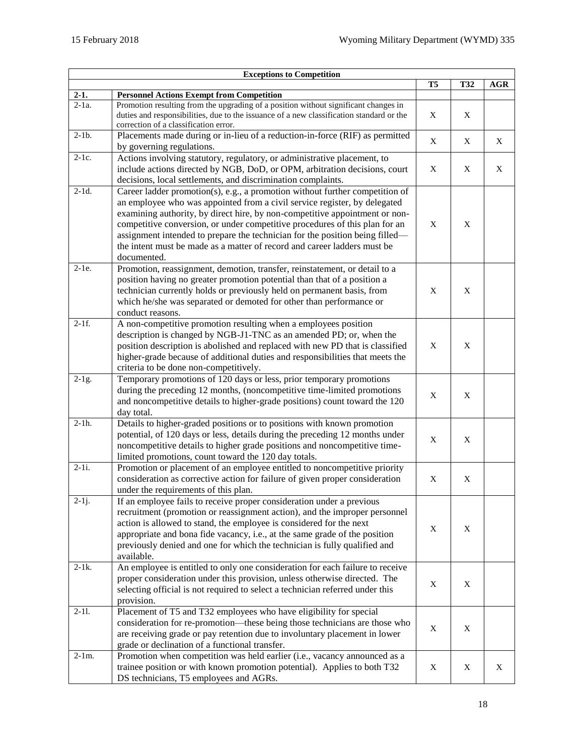| Exceptions to Competition | | | | |
|---|---|---|---|---|
| | | T5 | T32 | AGR |
| 2-1. | **Personnel Actions Exempt from Competition** | | | |
| 2-1a. | Promotion resulting from the upgrading of a position without significant changes in duties and responsibilities, due to the issuance of a new classification standard or the correction of a classification error. | X | X | |
| 2-1b. | Placements made during or in-lieu of a reduction-in-force (RIF) as permitted by governing regulations. | X | X | X |
| 2-1c. | Actions involving statutory, regulatory, or administrative placement, to include actions directed by NGB, DoD, or OPM, arbitration decisions, court decisions, local settlements, and discrimination complaints. | X | X | X |
| 2-1d. | Career ladder promotion(s), e.g., a promotion without further competition of an employee who was appointed from a civil service register, by delegated examining authority, by direct hire, by non-competitive appointment or non-competitive conversion, or under competitive procedures of this plan for an assignment intended to prepare the technician for the position being filled—the intent must be made as a matter of record and career ladders must be documented. | X | X | |
| 2-1e. | Promotion, reassignment, demotion, transfer, reinstatement, or detail to a position having no greater promotion potential than that of a position a technician currently holds or previously held on permanent basis, from which he/she was separated or demoted for other than performance or conduct reasons. | X | X | |
| 2-1f. | A non-competitive promotion resulting when a employees position description is changed by NGB-J1-TNC as an amended PD; or, when the position description is abolished and replaced with new PD that is classified higher-grade because of additional duties and responsibilities that meets the criteria to be done non-competitively. | X | X | |
| 2-1g. | Temporary promotions of 120 days or less, prior temporary promotions during the preceding 12 months, (noncompetitive time-limited promotions and noncompetitive details to higher-grade positions) count toward the 120 day total. | X | X | |
| 2-1h. | Details to higher-graded positions or to positions with known promotion potential, of 120 days or less, details during the preceding 12 months under noncompetitive details to higher grade positions and noncompetitive time-limited promotions, count toward the 120 day totals. | X | X | |
| 2-1i. | Promotion or placement of an employee entitled to noncompetitive priority consideration as corrective action for failure of given proper consideration under the requirements of this plan. | X | X | |
| 2-1j. | If an employee fails to receive proper consideration under a previous recruitment (promotion or reassignment action), and the improper personnel action is allowed to stand, the employee is considered for the next appropriate and bona fide vacancy, i.e., at the same grade of the position previously denied and one for which the technician is fully qualified and available. | X | X | |
| 2-1k. | An employee is entitled to only one consideration for each failure to receive proper consideration under this provision, unless otherwise directed. The selecting official is not required to select a technician referred under this provision. | X | X | |
| 2-1l. | Placement of T5 and T32 employees who have eligibility for special consideration for re-promotion—these being those technicians are those who are receiving grade or pay retention due to involuntary placement in lower grade or declination of a functional transfer. | X | X | |
| 2-1m. | Promotion when competition was held earlier (i.e., vacancy announced as a trainee position or with known promotion potential). Applies to both T32 DS technicians, T5 employees and AGRs. | X | X | X |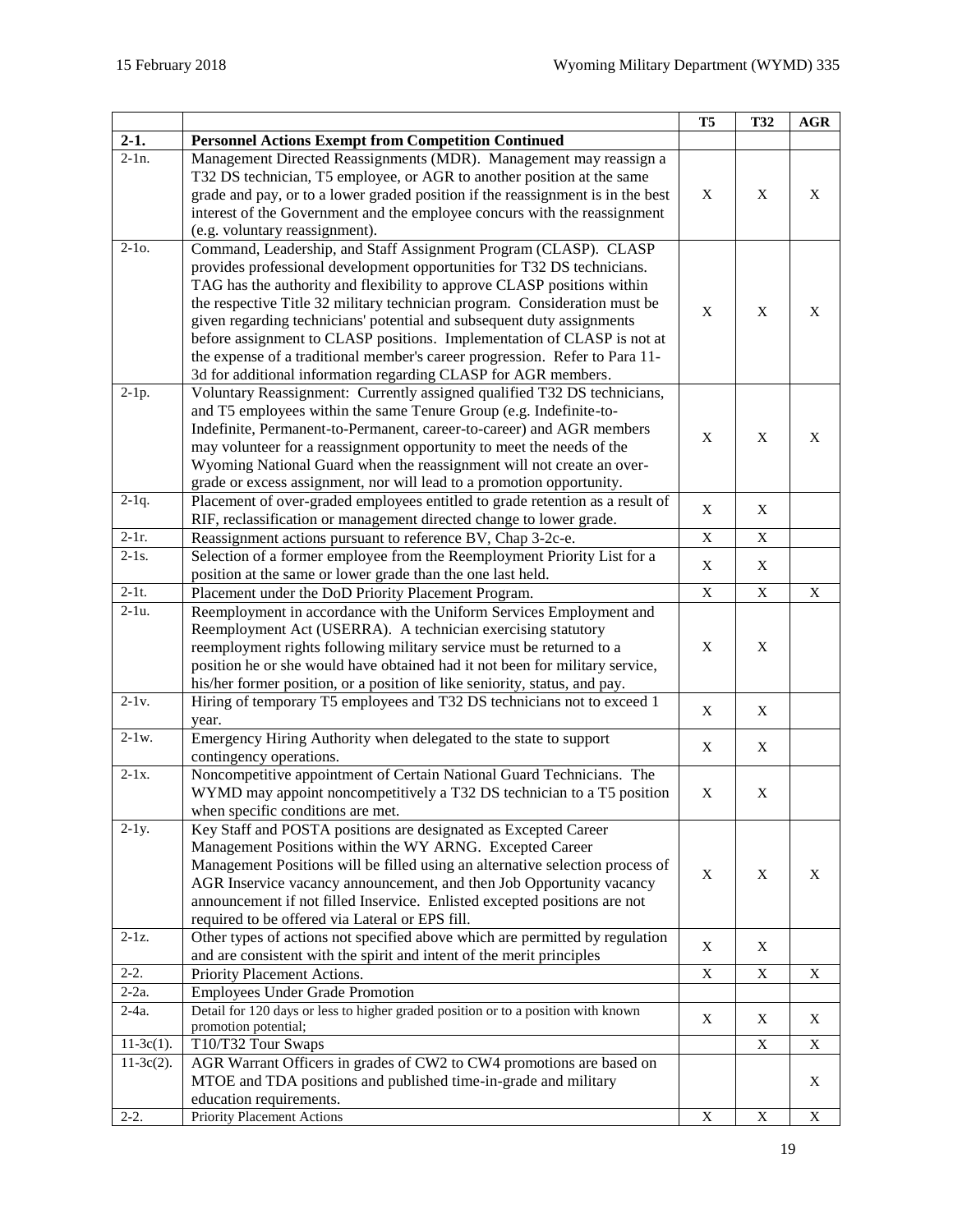| | | T5 | T32 | AGR |
|---|---|---|---|---|
| **2-1.** | **Personnel Actions Exempt from Competition Continued** | | | |
| 2-1n. | Management Directed Reassignments (MDR). Management may reassign a T32 DS technician, T5 employee, or AGR to another position at the same grade and pay, or to a lower graded position if the reassignment is in the best interest of the Government and the employee concurs with the reassignment (e.g. voluntary reassignment). | X | X | X |
| 2-1o. | Command, Leadership, and Staff Assignment Program (CLASP). CLASP provides professional development opportunities for T32 DS technicians. TAG has the authority and flexibility to approve CLASP positions within the respective Title 32 military technician program. Consideration must be given regarding technicians' potential and subsequent duty assignments before assignment to CLASP positions. Implementation of CLASP is not at the expense of a traditional member's career progression. Refer to Para 11-3d for additional information regarding CLASP for AGR members. | X | X | X |
| 2-1p. | Voluntary Reassignment: Currently assigned qualified T32 DS technicians, and T5 employees within the same Tenure Group (e.g. Indefinite-to-Indefinite, Permanent-to-Permanent, career-to-career) and AGR members may volunteer for a reassignment opportunity to meet the needs of the Wyoming National Guard when the reassignment will not create an over-grade or excess assignment, nor will lead to a promotion opportunity. | X | X | X |
| 2-1q. | Placement of over-graded employees entitled to grade retention as a result of RIF, reclassification or management directed change to lower grade. | X | X | |
| 2-1r. | Reassignment actions pursuant to reference BV, Chap 3-2c-e. | X | X | |
| 2-1s. | Selection of a former employee from the Reemployment Priority List for a position at the same or lower grade than the one last held. | X | X | |
| 2-1t. | Placement under the DoD Priority Placement Program. | X | X | X |
| 2-1u. | Reemployment in accordance with the Uniform Services Employment and Reemployment Act (USERRA). A technician exercising statutory reemployment rights following military service must be returned to a position he or she would have obtained had it not been for military service, his/her former position, or a position of like seniority, status, and pay. | X | X | |
| 2-1v. | Hiring of temporary T5 employees and T32 DS technicians not to exceed 1 year. | X | X | |
| 2-1w. | Emergency Hiring Authority when delegated to the state to support contingency operations. | X | X | |
| 2-1x. | Noncompetitive appointment of Certain National Guard Technicians. The WYMD may appoint noncompetitively a T32 DS technician to a T5 position when specific conditions are met. | X | X | |
| 2-1y. | Key Staff and POSTA positions are designated as Excepted Career Management Positions within the WY ARNG. Excepted Career Management Positions will be filled using an alternative selection process of AGR Inservice vacancy announcement, and then Job Opportunity vacancy announcement if not filled Inservice. Enlisted excepted positions are not required to be offered via Lateral or EPS fill. | X | X | X |
| 2-1z. | Other types of actions not specified above which are permitted by regulation and are consistent with the spirit and intent of the merit principles | X | X | |
| 2-2. | Priority Placement Actions. | X | X | X |
| 2-2a. | Employees Under Grade Promotion | | | |
| 2-4a. | Detail for 120 days or less to higher graded position or to a position with known promotion potential; | X | X | X |
| 11-3c(1). | T10/T32 Tour Swaps | | X | X |
| 11-3c(2). | AGR Warrant Officers in grades of CW2 to CW4 promotions are based on MTOE and TDA positions and published time-in-grade and military education requirements. | | | X |
| 2-2. | Priority Placement Actions | X | X | X |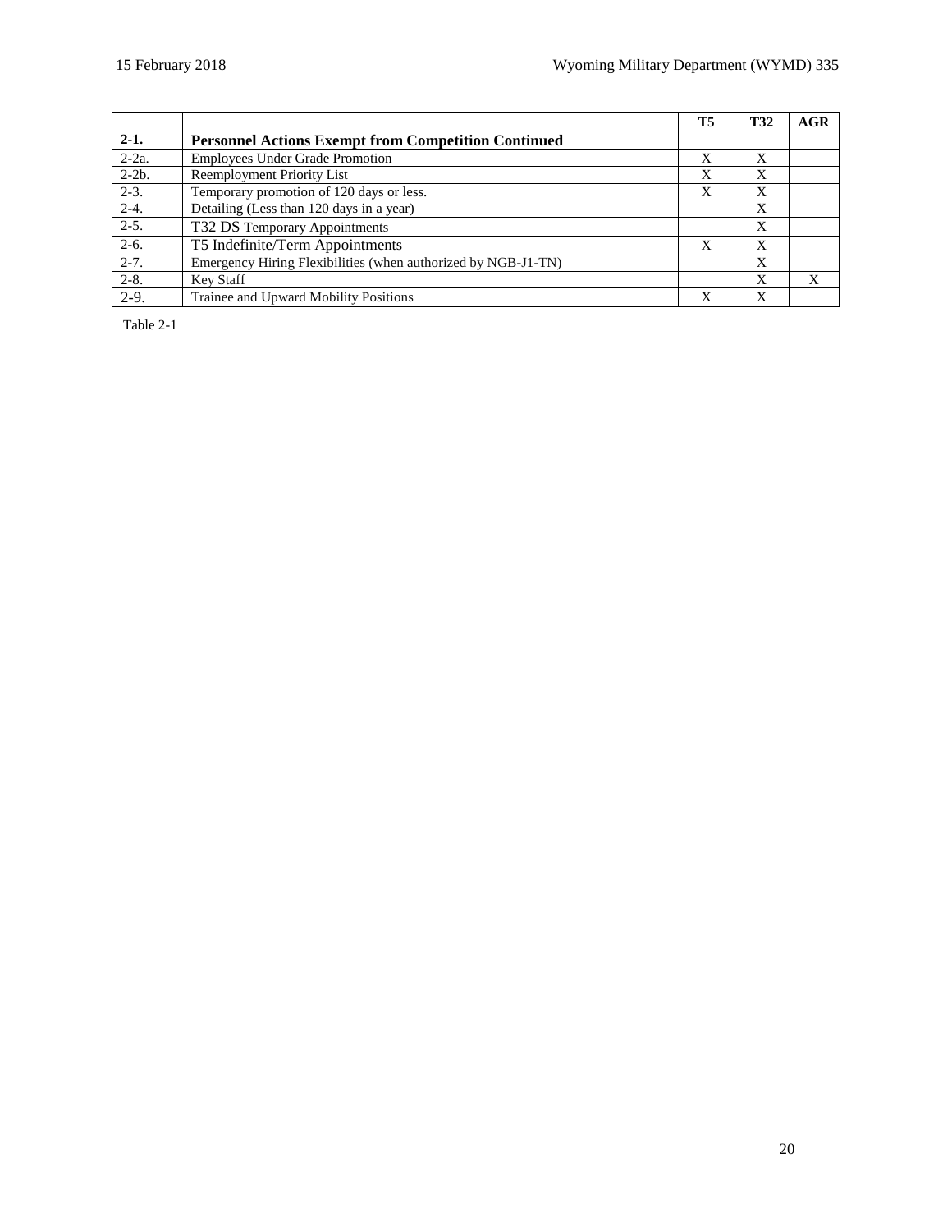| | | T5 | T32 | AGR |
|---|---|---|---|---|
| **2-1.** | **Personnel Actions Exempt from Competition Continued** | | | |
| 2-2a. | Employees Under Grade Promotion | X | X | |
| 2-2b. | Reemployment Priority List | X | X | |
| 2-3. | Temporary promotion of 120 days or less. | X | X | |
| 2-4. | Detailing (Less than 120 days in a year) | | X | |
| 2-5. | T32 DS Temporary Appointments | | X | |
| 2-6. | T5 Indefinite/Term Appointments | X | X | |
| 2-7. | Emergency Hiring Flexibilities (when authorized by NGB-J1-TN) | | X | |
| 2-8. | Key Staff | | X | X |
| 2-9. | Trainee and Upward Mobility Positions | X | X | |

Table 2-1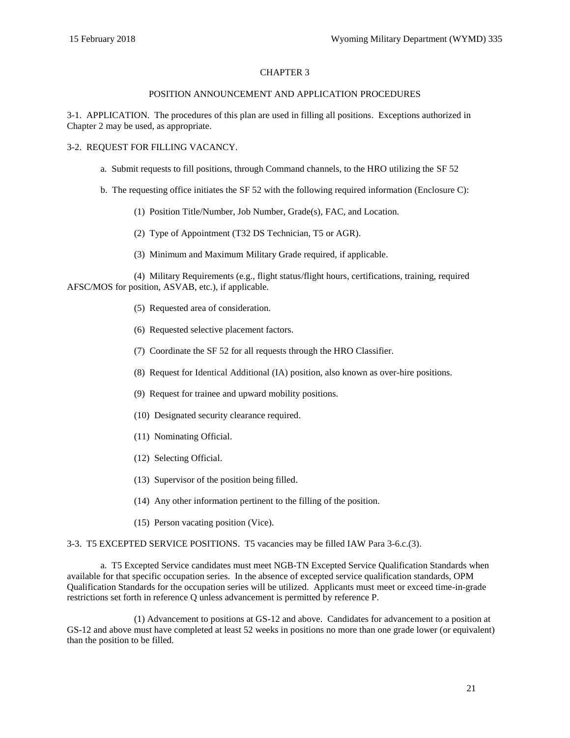# CHAPTER 3

## POSITION ANNOUNCEMENT AND APPLICATION PROCEDURES

3-1. APPLICATION. The procedures of this plan are used in filling all positions. Exceptions authorized in Chapter 2 may be used, as appropriate.

3-2. REQUEST FOR FILLING VACANCY.

a. Submit requests to fill positions, through Command channels, to the HRO utilizing the SF 52

b. The requesting office initiates the SF 52 with the following required information (Enclosure C):

(1) Position Title/Number, Job Number, Grade(s), FAC, and Location.

(2) Type of Appointment (T32 DS Technician, T5 or AGR).

(3) Minimum and Maximum Military Grade required, if applicable.

(4) Military Requirements (e.g., flight status/flight hours, certifications, training, required AFSC/MOS for position, ASVAB, etc.), if applicable.

(5) Requested area of consideration.

(6) Requested selective placement factors.

(7) Coordinate the SF 52 for all requests through the HRO Classifier.

(8) Request for Identical Additional (IA) position, also known as over-hire positions.

(9) Request for trainee and upward mobility positions.

(10) Designated security clearance required.

(11) Nominating Official.

(12) Selecting Official.

(13) Supervisor of the position being filled.

(14) Any other information pertinent to the filling of the position.

(15) Person vacating position (Vice).

3-3. T5 EXCEPTED SERVICE POSITIONS. T5 vacancies may be filled IAW Para 3-6.c.(3).

a. T5 Excepted Service candidates must meet NGB-TN Excepted Service Qualification Standards when available for that specific occupation series. In the absence of excepted service qualification standards, OPM Qualification Standards for the occupation series will be utilized. Applicants must meet or exceed time-in-grade restrictions set forth in reference Q unless advancement is permitted by reference P.

(1) Advancement to positions at GS-12 and above. Candidates for advancement to a position at GS-12 and above must have completed at least 52 weeks in positions no more than one grade lower (or equivalent) than the position to be filled.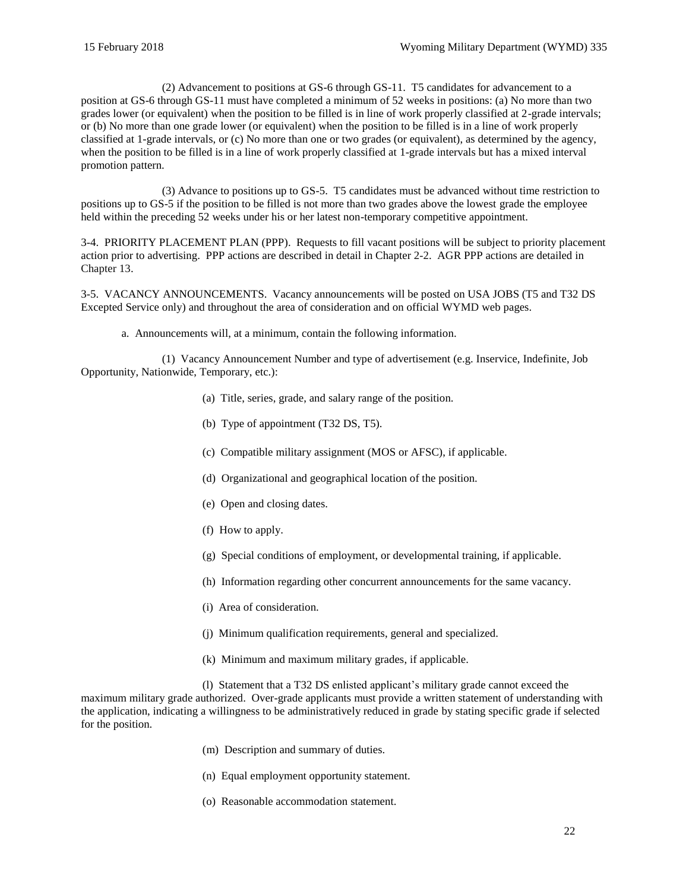(2) Advancement to positions at GS-6 through GS-11. T5 candidates for advancement to a position at GS-6 through GS-11 must have completed a minimum of 52 weeks in positions: (a) No more than two grades lower (or equivalent) when the position to be filled is in line of work properly classified at 2-grade intervals; or (b) No more than one grade lower (or equivalent) when the position to be filled is in a line of work properly classified at 1-grade intervals, or (c) No more than one or two grades (or equivalent), as determined by the agency, when the position to be filled is in a line of work properly classified at 1-grade intervals but has a mixed interval promotion pattern.

(3) Advance to positions up to GS-5. T5 candidates must be advanced without time restriction to positions up to GS-5 if the position to be filled is not more than two grades above the lowest grade the employee held within the preceding 52 weeks under his or her latest non-temporary competitive appointment.

3-4. PRIORITY PLACEMENT PLAN (PPP). Requests to fill vacant positions will be subject to priority placement action prior to advertising. PPP actions are described in detail in Chapter 2-2. AGR PPP actions are detailed in Chapter 13.

3-5. VACANCY ANNOUNCEMENTS. Vacancy announcements will be posted on USA JOBS (T5 and T32 DS Excepted Service only) and throughout the area of consideration and on official WYMD web pages.

a. Announcements will, at a minimum, contain the following information.

(1) Vacancy Announcement Number and type of advertisement (e.g. Inservice, Indefinite, Job Opportunity, Nationwide, Temporary, etc.):

(a) Title, series, grade, and salary range of the position.

(b) Type of appointment (T32 DS, T5).

(c) Compatible military assignment (MOS or AFSC), if applicable.

(d) Organizational and geographical location of the position.

(e) Open and closing dates.

(f) How to apply.

(g) Special conditions of employment, or developmental training, if applicable.

(h) Information regarding other concurrent announcements for the same vacancy.

(i) Area of consideration.

(j) Minimum qualification requirements, general and specialized.

(k) Minimum and maximum military grades, if applicable.

(l) Statement that a T32 DS enlisted applicant's military grade cannot exceed the maximum military grade authorized. Over-grade applicants must provide a written statement of understanding with the application, indicating a willingness to be administratively reduced in grade by stating specific grade if selected for the position.

(m) Description and summary of duties.

(n) Equal employment opportunity statement.

(o) Reasonable accommodation statement.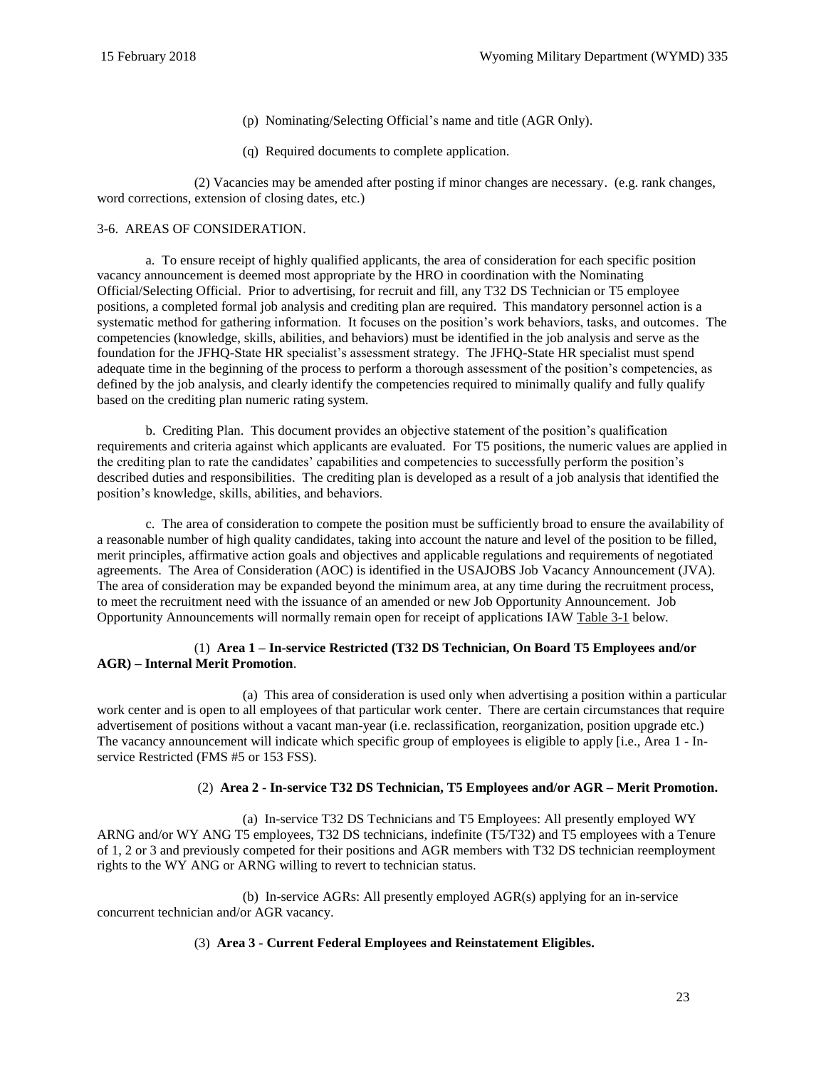(p) Nominating/Selecting Official's name and title (AGR Only).

(q) Required documents to complete application.

(2) Vacancies may be amended after posting if minor changes are necessary. (e.g. rank changes, word corrections, extension of closing dates, etc.)

3-6. AREAS OF CONSIDERATION.

a. To ensure receipt of highly qualified applicants, the area of consideration for each specific position vacancy announcement is deemed most appropriate by the HRO in coordination with the Nominating Official/Selecting Official. Prior to advertising, for recruit and fill, any T32 DS Technician or T5 employee positions, a completed formal job analysis and crediting plan are required. This mandatory personnel action is a systematic method for gathering information. It focuses on the position's work behaviors, tasks, and outcomes. The competencies (knowledge, skills, abilities, and behaviors) must be identified in the job analysis and serve as the foundation for the JFHQ-State HR specialist's assessment strategy. The JFHQ-State HR specialist must spend adequate time in the beginning of the process to perform a thorough assessment of the position's competencies, as defined by the job analysis, and clearly identify the competencies required to minimally qualify and fully qualify based on the crediting plan numeric rating system.

b. Crediting Plan. This document provides an objective statement of the position's qualification requirements and criteria against which applicants are evaluated. For T5 positions, the numeric values are applied in the crediting plan to rate the candidates' capabilities and competencies to successfully perform the position's described duties and responsibilities. The crediting plan is developed as a result of a job analysis that identified the position's knowledge, skills, abilities, and behaviors.

c. The area of consideration to compete the position must be sufficiently broad to ensure the availability of a reasonable number of high quality candidates, taking into account the nature and level of the position to be filled, merit principles, affirmative action goals and objectives and applicable regulations and requirements of negotiated agreements. The Area of Consideration (AOC) is identified in the USAJOBS Job Vacancy Announcement (JVA). The area of consideration may be expanded beyond the minimum area, at any time during the recruitment process, to meet the recruitment need with the issuance of an amended or new Job Opportunity Announcement. Job Opportunity Announcements will normally remain open for receipt of applications IAW Table 3-1 below.

(1) **Area 1 – In-service Restricted (T32 DS Technician, On Board T5 Employees and/or AGR) – Internal Merit Promotion**.

(a) This area of consideration is used only when advertising a position within a particular work center and is open to all employees of that particular work center. There are certain circumstances that require advertisement of positions without a vacant man-year (i.e. reclassification, reorganization, position upgrade etc.) The vacancy announcement will indicate which specific group of employees is eligible to apply [i.e., Area 1 - In-service Restricted (FMS #5 or 153 FSS).

(2) **Area 2 - In-service T32 DS Technician, T5 Employees and/or AGR – Merit Promotion.**

(a) In-service T32 DS Technicians and T5 Employees: All presently employed WY ARNG and/or WY ANG T5 employees, T32 DS technicians, indefinite (T5/T32) and T5 employees with a Tenure of 1, 2 or 3 and previously competed for their positions and AGR members with T32 DS technician reemployment rights to the WY ANG or ARNG willing to revert to technician status.

(b) In-service AGRs: All presently employed AGR(s) applying for an in-service concurrent technician and/or AGR vacancy.

(3) **Area 3 - Current Federal Employees and Reinstatement Eligibles.**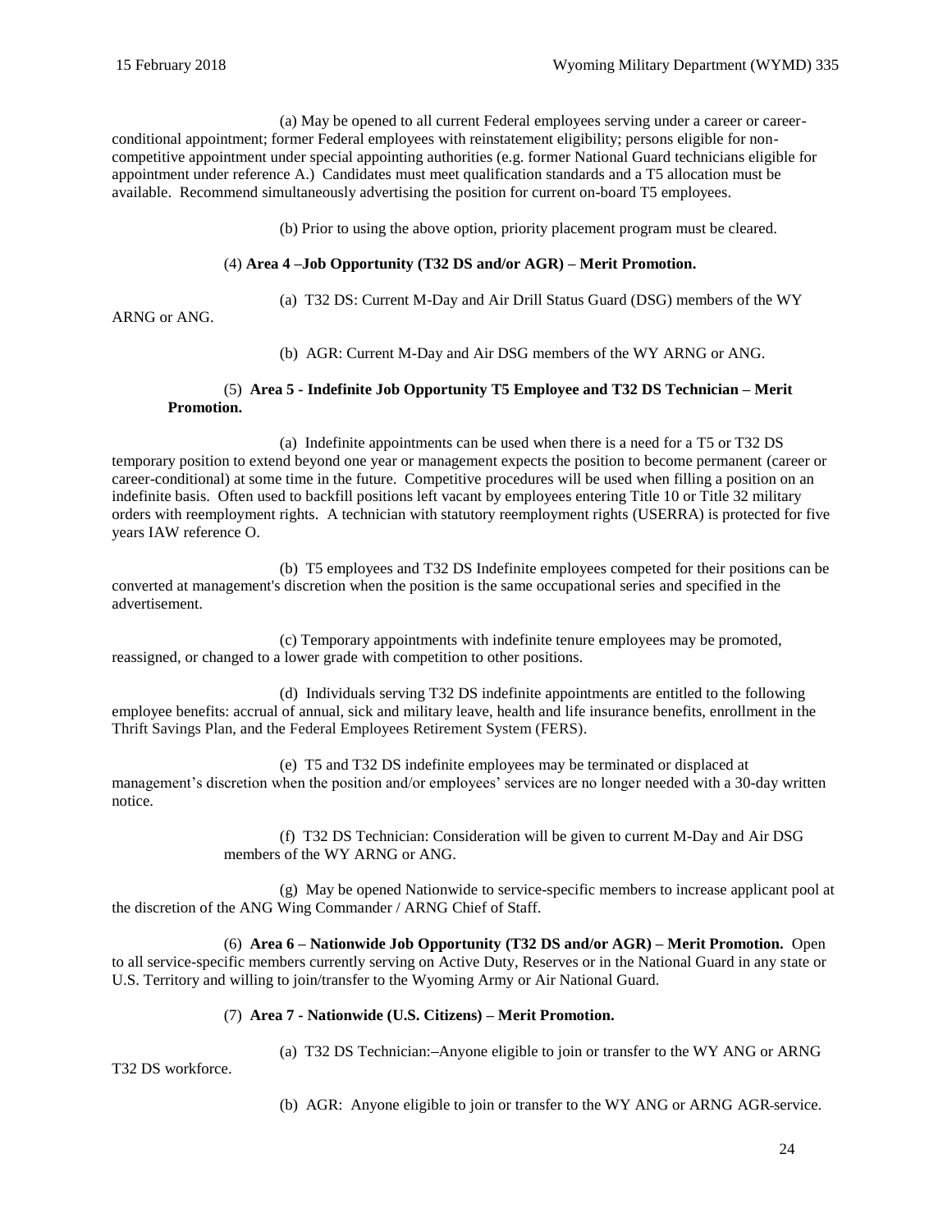(a) May be opened to all current Federal employees serving under a career or career-conditional appointment; former Federal employees with reinstatement eligibility; persons eligible for non-competitive appointment under special appointing authorities (e.g. former National Guard technicians eligible for appointment under reference A.) Candidates must meet qualification standards and a T5 allocation must be available. Recommend simultaneously advertising the position for current on-board T5 employees.

(b) Prior to using the above option, priority placement program must be cleared.

(4) **Area 4 –Job Opportunity (T32 DS and/or AGR) – Merit Promotion.**

(a) T32 DS: Current M-Day and Air Drill Status Guard (DSG) members of the WY ARNG or ANG.

(b) AGR: Current M-Day and Air DSG members of the WY ARNG or ANG.

(5) **Area 5 - Indefinite Job Opportunity T5 Employee and T32 DS Technician – Merit Promotion.**

(a) Indefinite appointments can be used when there is a need for a T5 or T32 DS temporary position to extend beyond one year or management expects the position to become permanent (career or career-conditional) at some time in the future. Competitive procedures will be used when filling a position on an indefinite basis. Often used to backfill positions left vacant by employees entering Title 10 or Title 32 military orders with reemployment rights. A technician with statutory reemployment rights (USERRA) is protected for five years IAW reference O.

(b) T5 employees and T32 DS Indefinite employees competed for their positions can be converted at management's discretion when the position is the same occupational series and specified in the advertisement.

(c) Temporary appointments with indefinite tenure employees may be promoted, reassigned, or changed to a lower grade with competition to other positions.

(d) Individuals serving T32 DS indefinite appointments are entitled to the following employee benefits: accrual of annual, sick and military leave, health and life insurance benefits, enrollment in the Thrift Savings Plan, and the Federal Employees Retirement System (FERS).

(e) T5 and T32 DS indefinite employees may be terminated or displaced at management's discretion when the position and/or employees' services are no longer needed with a 30-day written notice.

(f) T32 DS Technician: Consideration will be given to current M-Day and Air DSG members of the WY ARNG or ANG.

(g) May be opened Nationwide to service-specific members to increase applicant pool at the discretion of the ANG Wing Commander / ARNG Chief of Staff.

(6) **Area 6 – Nationwide Job Opportunity (T32 DS and/or AGR) – Merit Promotion.** Open to all service-specific members currently serving on Active Duty, Reserves or in the National Guard in any state or U.S. Territory and willing to join/transfer to the Wyoming Army or Air National Guard.

(7) **Area 7 - Nationwide (U.S. Citizens) – Merit Promotion.**

(a) T32 DS Technician: Anyone eligible to join or transfer to the WY ANG or ARNG T32 DS workforce.

(b) AGR: Anyone eligible to join or transfer to the WY ANG or ARNG AGR service.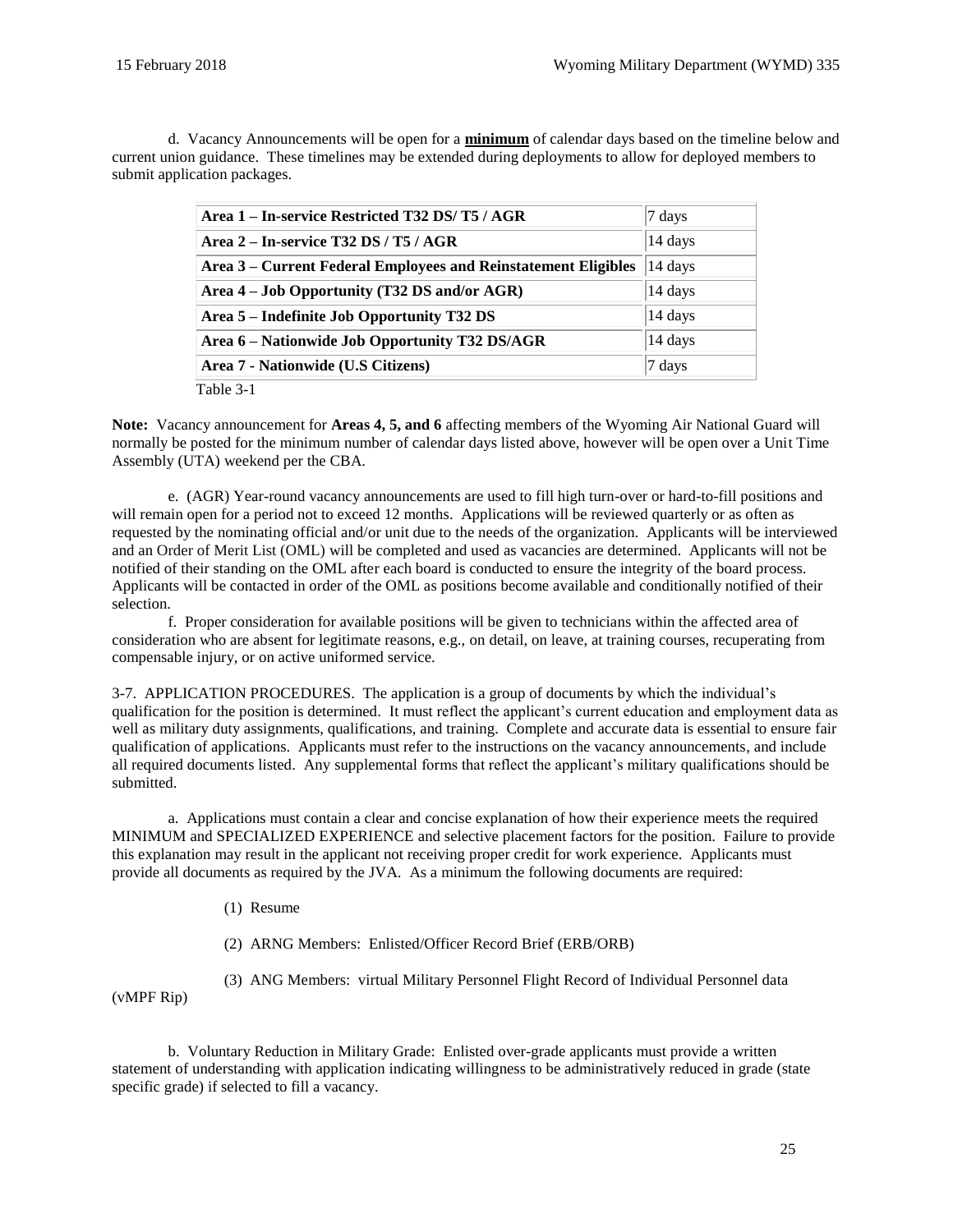d. Vacancy Announcements will be open for a **minimum** of calendar days based on the timeline below and current union guidance. These timelines may be extended during deployments to allow for deployed members to submit application packages.

| | |
|---|---|
| **Area 1 – In-service Restricted T32 DS/ T5 / AGR** | 7 days |
| **Area 2 – In-service T32 DS / T5 / AGR** | 14 days |
| **Area 3 – Current Federal Employees and Reinstatement Eligibles** | 14 days |
| **Area 4 – Job Opportunity (T32 DS and/or AGR)** | 14 days |
| **Area 5 – Indefinite Job Opportunity T32 DS** | 14 days |
| **Area 6 – Nationwide Job Opportunity T32 DS/AGR** | 14 days |
| **Area 7 - Nationwide (U.S Citizens)** | 7 days |

Table 3-1

**Note:** Vacancy announcement for **Areas 4, 5, and 6** affecting members of the Wyoming Air National Guard will normally be posted for the minimum number of calendar days listed above, however will be open over a Unit Time Assembly (UTA) weekend per the CBA.

e. (AGR) Year-round vacancy announcements are used to fill high turn-over or hard-to-fill positions and will remain open for a period not to exceed 12 months. Applications will be reviewed quarterly or as often as requested by the nominating official and/or unit due to the needs of the organization. Applicants will be interviewed and an Order of Merit List (OML) will be completed and used as vacancies are determined. Applicants will not be notified of their standing on the OML after each board is conducted to ensure the integrity of the board process. Applicants will be contacted in order of the OML as positions become available and conditionally notified of their selection.

f. Proper consideration for available positions will be given to technicians within the affected area of consideration who are absent for legitimate reasons, e.g., on detail, on leave, at training courses, recuperating from compensable injury, or on active uniformed service.

3-7. APPLICATION PROCEDURES. The application is a group of documents by which the individual's qualification for the position is determined. It must reflect the applicant's current education and employment data as well as military duty assignments, qualifications, and training. Complete and accurate data is essential to ensure fair qualification of applications. Applicants must refer to the instructions on the vacancy announcements, and include all required documents listed. Any supplemental forms that reflect the applicant's military qualifications should be submitted.

a. Applications must contain a clear and concise explanation of how their experience meets the required MINIMUM and SPECIALIZED EXPERIENCE and selective placement factors for the position. Failure to provide this explanation may result in the applicant not receiving proper credit for work experience. Applicants must provide all documents as required by the JVA. As a minimum the following documents are required:

(1) Resume

(2) ARNG Members: Enlisted/Officer Record Brief (ERB/ORB)

(3) ANG Members: virtual Military Personnel Flight Record of Individual Personnel data (vMPF Rip)

b. Voluntary Reduction in Military Grade: Enlisted over-grade applicants must provide a written statement of understanding with application indicating willingness to be administratively reduced in grade (state specific grade) if selected to fill a vacancy.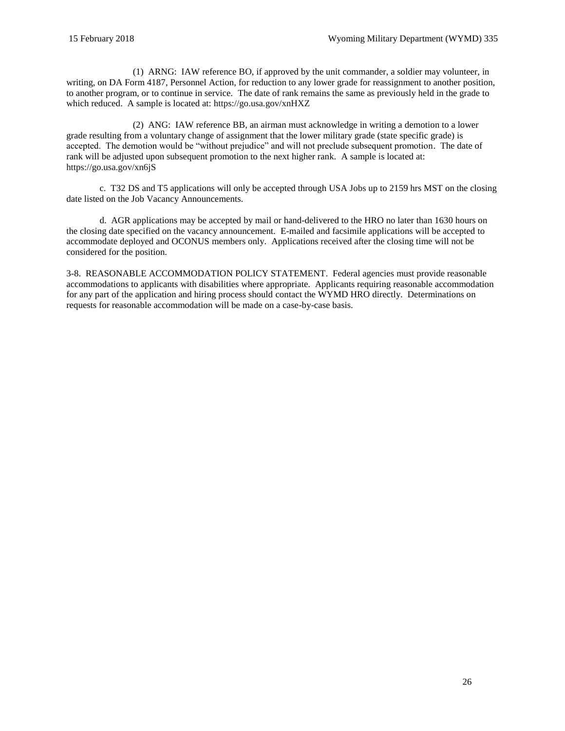(1) ARNG: IAW reference BO, if approved by the unit commander, a soldier may volunteer, in writing, on DA Form 4187, Personnel Action, for reduction to any lower grade for reassignment to another position, to another program, or to continue in service. The date of rank remains the same as previously held in the grade to which reduced. A sample is located at: https://go.usa.gov/xnHXZ

(2) ANG: IAW reference BB, an airman must acknowledge in writing a demotion to a lower grade resulting from a voluntary change of assignment that the lower military grade (state specific grade) is accepted. The demotion would be "without prejudice" and will not preclude subsequent promotion. The date of rank will be adjusted upon subsequent promotion to the next higher rank. A sample is located at: https://go.usa.gov/xn6jS

c. T32 DS and T5 applications will only be accepted through USA Jobs up to 2159 hrs MST on the closing date listed on the Job Vacancy Announcements.

d. AGR applications may be accepted by mail or hand-delivered to the HRO no later than 1630 hours on the closing date specified on the vacancy announcement. E-mailed and facsimile applications will be accepted to accommodate deployed and OCONUS members only. Applications received after the closing time will not be considered for the position.

3-8. REASONABLE ACCOMMODATION POLICY STATEMENT. Federal agencies must provide reasonable accommodations to applicants with disabilities where appropriate. Applicants requiring reasonable accommodation for any part of the application and hiring process should contact the WYMD HRO directly. Determinations on requests for reasonable accommodation will be made on a case-by-case basis.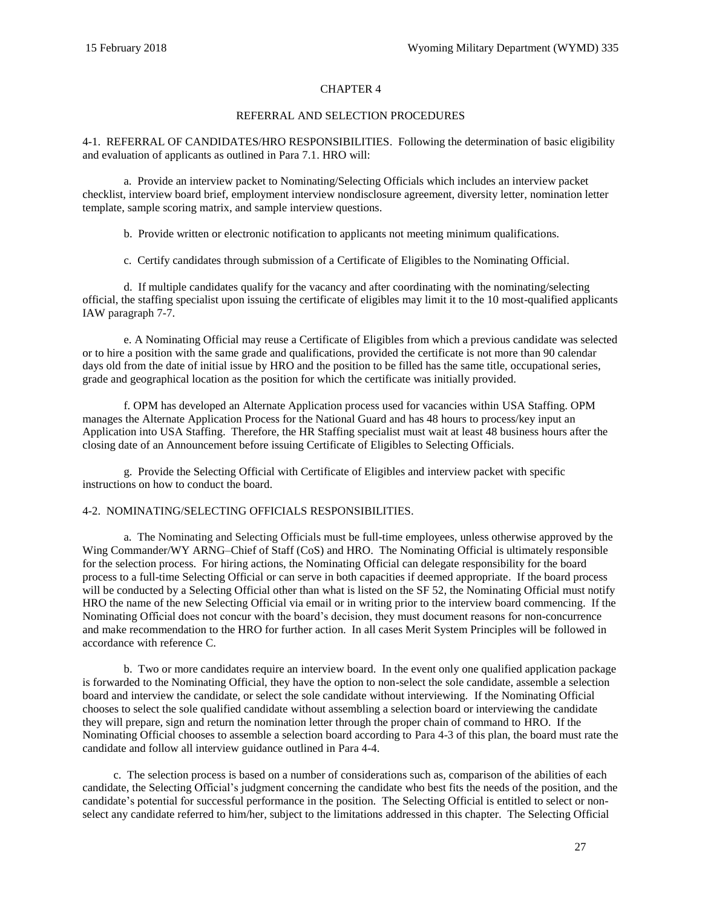# CHAPTER 4

## REFERRAL AND SELECTION PROCEDURES

4-1. REFERRAL OF CANDIDATES/HRO RESPONSIBILITIES. Following the determination of basic eligibility and evaluation of applicants as outlined in Para 7.1. HRO will:

a. Provide an interview packet to Nominating/Selecting Officials which includes an interview packet checklist, interview board brief, employment interview nondisclosure agreement, diversity letter, nomination letter template, sample scoring matrix, and sample interview questions.

b. Provide written or electronic notification to applicants not meeting minimum qualifications.

c. Certify candidates through submission of a Certificate of Eligibles to the Nominating Official.

d. If multiple candidates qualify for the vacancy and after coordinating with the nominating/selecting official, the staffing specialist upon issuing the certificate of eligibles may limit it to the 10 most-qualified applicants IAW paragraph 7-7.

e. A Nominating Official may reuse a Certificate of Eligibles from which a previous candidate was selected or to hire a position with the same grade and qualifications, provided the certificate is not more than 90 calendar days old from the date of initial issue by HRO and the position to be filled has the same title, occupational series, grade and geographical location as the position for which the certificate was initially provided.

f. OPM has developed an Alternate Application process used for vacancies within USA Staffing. OPM manages the Alternate Application Process for the National Guard and has 48 hours to process/key input an Application into USA Staffing. Therefore, the HR Staffing specialist must wait at least 48 business hours after the closing date of an Announcement before issuing Certificate of Eligibles to Selecting Officials.

g. Provide the Selecting Official with Certificate of Eligibles and interview packet with specific instructions on how to conduct the board.

4-2. NOMINATING/SELECTING OFFICIALS RESPONSIBILITIES.

a. The Nominating and Selecting Officials must be full-time employees, unless otherwise approved by the Wing Commander/WY ARNG–Chief of Staff (CoS) and HRO. The Nominating Official is ultimately responsible for the selection process. For hiring actions, the Nominating Official can delegate responsibility for the board process to a full-time Selecting Official or can serve in both capacities if deemed appropriate. If the board process will be conducted by a Selecting Official other than what is listed on the SF 52, the Nominating Official must notify HRO the name of the new Selecting Official via email or in writing prior to the interview board commencing. If the Nominating Official does not concur with the board's decision, they must document reasons for non-concurrence and make recommendation to the HRO for further action. In all cases Merit System Principles will be followed in accordance with reference C.

b. Two or more candidates require an interview board. In the event only one qualified application package is forwarded to the Nominating Official, they have the option to non-select the sole candidate, assemble a selection board and interview the candidate, or select the sole candidate without interviewing. If the Nominating Official chooses to select the sole qualified candidate without assembling a selection board or interviewing the candidate they will prepare, sign and return the nomination letter through the proper chain of command to HRO. If the Nominating Official chooses to assemble a selection board according to Para 4-3 of this plan, the board must rate the candidate and follow all interview guidance outlined in Para 4-4.

c. The selection process is based on a number of considerations such as, comparison of the abilities of each candidate, the Selecting Official's judgment concerning the candidate who best fits the needs of the position, and the candidate's potential for successful performance in the position. The Selecting Official is entitled to select or non-select any candidate referred to him/her, subject to the limitations addressed in this chapter. The Selecting Official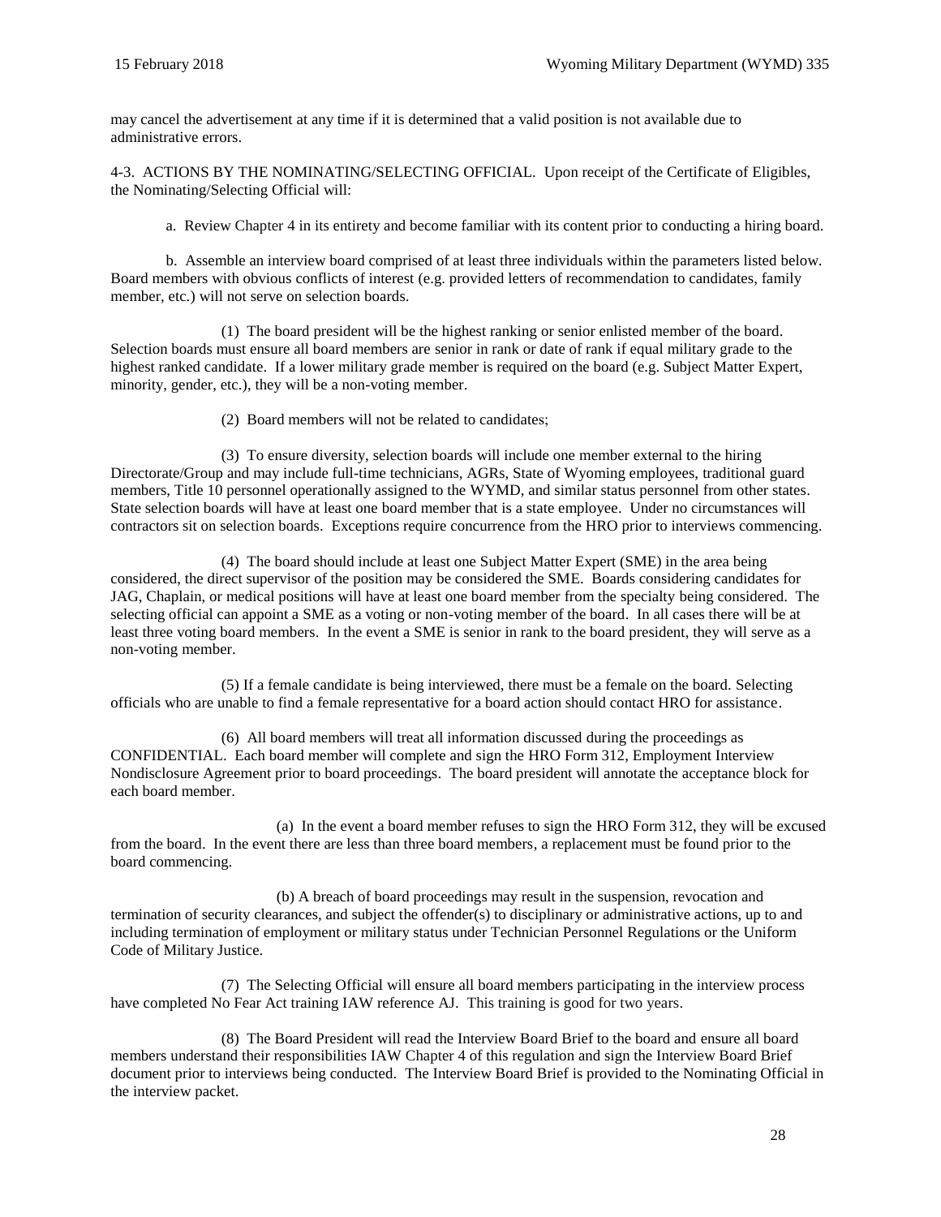may cancel the advertisement at any time if it is determined that a valid position is not available due to administrative errors.

4-3. ACTIONS BY THE NOMINATING/SELECTING OFFICIAL. Upon receipt of the Certificate of Eligibles, the Nominating/Selecting Official will:

a. Review Chapter 4 in its entirety and become familiar with its content prior to conducting a hiring board.

b. Assemble an interview board comprised of at least three individuals within the parameters listed below. Board members with obvious conflicts of interest (e.g. provided letters of recommendation to candidates, family member, etc.) will not serve on selection boards.

(1) The board president will be the highest ranking or senior enlisted member of the board. Selection boards must ensure all board members are senior in rank or date of rank if equal military grade to the highest ranked candidate. If a lower military grade member is required on the board (e.g. Subject Matter Expert, minority, gender, etc.), they will be a non-voting member.

(2) Board members will not be related to candidates;

(3) To ensure diversity, selection boards will include one member external to the hiring Directorate/Group and may include full-time technicians, AGRs, State of Wyoming employees, traditional guard members, Title 10 personnel operationally assigned to the WYMD, and similar status personnel from other states. State selection boards will have at least one board member that is a state employee. Under no circumstances will contractors sit on selection boards. Exceptions require concurrence from the HRO prior to interviews commencing.

(4) The board should include at least one Subject Matter Expert (SME) in the area being considered, the direct supervisor of the position may be considered the SME. Boards considering candidates for JAG, Chaplain, or medical positions will have at least one board member from the specialty being considered. The selecting official can appoint a SME as a voting or non-voting member of the board. In all cases there will be at least three voting board members. In the event a SME is senior in rank to the board president, they will serve as a non-voting member.

(5) If a female candidate is being interviewed, there must be a female on the board. Selecting officials who are unable to find a female representative for a board action should contact HRO for assistance.

(6) All board members will treat all information discussed during the proceedings as CONFIDENTIAL. Each board member will complete and sign the HRO Form 312, Employment Interview Nondisclosure Agreement prior to board proceedings. The board president will annotate the acceptance block for each board member.

(a) In the event a board member refuses to sign the HRO Form 312, they will be excused from the board. In the event there are less than three board members, a replacement must be found prior to the board commencing.

(b) A breach of board proceedings may result in the suspension, revocation and termination of security clearances, and subject the offender(s) to disciplinary or administrative actions, up to and including termination of employment or military status under Technician Personnel Regulations or the Uniform Code of Military Justice.

(7) The Selecting Official will ensure all board members participating in the interview process have completed No Fear Act training IAW reference AJ. This training is good for two years.

(8) The Board President will read the Interview Board Brief to the board and ensure all board members understand their responsibilities IAW Chapter 4 of this regulation and sign the Interview Board Brief document prior to interviews being conducted. The Interview Board Brief is provided to the Nominating Official in the interview packet.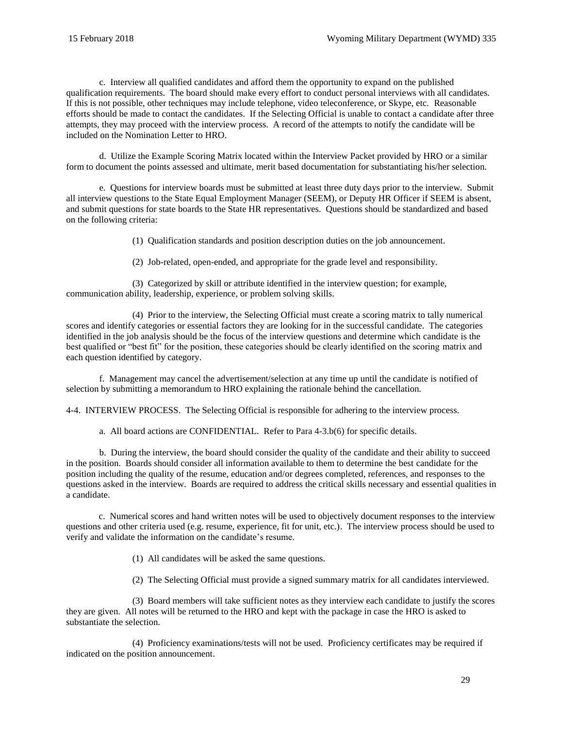c. Interview all qualified candidates and afford them the opportunity to expand on the published qualification requirements. The board should make every effort to conduct personal interviews with all candidates. If this is not possible, other techniques may include telephone, video teleconference, or Skype, etc. Reasonable efforts should be made to contact the candidates. If the Selecting Official is unable to contact a candidate after three attempts, they may proceed with the interview process. A record of the attempts to notify the candidate will be included on the Nomination Letter to HRO.

d. Utilize the Example Scoring Matrix located within the Interview Packet provided by HRO or a similar form to document the points assessed and ultimate, merit based documentation for substantiating his/her selection.

e. Questions for interview boards must be submitted at least three duty days prior to the interview. Submit all interview questions to the State Equal Employment Manager (SEEM), or Deputy HR Officer if SEEM is absent, and submit questions for state boards to the State HR representatives. Questions should be standardized and based on the following criteria:

(1) Qualification standards and position description duties on the job announcement.

(2) Job-related, open-ended, and appropriate for the grade level and responsibility.

(3) Categorized by skill or attribute identified in the interview question; for example, communication ability, leadership, experience, or problem solving skills.

(4) Prior to the interview, the Selecting Official must create a scoring matrix to tally numerical scores and identify categories or essential factors they are looking for in the successful candidate. The categories identified in the job analysis should be the focus of the interview questions and determine which candidate is the best qualified or "best fit" for the position, these categories should be clearly identified on the scoring matrix and each question identified by category.

f. Management may cancel the advertisement/selection at any time up until the candidate is notified of selection by submitting a memorandum to HRO explaining the rationale behind the cancellation.

4-4. INTERVIEW PROCESS. The Selecting Official is responsible for adhering to the interview process.

a. All board actions are CONFIDENTIAL. Refer to Para 4-3.b(6) for specific details.

b. During the interview, the board should consider the quality of the candidate and their ability to succeed in the position. Boards should consider all information available to them to determine the best candidate for the position including the quality of the resume, education and/or degrees completed, references, and responses to the questions asked in the interview. Boards are required to address the critical skills necessary and essential qualities in a candidate.

c. Numerical scores and hand written notes will be used to objectively document responses to the interview questions and other criteria used (e.g. resume, experience, fit for unit, etc.). The interview process should be used to verify and validate the information on the candidate's resume.

(1) All candidates will be asked the same questions.

(2) The Selecting Official must provide a signed summary matrix for all candidates interviewed.

(3) Board members will take sufficient notes as they interview each candidate to justify the scores they are given. All notes will be returned to the HRO and kept with the package in case the HRO is asked to substantiate the selection.

(4) Proficiency examinations/tests will not be used. Proficiency certificates may be required if indicated on the position announcement.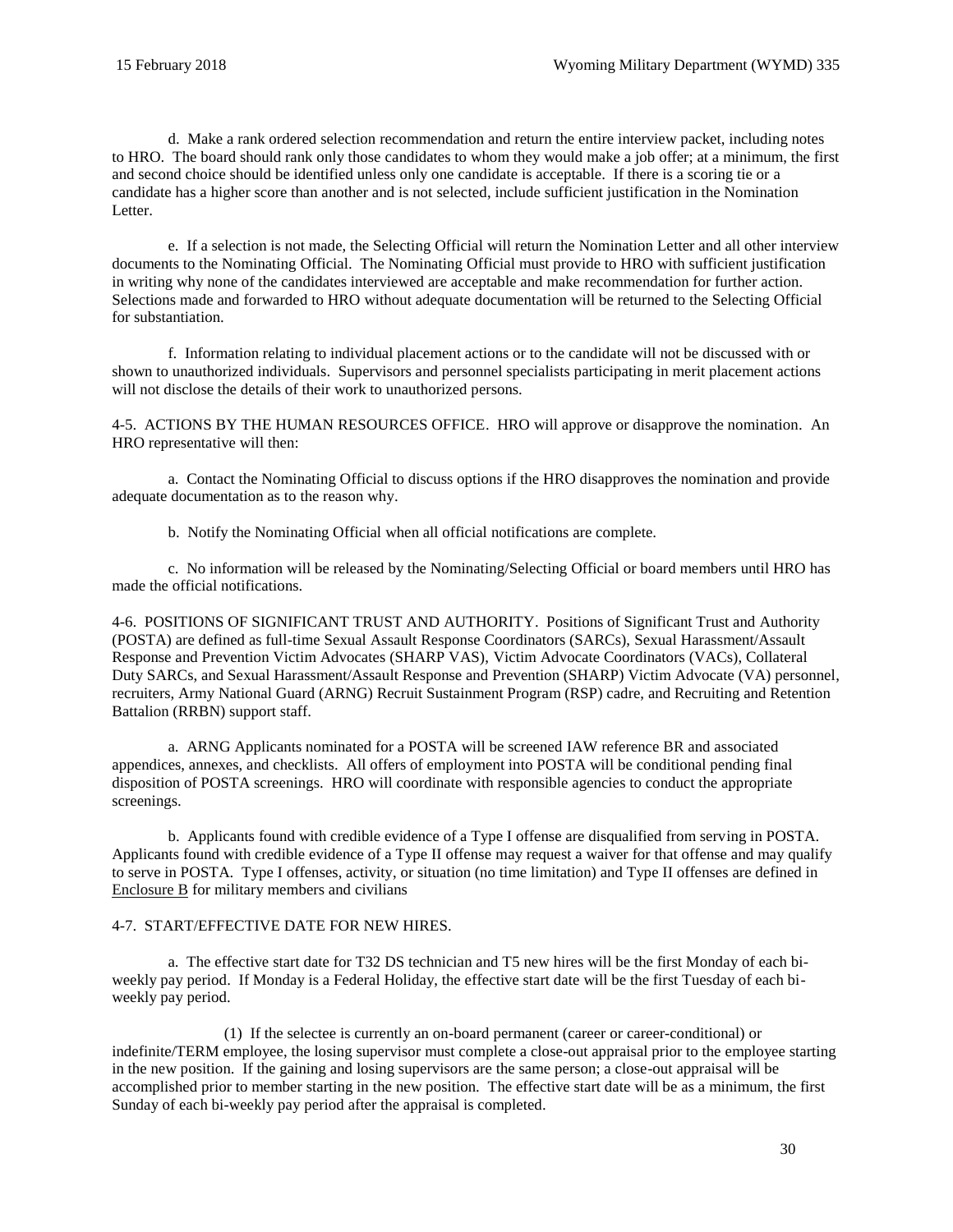d. Make a rank ordered selection recommendation and return the entire interview packet, including notes to HRO. The board should rank only those candidates to whom they would make a job offer; at a minimum, the first and second choice should be identified unless only one candidate is acceptable. If there is a scoring tie or a candidate has a higher score than another and is not selected, include sufficient justification in the Nomination Letter.

e. If a selection is not made, the Selecting Official will return the Nomination Letter and all other interview documents to the Nominating Official. The Nominating Official must provide to HRO with sufficient justification in writing why none of the candidates interviewed are acceptable and make recommendation for further action. Selections made and forwarded to HRO without adequate documentation will be returned to the Selecting Official for substantiation.

f. Information relating to individual placement actions or to the candidate will not be discussed with or shown to unauthorized individuals. Supervisors and personnel specialists participating in merit placement actions will not disclose the details of their work to unauthorized persons.

4-5. ACTIONS BY THE HUMAN RESOURCES OFFICE. HRO will approve or disapprove the nomination. An HRO representative will then:

a. Contact the Nominating Official to discuss options if the HRO disapproves the nomination and provide adequate documentation as to the reason why.

b. Notify the Nominating Official when all official notifications are complete.

c. No information will be released by the Nominating/Selecting Official or board members until HRO has made the official notifications.

4-6. POSITIONS OF SIGNIFICANT TRUST AND AUTHORITY. Positions of Significant Trust and Authority (POSTA) are defined as full-time Sexual Assault Response Coordinators (SARCs), Sexual Harassment/Assault Response and Prevention Victim Advocates (SHARP VAS), Victim Advocate Coordinators (VACs), Collateral Duty SARCs, and Sexual Harassment/Assault Response and Prevention (SHARP) Victim Advocate (VA) personnel, recruiters, Army National Guard (ARNG) Recruit Sustainment Program (RSP) cadre, and Recruiting and Retention Battalion (RRBN) support staff.

a. ARNG Applicants nominated for a POSTA will be screened IAW reference BR and associated appendices, annexes, and checklists. All offers of employment into POSTA will be conditional pending final disposition of POSTA screenings. HRO will coordinate with responsible agencies to conduct the appropriate screenings.

b. Applicants found with credible evidence of a Type I offense are disqualified from serving in POSTA. Applicants found with credible evidence of a Type II offense may request a waiver for that offense and may qualify to serve in POSTA. Type I offenses, activity, or situation (no time limitation) and Type II offenses are defined in Enclosure B for military members and civilians

4-7. START/EFFECTIVE DATE FOR NEW HIRES.

a. The effective start date for T32 DS technician and T5 new hires will be the first Monday of each bi-weekly pay period. If Monday is a Federal Holiday, the effective start date will be the first Tuesday of each bi-weekly pay period.

(1) If the selectee is currently an on-board permanent (career or career-conditional) or indefinite/TERM employee, the losing supervisor must complete a close-out appraisal prior to the employee starting in the new position. If the gaining and losing supervisors are the same person; a close-out appraisal will be accomplished prior to member starting in the new position. The effective start date will be as a minimum, the first Sunday of each bi-weekly pay period after the appraisal is completed.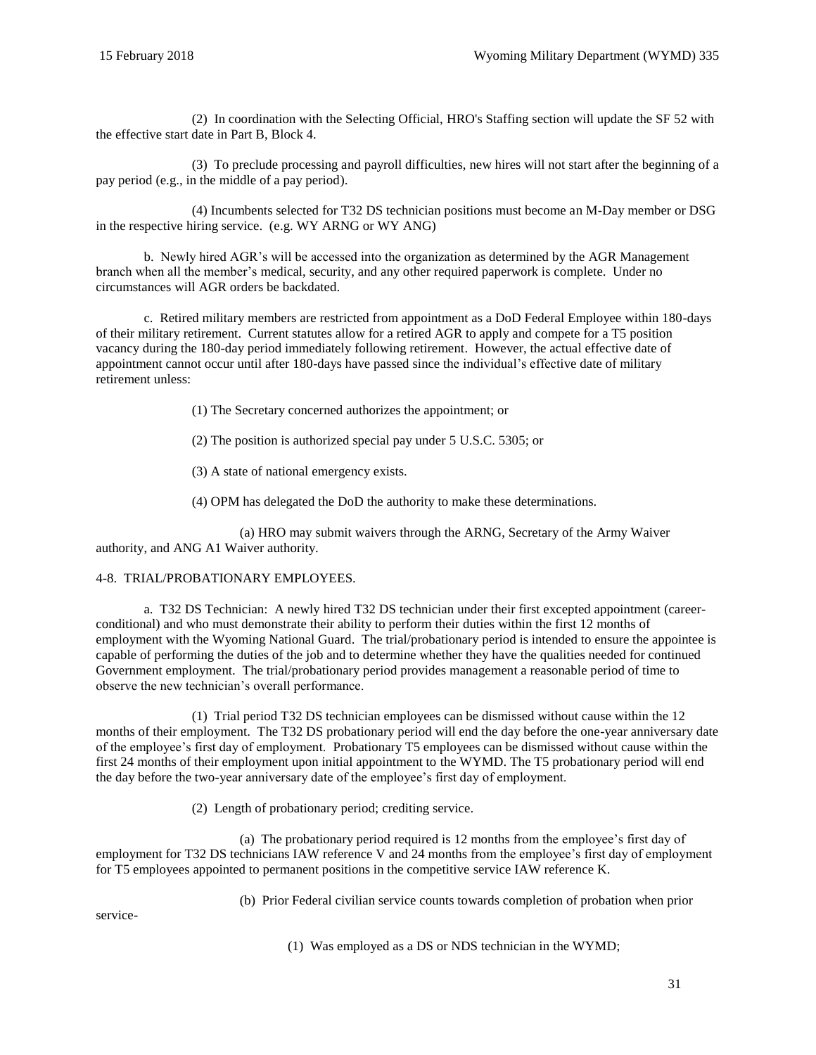(2) In coordination with the Selecting Official, HRO's Staffing section will update the SF 52 with the effective start date in Part B, Block 4.

(3) To preclude processing and payroll difficulties, new hires will not start after the beginning of a pay period (e.g., in the middle of a pay period).

(4) Incumbents selected for T32 DS technician positions must become an M-Day member or DSG in the respective hiring service. (e.g. WY ARNG or WY ANG)

b. Newly hired AGR's will be accessed into the organization as determined by the AGR Management branch when all the member's medical, security, and any other required paperwork is complete. Under no circumstances will AGR orders be backdated.

c. Retired military members are restricted from appointment as a DoD Federal Employee within 180-days of their military retirement. Current statutes allow for a retired AGR to apply and compete for a T5 position vacancy during the 180-day period immediately following retirement. However, the actual effective date of appointment cannot occur until after 180-days have passed since the individual's effective date of military retirement unless:

(1) The Secretary concerned authorizes the appointment; or

(2) The position is authorized special pay under 5 U.S.C. 5305; or

(3) A state of national emergency exists.

(4) OPM has delegated the DoD the authority to make these determinations.

(a) HRO may submit waivers through the ARNG, Secretary of the Army Waiver authority, and ANG A1 Waiver authority.

4-8. TRIAL/PROBATIONARY EMPLOYEES.

a. T32 DS Technician: A newly hired T32 DS technician under their first excepted appointment (career-conditional) and who must demonstrate their ability to perform their duties within the first 12 months of employment with the Wyoming National Guard. The trial/probationary period is intended to ensure the appointee is capable of performing the duties of the job and to determine whether they have the qualities needed for continued Government employment. The trial/probationary period provides management a reasonable period of time to observe the new technician's overall performance.

(1) Trial period T32 DS technician employees can be dismissed without cause within the 12 months of their employment. The T32 DS probationary period will end the day before the one-year anniversary date of the employee's first day of employment. Probationary T5 employees can be dismissed without cause within the first 24 months of their employment upon initial appointment to the WYMD. The T5 probationary period will end the day before the two-year anniversary date of the employee's first day of employment.

(2) Length of probationary period; crediting service.

(a) The probationary period required is 12 months from the employee's first day of employment for T32 DS technicians IAW reference V and 24 months from the employee's first day of employment for T5 employees appointed to permanent positions in the competitive service IAW reference K.

(b) Prior Federal civilian service counts towards completion of probation when prior service-

(1) Was employed as a DS or NDS technician in the WYMD;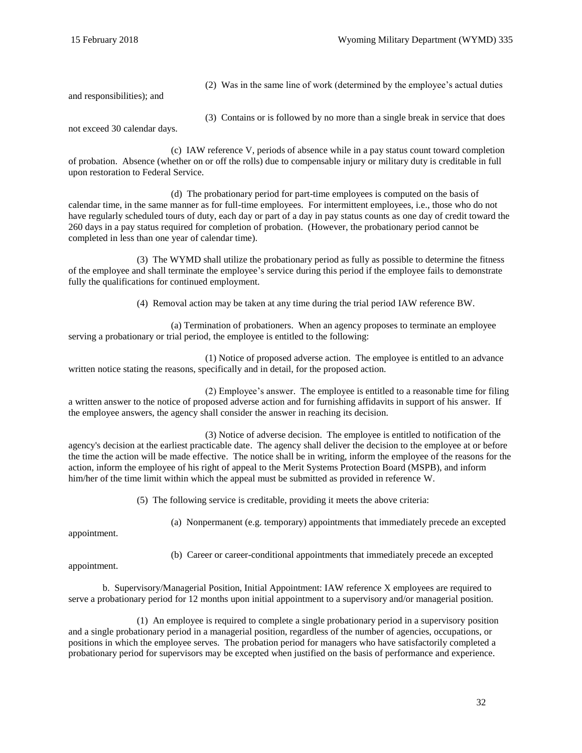(2) Was in the same line of work (determined by the employee's actual duties and responsibilities); and

(3) Contains or is followed by no more than a single break in service that does not exceed 30 calendar days.

(c) IAW reference V, periods of absence while in a pay status count toward completion of probation. Absence (whether on or off the rolls) due to compensable injury or military duty is creditable in full upon restoration to Federal Service.

(d) The probationary period for part-time employees is computed on the basis of calendar time, in the same manner as for full-time employees. For intermittent employees, i.e., those who do not have regularly scheduled tours of duty, each day or part of a day in pay status counts as one day of credit toward the 260 days in a pay status required for completion of probation. (However, the probationary period cannot be completed in less than one year of calendar time).

(3) The WYMD shall utilize the probationary period as fully as possible to determine the fitness of the employee and shall terminate the employee's service during this period if the employee fails to demonstrate fully the qualifications for continued employment.

(4) Removal action may be taken at any time during the trial period IAW reference BW.

(a) Termination of probationers. When an agency proposes to terminate an employee serving a probationary or trial period, the employee is entitled to the following:

(1) Notice of proposed adverse action. The employee is entitled to an advance written notice stating the reasons, specifically and in detail, for the proposed action.

(2) Employee's answer. The employee is entitled to a reasonable time for filing a written answer to the notice of proposed adverse action and for furnishing affidavits in support of his answer. If the employee answers, the agency shall consider the answer in reaching its decision.

(3) Notice of adverse decision. The employee is entitled to notification of the agency's decision at the earliest practicable date. The agency shall deliver the decision to the employee at or before the time the action will be made effective. The notice shall be in writing, inform the employee of the reasons for the action, inform the employee of his right of appeal to the Merit Systems Protection Board (MSPB), and inform him/her of the time limit within which the appeal must be submitted as provided in reference W.

(5) The following service is creditable, providing it meets the above criteria:

(a) Nonpermanent (e.g. temporary) appointments that immediately precede an excepted appointment.

(b) Career or career-conditional appointments that immediately precede an excepted appointment.

b. Supervisory/Managerial Position, Initial Appointment: IAW reference X employees are required to serve a probationary period for 12 months upon initial appointment to a supervisory and/or managerial position.

(1) An employee is required to complete a single probationary period in a supervisory position and a single probationary period in a managerial position, regardless of the number of agencies, occupations, or positions in which the employee serves. The probation period for managers who have satisfactorily completed a probationary period for supervisors may be excepted when justified on the basis of performance and experience.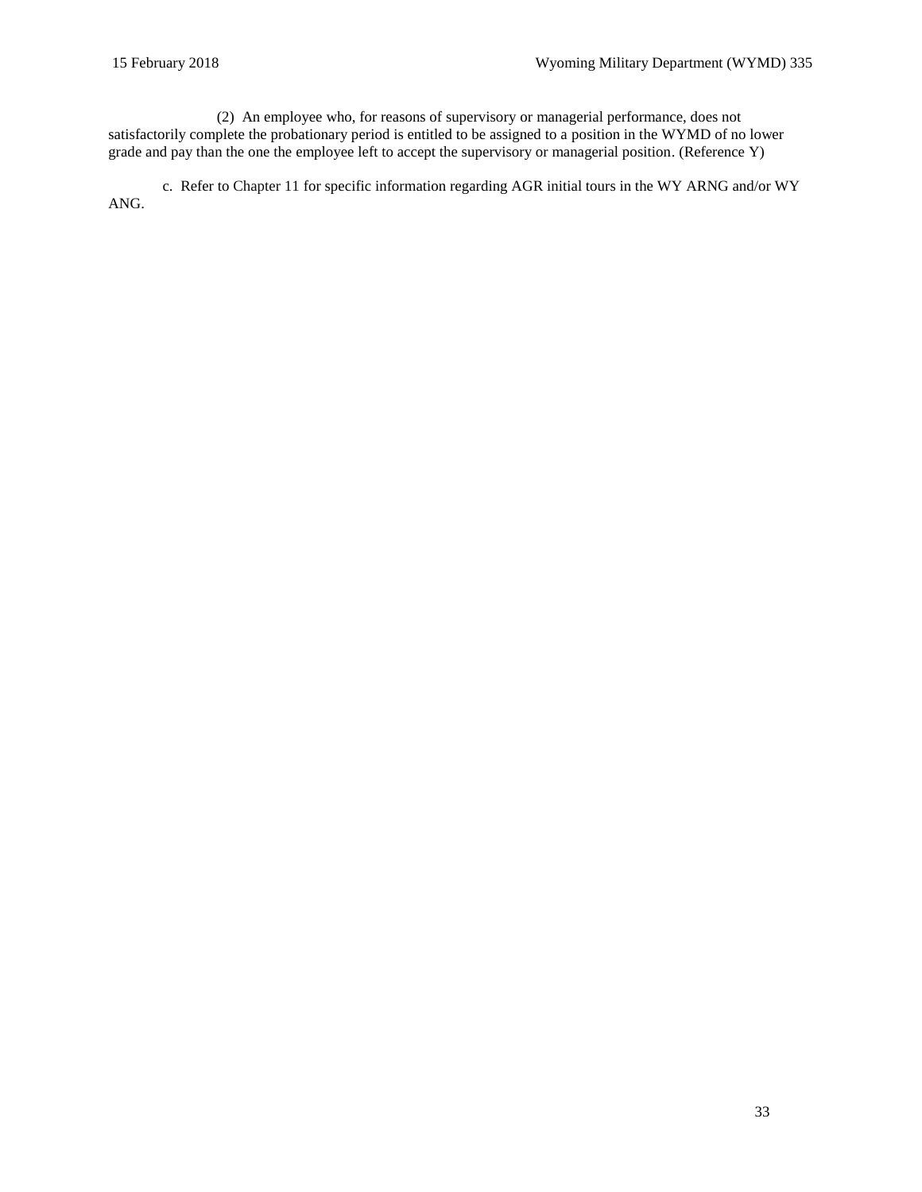(2) An employee who, for reasons of supervisory or managerial performance, does not satisfactorily complete the probationary period is entitled to be assigned to a position in the WYMD of no lower grade and pay than the one the employee left to accept the supervisory or managerial position. (Reference Y)

c. Refer to Chapter 11 for specific information regarding AGR initial tours in the WY ARNG and/or WY ANG.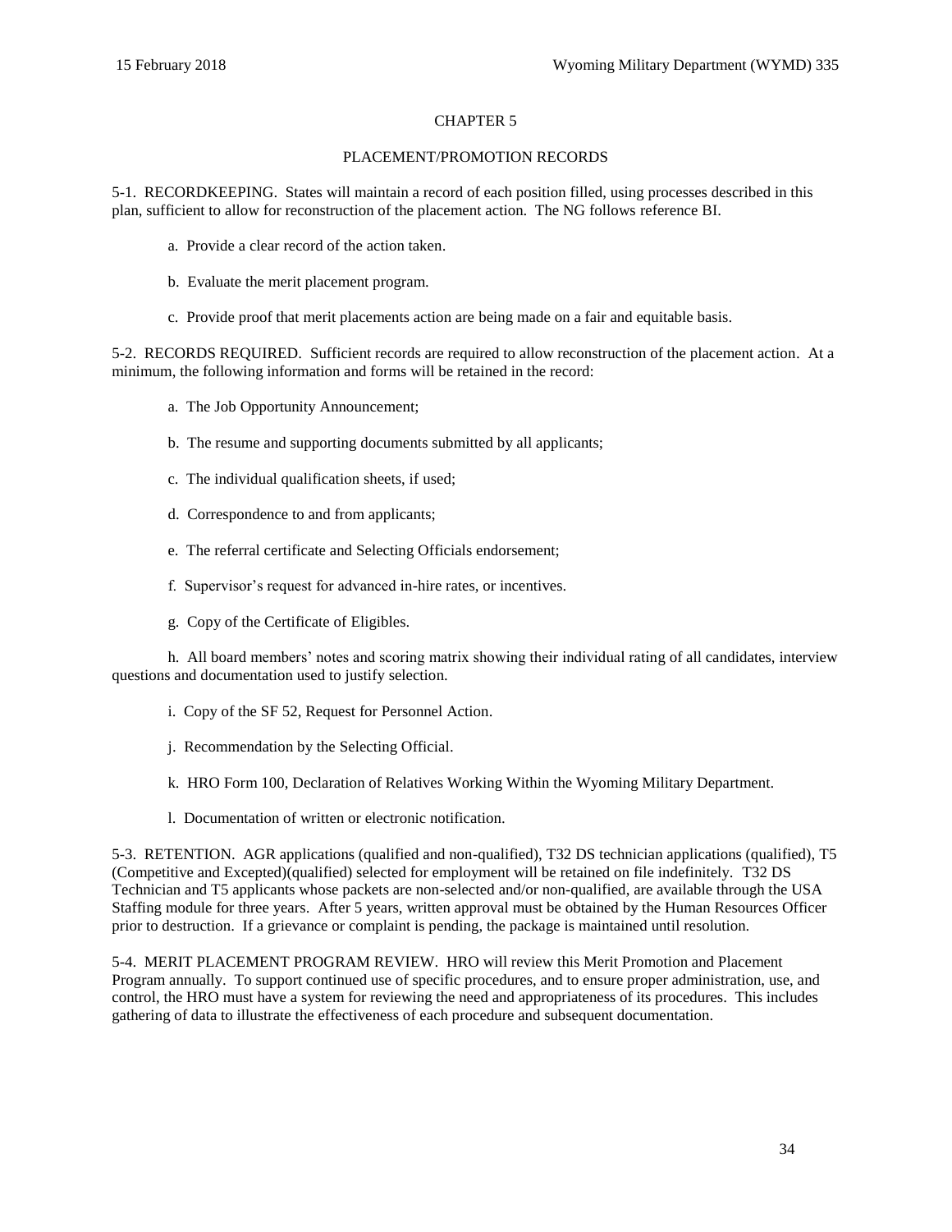# CHAPTER 5

## PLACEMENT/PROMOTION RECORDS

5-1. RECORDKEEPING. States will maintain a record of each position filled, using processes described in this plan, sufficient to allow for reconstruction of the placement action. The NG follows reference BI.

a. Provide a clear record of the action taken.

b. Evaluate the merit placement program.

c. Provide proof that merit placements action are being made on a fair and equitable basis.

5-2. RECORDS REQUIRED. Sufficient records are required to allow reconstruction of the placement action. At a minimum, the following information and forms will be retained in the record:

a. The Job Opportunity Announcement;

b. The resume and supporting documents submitted by all applicants;

c. The individual qualification sheets, if used;

d. Correspondence to and from applicants;

e. The referral certificate and Selecting Officials endorsement;

f. Supervisor's request for advanced in-hire rates, or incentives.

g. Copy of the Certificate of Eligibles.

h. All board members' notes and scoring matrix showing their individual rating of all candidates, interview questions and documentation used to justify selection.

i. Copy of the SF 52, Request for Personnel Action.

j. Recommendation by the Selecting Official.

k. HRO Form 100, Declaration of Relatives Working Within the Wyoming Military Department.

l. Documentation of written or electronic notification.

5-3. RETENTION. AGR applications (qualified and non-qualified), T32 DS technician applications (qualified), T5 (Competitive and Excepted)(qualified) selected for employment will be retained on file indefinitely. T32 DS Technician and T5 applicants whose packets are non-selected and/or non-qualified, are available through the USA Staffing module for three years. After 5 years, written approval must be obtained by the Human Resources Officer prior to destruction. If a grievance or complaint is pending, the package is maintained until resolution.

5-4. MERIT PLACEMENT PROGRAM REVIEW. HRO will review this Merit Promotion and Placement Program annually. To support continued use of specific procedures, and to ensure proper administration, use, and control, the HRO must have a system for reviewing the need and appropriateness of its procedures. This includes gathering of data to illustrate the effectiveness of each procedure and subsequent documentation.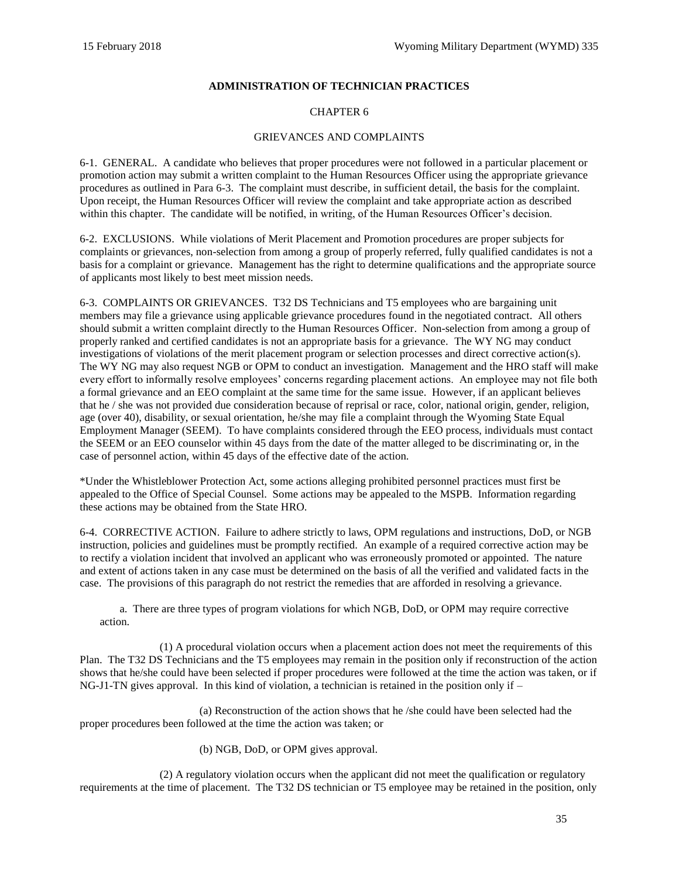## ADMINISTRATION OF TECHNICIAN PRACTICES

### CHAPTER 6

### GRIEVANCES AND COMPLAINTS

6-1. GENERAL. A candidate who believes that proper procedures were not followed in a particular placement or promotion action may submit a written complaint to the Human Resources Officer using the appropriate grievance procedures as outlined in Para 6-3. The complaint must describe, in sufficient detail, the basis for the complaint. Upon receipt, the Human Resources Officer will review the complaint and take appropriate action as described within this chapter. The candidate will be notified, in writing, of the Human Resources Officer's decision.

6-2. EXCLUSIONS. While violations of Merit Placement and Promotion procedures are proper subjects for complaints or grievances, non-selection from among a group of properly referred, fully qualified candidates is not a basis for a complaint or grievance. Management has the right to determine qualifications and the appropriate source of applicants most likely to best meet mission needs.

6-3. COMPLAINTS OR GRIEVANCES. T32 DS Technicians and T5 employees who are bargaining unit members may file a grievance using applicable grievance procedures found in the negotiated contract. All others should submit a written complaint directly to the Human Resources Officer. Non-selection from among a group of properly ranked and certified candidates is not an appropriate basis for a grievance. The WY NG may conduct investigations of violations of the merit placement program or selection processes and direct corrective action(s). The WY NG may also request NGB or OPM to conduct an investigation. Management and the HRO staff will make every effort to informally resolve employees' concerns regarding placement actions. An employee may not file both a formal grievance and an EEO complaint at the same time for the same issue. However, if an applicant believes that he / she was not provided due consideration because of reprisal or race, color, national origin, gender, religion, age (over 40), disability, or sexual orientation, he/she may file a complaint through the Wyoming State Equal Employment Manager (SEEM). To have complaints considered through the EEO process, individuals must contact the SEEM or an EEO counselor within 45 days from the date of the matter alleged to be discriminating or, in the case of personnel action, within 45 days of the effective date of the action.

*Under the Whistleblower Protection Act, some actions alleging prohibited personnel practices must first be appealed to the Office of Special Counsel. Some actions may be appealed to the MSPB. Information regarding these actions may be obtained from the State HRO.

6-4. CORRECTIVE ACTION. Failure to adhere strictly to laws, OPM regulations and instructions, DoD, or NGB instruction, policies and guidelines must be promptly rectified. An example of a required corrective action may be to rectify a violation incident that involved an applicant who was erroneously promoted or appointed. The nature and extent of actions taken in any case must be determined on the basis of all the verified and validated facts in the case. The provisions of this paragraph do not restrict the remedies that are afforded in resolving a grievance.

a. There are three types of program violations for which NGB, DoD, or OPM may require corrective action.

(1) A procedural violation occurs when a placement action does not meet the requirements of this Plan. The T32 DS Technicians and the T5 employees may remain in the position only if reconstruction of the action shows that he/she could have been selected if proper procedures were followed at the time the action was taken, or if NG-J1-TN gives approval. In this kind of violation, a technician is retained in the position only if –

(a) Reconstruction of the action shows that he /she could have been selected had the proper procedures been followed at the time the action was taken; or

(b) NGB, DoD, or OPM gives approval.

(2) A regulatory violation occurs when the applicant did not meet the qualification or regulatory requirements at the time of placement. The T32 DS technician or T5 employee may be retained in the position, only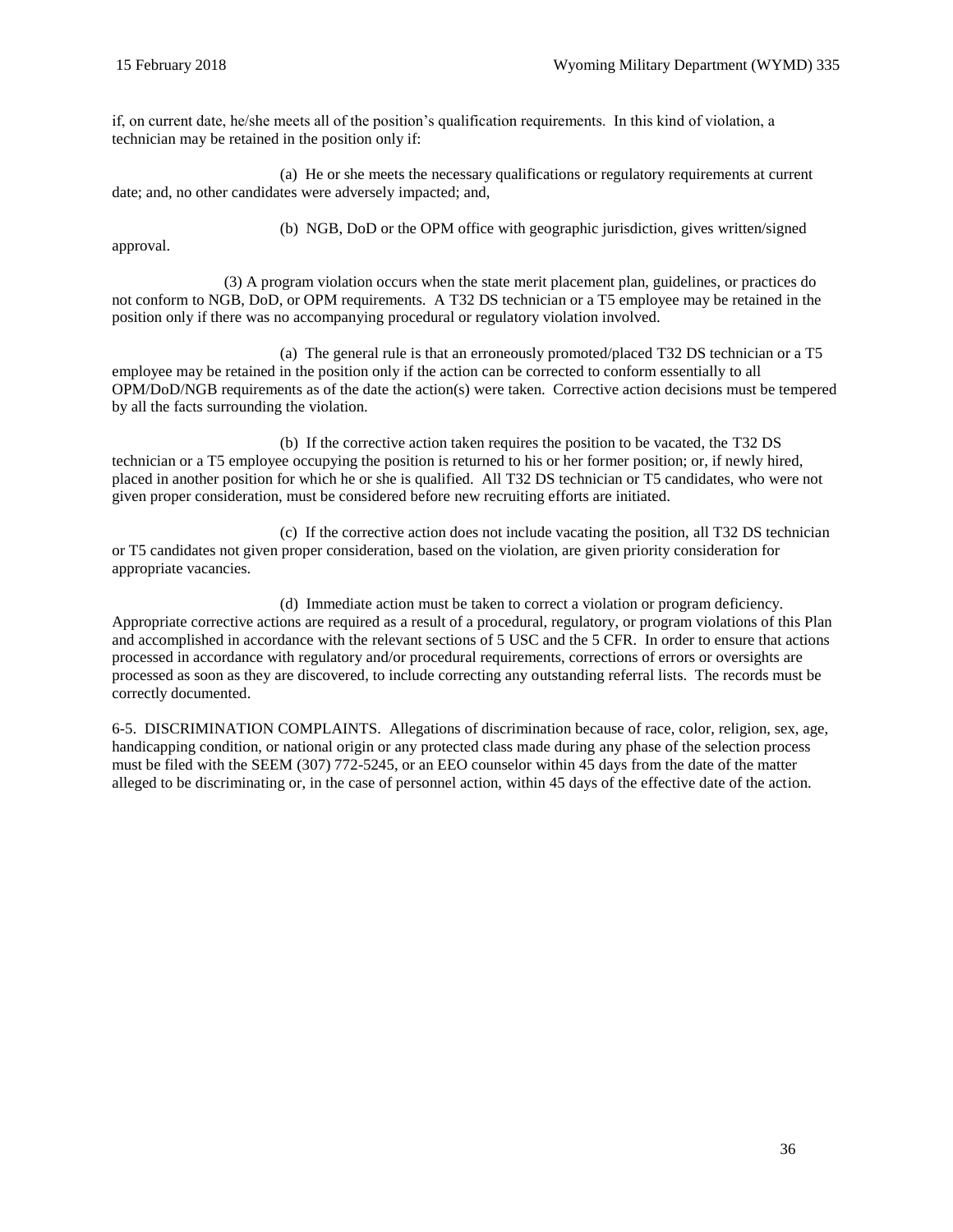if, on current date, he/she meets all of the position's qualification requirements. In this kind of violation, a technician may be retained in the position only if:

(a) He or she meets the necessary qualifications or regulatory requirements at current date; and, no other candidates were adversely impacted; and,

(b) NGB, DoD or the OPM office with geographic jurisdiction, gives written/signed approval.

(3) A program violation occurs when the state merit placement plan, guidelines, or practices do not conform to NGB, DoD, or OPM requirements. A T32 DS technician or a T5 employee may be retained in the position only if there was no accompanying procedural or regulatory violation involved.

(a) The general rule is that an erroneously promoted/placed T32 DS technician or a T5 employee may be retained in the position only if the action can be corrected to conform essentially to all OPM/DoD/NGB requirements as of the date the action(s) were taken. Corrective action decisions must be tempered by all the facts surrounding the violation.

(b) If the corrective action taken requires the position to be vacated, the T32 DS technician or a T5 employee occupying the position is returned to his or her former position; or, if newly hired, placed in another position for which he or she is qualified. All T32 DS technician or T5 candidates, who were not given proper consideration, must be considered before new recruiting efforts are initiated.

(c) If the corrective action does not include vacating the position, all T32 DS technician or T5 candidates not given proper consideration, based on the violation, are given priority consideration for appropriate vacancies.

(d) Immediate action must be taken to correct a violation or program deficiency. Appropriate corrective actions are required as a result of a procedural, regulatory, or program violations of this Plan and accomplished in accordance with the relevant sections of 5 USC and the 5 CFR. In order to ensure that actions processed in accordance with regulatory and/or procedural requirements, corrections of errors or oversights are processed as soon as they are discovered, to include correcting any outstanding referral lists. The records must be correctly documented.

6-5. DISCRIMINATION COMPLAINTS. Allegations of discrimination because of race, color, religion, sex, age, handicapping condition, or national origin or any protected class made during any phase of the selection process must be filed with the SEEM (307) 772-5245, or an EEO counselor within 45 days from the date of the matter alleged to be discriminating or, in the case of personnel action, within 45 days of the effective date of the action.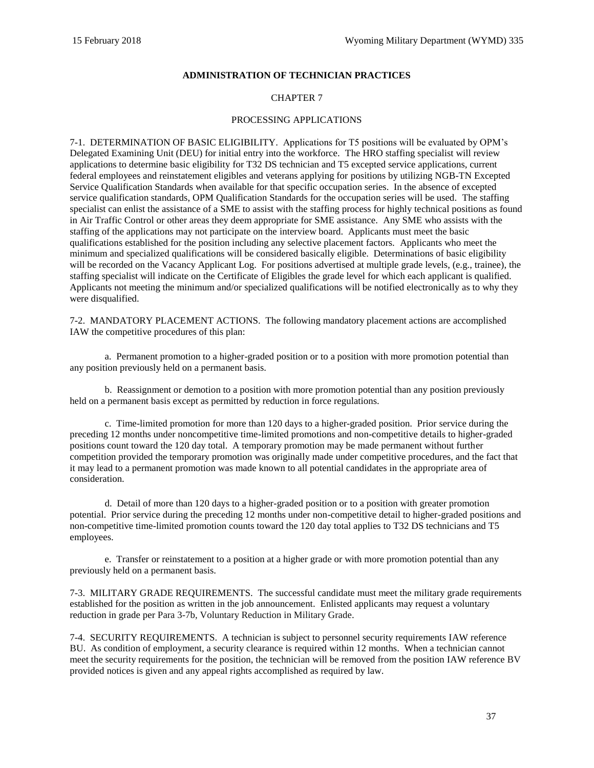**ADMINISTRATION OF TECHNICIAN PRACTICES**

CHAPTER 7

PROCESSING APPLICATIONS

7-1. DETERMINATION OF BASIC ELIGIBILITY. Applications for T5 positions will be evaluated by OPM's Delegated Examining Unit (DEU) for initial entry into the workforce. The HRO staffing specialist will review applications to determine basic eligibility for T32 DS technician and T5 excepted service applications, current federal employees and reinstatement eligibles and veterans applying for positions by utilizing NGB-TN Excepted Service Qualification Standards when available for that specific occupation series. In the absence of excepted service qualification standards, OPM Qualification Standards for the occupation series will be used. The staffing specialist can enlist the assistance of a SME to assist with the staffing process for highly technical positions as found in Air Traffic Control or other areas they deem appropriate for SME assistance. Any SME who assists with the staffing of the applications may not participate on the interview board. Applicants must meet the basic qualifications established for the position including any selective placement factors. Applicants who meet the minimum and specialized qualifications will be considered basically eligible. Determinations of basic eligibility will be recorded on the Vacancy Applicant Log. For positions advertised at multiple grade levels, (e.g., trainee), the staffing specialist will indicate on the Certificate of Eligibles the grade level for which each applicant is qualified. Applicants not meeting the minimum and/or specialized qualifications will be notified electronically as to why they were disqualified.

7-2. MANDATORY PLACEMENT ACTIONS. The following mandatory placement actions are accomplished IAW the competitive procedures of this plan:

a. Permanent promotion to a higher-graded position or to a position with more promotion potential than any position previously held on a permanent basis.

b. Reassignment or demotion to a position with more promotion potential than any position previously held on a permanent basis except as permitted by reduction in force regulations.

c. Time-limited promotion for more than 120 days to a higher-graded position. Prior service during the preceding 12 months under noncompetitive time-limited promotions and non-competitive details to higher-graded positions count toward the 120 day total. A temporary promotion may be made permanent without further competition provided the temporary promotion was originally made under competitive procedures, and the fact that it may lead to a permanent promotion was made known to all potential candidates in the appropriate area of consideration.

d. Detail of more than 120 days to a higher-graded position or to a position with greater promotion potential. Prior service during the preceding 12 months under non-competitive detail to higher-graded positions and non-competitive time-limited promotion counts toward the 120 day total applies to T32 DS technicians and T5 employees.

e. Transfer or reinstatement to a position at a higher grade or with more promotion potential than any previously held on a permanent basis.

7-3. MILITARY GRADE REQUIREMENTS. The successful candidate must meet the military grade requirements established for the position as written in the job announcement. Enlisted applicants may request a voluntary reduction in grade per Para 3-7b, Voluntary Reduction in Military Grade.

7-4. SECURITY REQUIREMENTS. A technician is subject to personnel security requirements IAW reference BU. As condition of employment, a security clearance is required within 12 months. When a technician cannot meet the security requirements for the position, the technician will be removed from the position IAW reference BV provided notices is given and any appeal rights accomplished as required by law.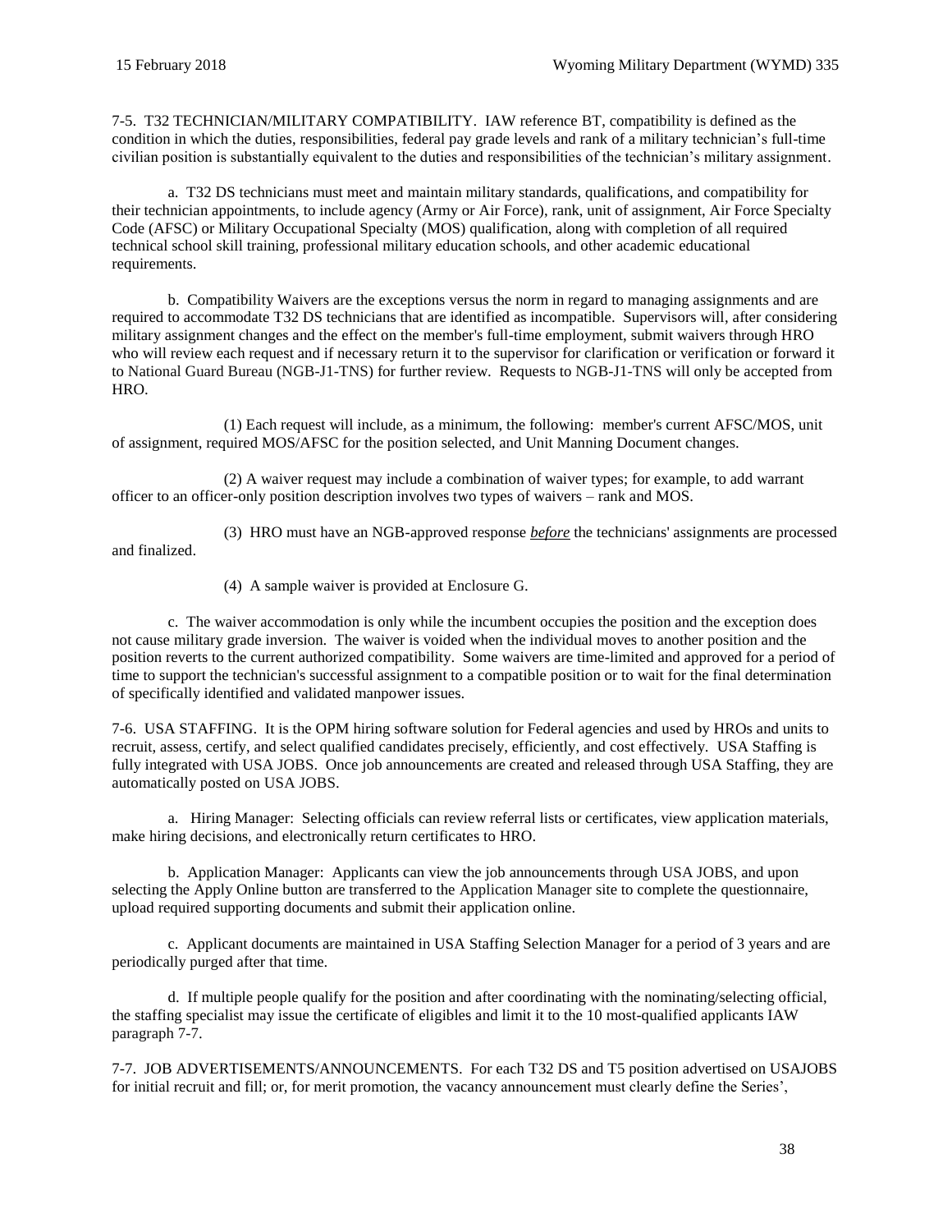7-5. T32 TECHNICIAN/MILITARY COMPATIBILITY. IAW reference BT, compatibility is defined as the condition in which the duties, responsibilities, federal pay grade levels and rank of a military technician's full-time civilian position is substantially equivalent to the duties and responsibilities of the technician's military assignment.

a. T32 DS technicians must meet and maintain military standards, qualifications, and compatibility for their technician appointments, to include agency (Army or Air Force), rank, unit of assignment, Air Force Specialty Code (AFSC) or Military Occupational Specialty (MOS) qualification, along with completion of all required technical school skill training, professional military education schools, and other academic educational requirements.

b. Compatibility Waivers are the exceptions versus the norm in regard to managing assignments and are required to accommodate T32 DS technicians that are identified as incompatible. Supervisors will, after considering military assignment changes and the effect on the member's full-time employment, submit waivers through HRO who will review each request and if necessary return it to the supervisor for clarification or verification or forward it to National Guard Bureau (NGB-J1-TNS) for further review. Requests to NGB-J1-TNS will only be accepted from HRO.

(1) Each request will include, as a minimum, the following: member's current AFSC/MOS, unit of assignment, required MOS/AFSC for the position selected, and Unit Manning Document changes.

(2) A waiver request may include a combination of waiver types; for example, to add warrant officer to an officer-only position description involves two types of waivers – rank and MOS.

(3) HRO must have an NGB-approved response ***before*** the technicians' assignments are processed and finalized.

(4) A sample waiver is provided at Enclosure G.

c. The waiver accommodation is only while the incumbent occupies the position and the exception does not cause military grade inversion. The waiver is voided when the individual moves to another position and the position reverts to the current authorized compatibility. Some waivers are time-limited and approved for a period of time to support the technician's successful assignment to a compatible position or to wait for the final determination of specifically identified and validated manpower issues.

7-6. USA STAFFING. It is the OPM hiring software solution for Federal agencies and used by HROs and units to recruit, assess, certify, and select qualified candidates precisely, efficiently, and cost effectively. USA Staffing is fully integrated with USA JOBS. Once job announcements are created and released through USA Staffing, they are automatically posted on USA JOBS.

a. Hiring Manager: Selecting officials can review referral lists or certificates, view application materials, make hiring decisions, and electronically return certificates to HRO.

b. Application Manager: Applicants can view the job announcements through USA JOBS, and upon selecting the Apply Online button are transferred to the Application Manager site to complete the questionnaire, upload required supporting documents and submit their application online.

c. Applicant documents are maintained in USA Staffing Selection Manager for a period of 3 years and are periodically purged after that time.

d. If multiple people qualify for the position and after coordinating with the nominating/selecting official, the staffing specialist may issue the certificate of eligibles and limit it to the 10 most-qualified applicants IAW paragraph 7-7.

7-7. JOB ADVERTISEMENTS/ANNOUNCEMENTS. For each T32 DS and T5 position advertised on USAJOBS for initial recruit and fill; or, for merit promotion, the vacancy announcement must clearly define the Series',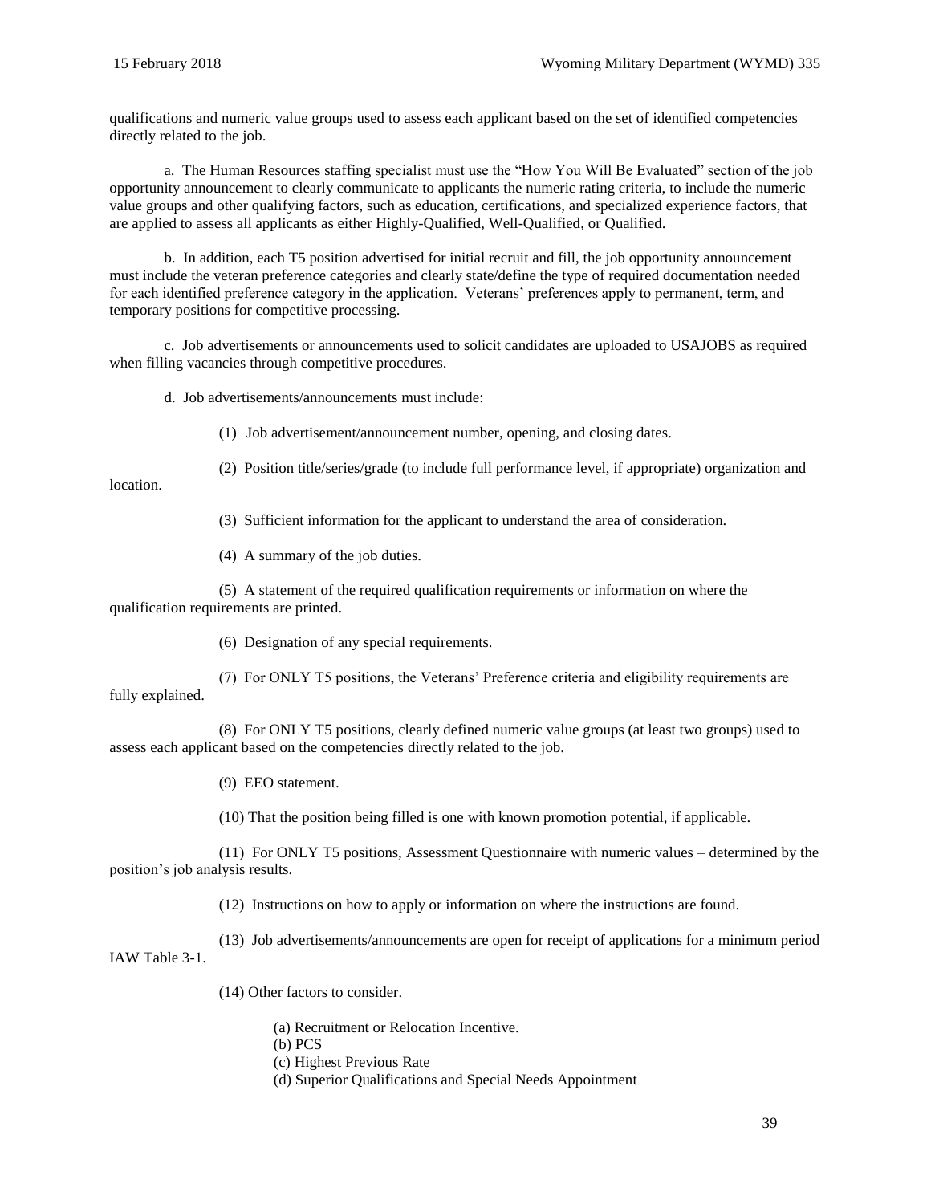qualifications and numeric value groups used to assess each applicant based on the set of identified competencies directly related to the job.

a. The Human Resources staffing specialist must use the "How You Will Be Evaluated" section of the job opportunity announcement to clearly communicate to applicants the numeric rating criteria, to include the numeric value groups and other qualifying factors, such as education, certifications, and specialized experience factors, that are applied to assess all applicants as either Highly-Qualified, Well-Qualified, or Qualified.

b. In addition, each T5 position advertised for initial recruit and fill, the job opportunity announcement must include the veteran preference categories and clearly state/define the type of required documentation needed for each identified preference category in the application. Veterans' preferences apply to permanent, term, and temporary positions for competitive processing.

c. Job advertisements or announcements used to solicit candidates are uploaded to USAJOBS as required when filling vacancies through competitive procedures.

d. Job advertisements/announcements must include:

(1) Job advertisement/announcement number, opening, and closing dates.

(2) Position title/series/grade (to include full performance level, if appropriate) organization and location.

(3) Sufficient information for the applicant to understand the area of consideration.

(4) A summary of the job duties.

(5) A statement of the required qualification requirements or information on where the qualification requirements are printed.

(6) Designation of any special requirements.

(7) For ONLY T5 positions, the Veterans' Preference criteria and eligibility requirements are fully explained.

(8) For ONLY T5 positions, clearly defined numeric value groups (at least two groups) used to assess each applicant based on the competencies directly related to the job.

(9) EEO statement.

(10) That the position being filled is one with known promotion potential, if applicable.

(11) For ONLY T5 positions, Assessment Questionnaire with numeric values – determined by the position's job analysis results.

(12) Instructions on how to apply or information on where the instructions are found.

(13) Job advertisements/announcements are open for receipt of applications for a minimum period IAW Table 3-1.

(14) Other factors to consider.

(a) Recruitment or Relocation Incentive.
(b) PCS
(c) Highest Previous Rate
(d) Superior Qualifications and Special Needs Appointment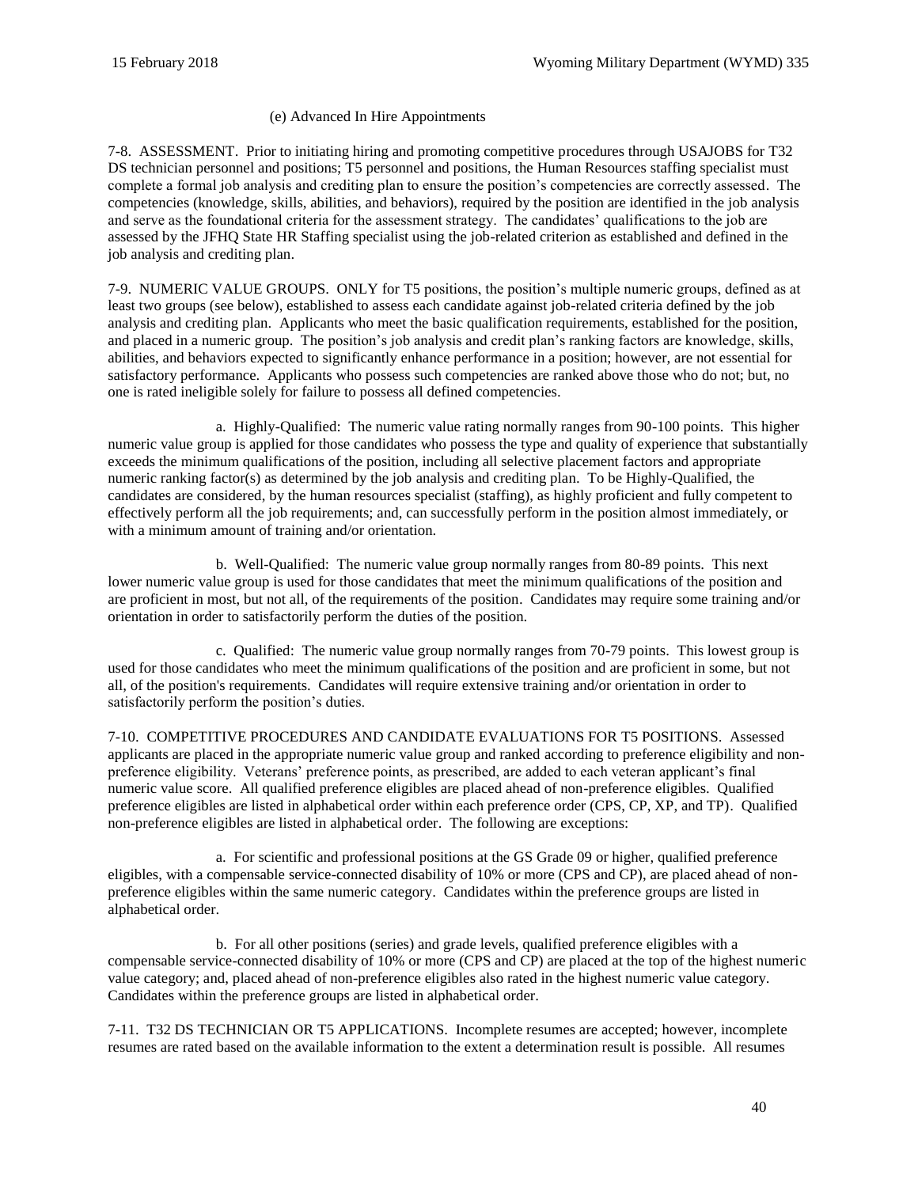(e) Advanced In Hire Appointments

7-8. ASSESSMENT. Prior to initiating hiring and promoting competitive procedures through USAJOBS for T32 DS technician personnel and positions; T5 personnel and positions, the Human Resources staffing specialist must complete a formal job analysis and crediting plan to ensure the position's competencies are correctly assessed. The competencies (knowledge, skills, abilities, and behaviors), required by the position are identified in the job analysis and serve as the foundational criteria for the assessment strategy. The candidates' qualifications to the job are assessed by the JFHQ State HR Staffing specialist using the job-related criterion as established and defined in the job analysis and crediting plan.

7-9. NUMERIC VALUE GROUPS. ONLY for T5 positions, the position's multiple numeric groups, defined as at least two groups (see below), established to assess each candidate against job-related criteria defined by the job analysis and crediting plan. Applicants who meet the basic qualification requirements, established for the position, and placed in a numeric group. The position's job analysis and credit plan's ranking factors are knowledge, skills, abilities, and behaviors expected to significantly enhance performance in a position; however, are not essential for satisfactory performance. Applicants who possess such competencies are ranked above those who do not; but, no one is rated ineligible solely for failure to possess all defined competencies.

a. Highly-Qualified: The numeric value rating normally ranges from 90-100 points. This higher numeric value group is applied for those candidates who possess the type and quality of experience that substantially exceeds the minimum qualifications of the position, including all selective placement factors and appropriate numeric ranking factor(s) as determined by the job analysis and crediting plan. To be Highly-Qualified, the candidates are considered, by the human resources specialist (staffing), as highly proficient and fully competent to effectively perform all the job requirements; and, can successfully perform in the position almost immediately, or with a minimum amount of training and/or orientation.

b. Well-Qualified: The numeric value group normally ranges from 80-89 points. This next lower numeric value group is used for those candidates that meet the minimum qualifications of the position and are proficient in most, but not all, of the requirements of the position. Candidates may require some training and/or orientation in order to satisfactorily perform the duties of the position.

c. Qualified: The numeric value group normally ranges from 70-79 points. This lowest group is used for those candidates who meet the minimum qualifications of the position and are proficient in some, but not all, of the position's requirements. Candidates will require extensive training and/or orientation in order to satisfactorily perform the position's duties.

7-10. COMPETITIVE PROCEDURES AND CANDIDATE EVALUATIONS FOR T5 POSITIONS. Assessed applicants are placed in the appropriate numeric value group and ranked according to preference eligibility and non-preference eligibility. Veterans' preference points, as prescribed, are added to each veteran applicant's final numeric value score. All qualified preference eligibles are placed ahead of non-preference eligibles. Qualified preference eligibles are listed in alphabetical order within each preference order (CPS, CP, XP, and TP). Qualified non-preference eligibles are listed in alphabetical order. The following are exceptions:

a. For scientific and professional positions at the GS Grade 09 or higher, qualified preference eligibles, with a compensable service-connected disability of 10% or more (CPS and CP), are placed ahead of non-preference eligibles within the same numeric category. Candidates within the preference groups are listed in alphabetical order.

b. For all other positions (series) and grade levels, qualified preference eligibles with a compensable service-connected disability of 10% or more (CPS and CP) are placed at the top of the highest numeric value category; and, placed ahead of non-preference eligibles also rated in the highest numeric value category. Candidates within the preference groups are listed in alphabetical order.

7-11. T32 DS TECHNICIAN OR T5 APPLICATIONS. Incomplete resumes are accepted; however, incomplete resumes are rated based on the available information to the extent a determination result is possible. All resumes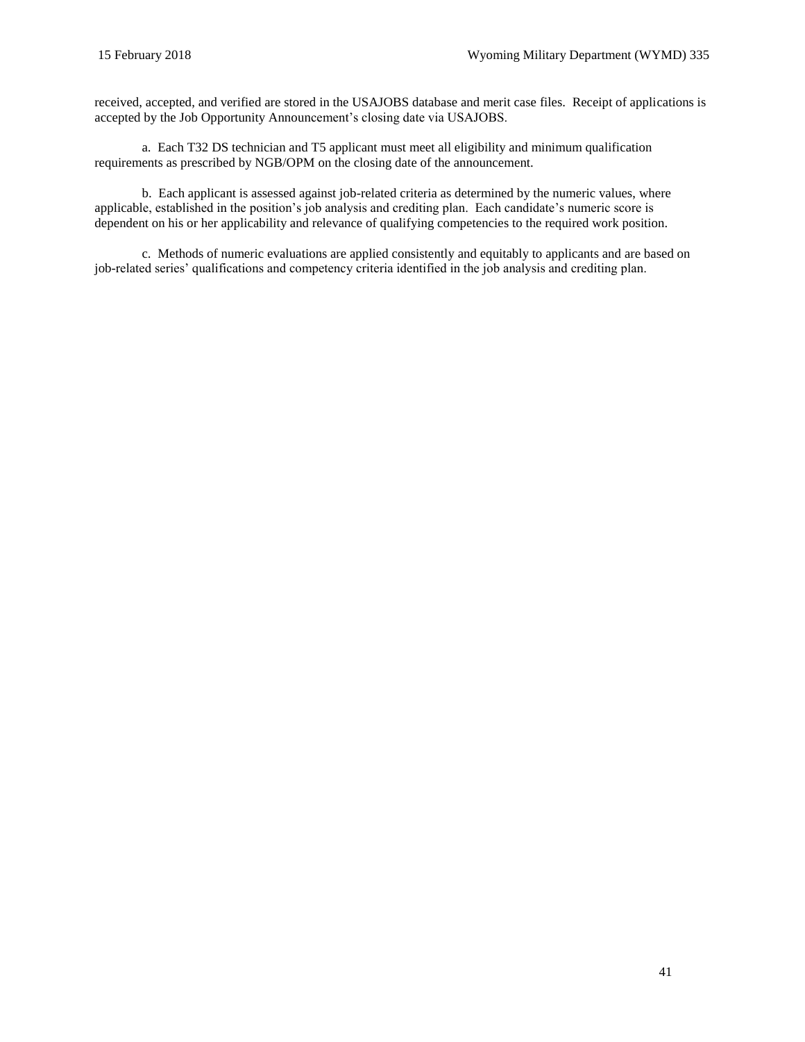received, accepted, and verified are stored in the USAJOBS database and merit case files. Receipt of applications is accepted by the Job Opportunity Announcement's closing date via USAJOBS.

a. Each T32 DS technician and T5 applicant must meet all eligibility and minimum qualification requirements as prescribed by NGB/OPM on the closing date of the announcement.

b. Each applicant is assessed against job-related criteria as determined by the numeric values, where applicable, established in the position's job analysis and crediting plan. Each candidate's numeric score is dependent on his or her applicability and relevance of qualifying competencies to the required work position.

c. Methods of numeric evaluations are applied consistently and equitably to applicants and are based on job-related series' qualifications and competency criteria identified in the job analysis and crediting plan.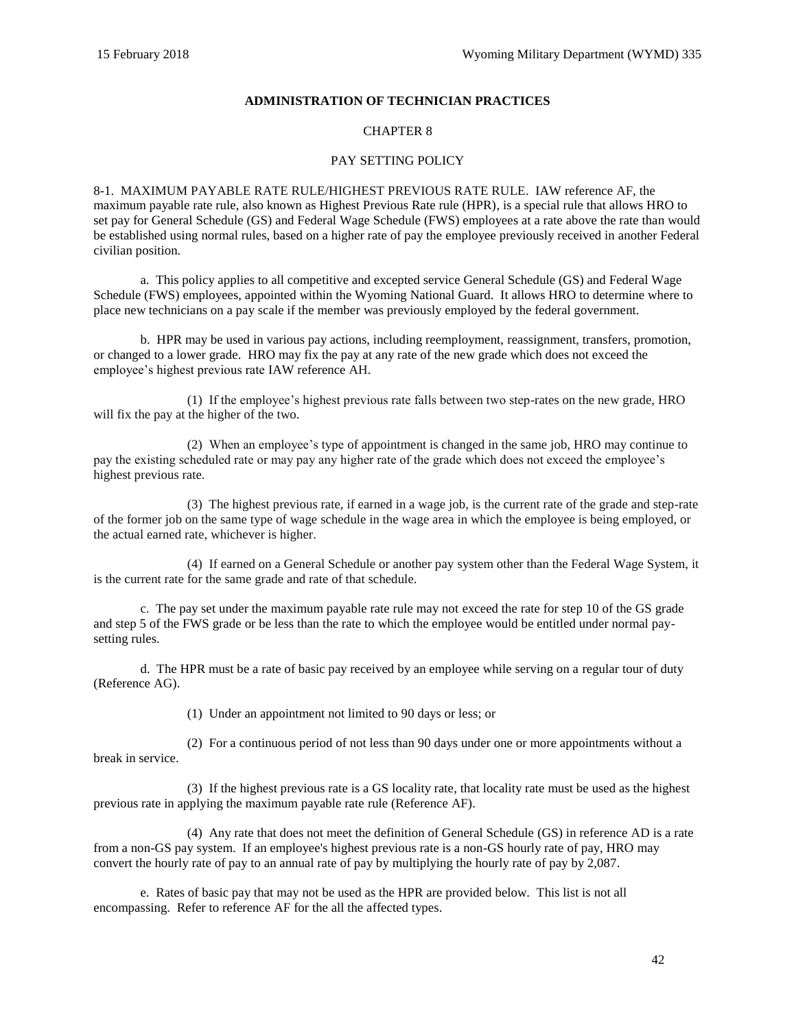## ADMINISTRATION OF TECHNICIAN PRACTICES

### CHAPTER 8

### PAY SETTING POLICY

8-1. MAXIMUM PAYABLE RATE RULE/HIGHEST PREVIOUS RATE RULE. IAW reference AF, the maximum payable rate rule, also known as Highest Previous Rate rule (HPR), is a special rule that allows HRO to set pay for General Schedule (GS) and Federal Wage Schedule (FWS) employees at a rate above the rate than would be established using normal rules, based on a higher rate of pay the employee previously received in another Federal civilian position.

a. This policy applies to all competitive and excepted service General Schedule (GS) and Federal Wage Schedule (FWS) employees, appointed within the Wyoming National Guard. It allows HRO to determine where to place new technicians on a pay scale if the member was previously employed by the federal government.

b. HPR may be used in various pay actions, including reemployment, reassignment, transfers, promotion, or changed to a lower grade. HRO may fix the pay at any rate of the new grade which does not exceed the employee's highest previous rate IAW reference AH.

(1) If the employee's highest previous rate falls between two step-rates on the new grade, HRO will fix the pay at the higher of the two.

(2) When an employee's type of appointment is changed in the same job, HRO may continue to pay the existing scheduled rate or may pay any higher rate of the grade which does not exceed the employee's highest previous rate.

(3) The highest previous rate, if earned in a wage job, is the current rate of the grade and step-rate of the former job on the same type of wage schedule in the wage area in which the employee is being employed, or the actual earned rate, whichever is higher.

(4) If earned on a General Schedule or another pay system other than the Federal Wage System, it is the current rate for the same grade and rate of that schedule.

c. The pay set under the maximum payable rate rule may not exceed the rate for step 10 of the GS grade and step 5 of the FWS grade or be less than the rate to which the employee would be entitled under normal pay-setting rules.

d. The HPR must be a rate of basic pay received by an employee while serving on a regular tour of duty (Reference AG).

(1) Under an appointment not limited to 90 days or less; or

(2) For a continuous period of not less than 90 days under one or more appointments without a break in service.

(3) If the highest previous rate is a GS locality rate, that locality rate must be used as the highest previous rate in applying the maximum payable rate rule (Reference AF).

(4) Any rate that does not meet the definition of General Schedule (GS) in reference AD is a rate from a non-GS pay system. If an employee's highest previous rate is a non-GS hourly rate of pay, HRO may convert the hourly rate of pay to an annual rate of pay by multiplying the hourly rate of pay by 2,087.

e. Rates of basic pay that may not be used as the HPR are provided below. This list is not all encompassing. Refer to reference AF for the all the affected types.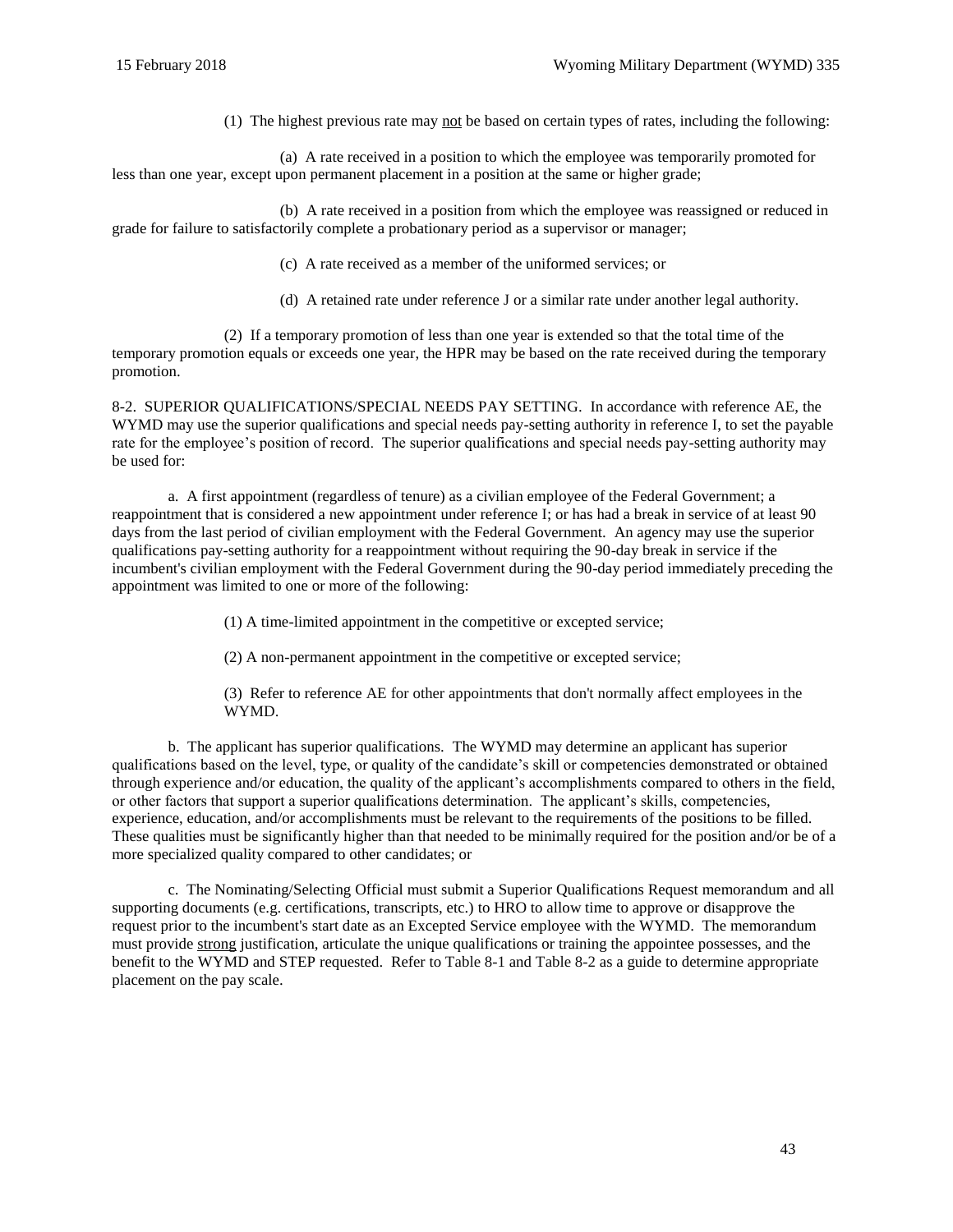(1) The highest previous rate may <u>not</u> be based on certain types of rates, including the following:

(a) A rate received in a position to which the employee was temporarily promoted for less than one year, except upon permanent placement in a position at the same or higher grade;

(b) A rate received in a position from which the employee was reassigned or reduced in grade for failure to satisfactorily complete a probationary period as a supervisor or manager;

(c) A rate received as a member of the uniformed services; or

(d) A retained rate under reference J or a similar rate under another legal authority.

(2) If a temporary promotion of less than one year is extended so that the total time of the temporary promotion equals or exceeds one year, the HPR may be based on the rate received during the temporary promotion.

8-2. SUPERIOR QUALIFICATIONS/SPECIAL NEEDS PAY SETTING. In accordance with reference AE, the WYMD may use the superior qualifications and special needs pay-setting authority in reference I, to set the payable rate for the employee's position of record. The superior qualifications and special needs pay-setting authority may be used for:

a. A first appointment (regardless of tenure) as a civilian employee of the Federal Government; a reappointment that is considered a new appointment under reference I; or has had a break in service of at least 90 days from the last period of civilian employment with the Federal Government. An agency may use the superior qualifications pay-setting authority for a reappointment without requiring the 90-day break in service if the incumbent's civilian employment with the Federal Government during the 90-day period immediately preceding the appointment was limited to one or more of the following:

(1) A time-limited appointment in the competitive or excepted service;

(2) A non-permanent appointment in the competitive or excepted service;

(3) Refer to reference AE for other appointments that don't normally affect employees in the WYMD.

b. The applicant has superior qualifications. The WYMD may determine an applicant has superior qualifications based on the level, type, or quality of the candidate's skill or competencies demonstrated or obtained through experience and/or education, the quality of the applicant's accomplishments compared to others in the field, or other factors that support a superior qualifications determination. The applicant's skills, competencies, experience, education, and/or accomplishments must be relevant to the requirements of the positions to be filled. These qualities must be significantly higher than that needed to be minimally required for the position and/or be of a more specialized quality compared to other candidates; or

c. The Nominating/Selecting Official must submit a Superior Qualifications Request memorandum and all supporting documents (e.g. certifications, transcripts, etc.) to HRO to allow time to approve or disapprove the request prior to the incumbent's start date as an Excepted Service employee with the WYMD. The memorandum must provide <u>strong</u> justification, articulate the unique qualifications or training the appointee possesses, and the benefit to the WYMD and STEP requested. Refer to Table 8-1 and Table 8-2 as a guide to determine appropriate placement on the pay scale.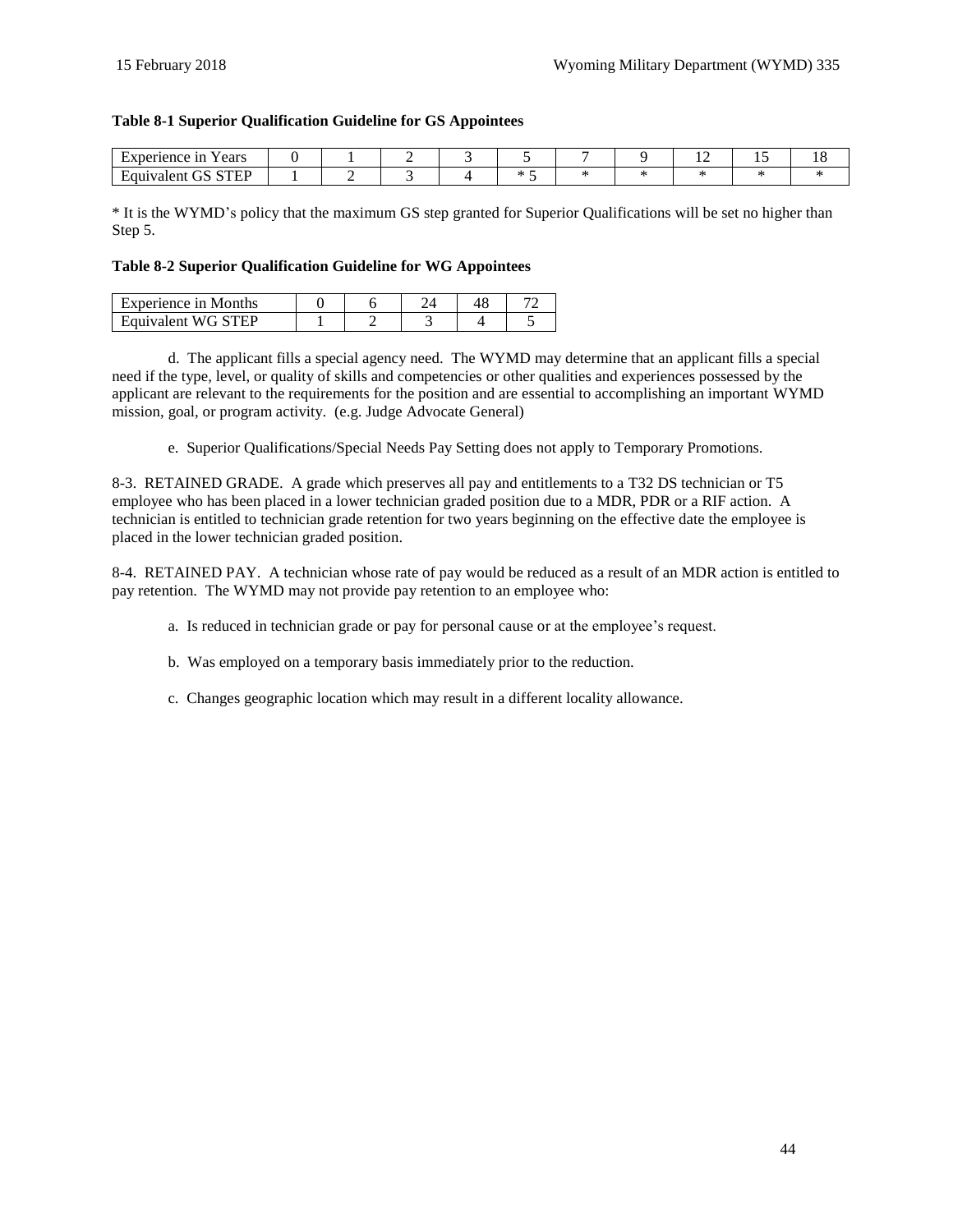**Table 8-1 Superior Qualification Guideline for GS Appointees**

| Experience in Years | 0 | 1 | 2 | 3 | 5 | 7 | 9 | 12 | 15 | 18 |
|---|---|---|---|---|---|---|---|---|---|---|
| Equivalent GS STEP | 1 | 2 | 3 | 4 | * 5 | * | * | * | * | * |

* It is the WYMD's policy that the maximum GS step granted for Superior Qualifications will be set no higher than Step 5.

**Table 8-2 Superior Qualification Guideline for WG Appointees**

| Experience in Months | 0 | 6 | 24 | 48 | 72 |
|---|---|---|---|---|---|
| Equivalent WG STEP | 1 | 2 | 3 | 4 | 5 |

d. The applicant fills a special agency need. The WYMD may determine that an applicant fills a special need if the type, level, or quality of skills and competencies or other qualities and experiences possessed by the applicant are relevant to the requirements for the position and are essential to accomplishing an important WYMD mission, goal, or program activity. (e.g. Judge Advocate General)

e. Superior Qualifications/Special Needs Pay Setting does not apply to Temporary Promotions.

8-3. RETAINED GRADE. A grade which preserves all pay and entitlements to a T32 DS technician or T5 employee who has been placed in a lower technician graded position due to a MDR, PDR or a RIF action. A technician is entitled to technician grade retention for two years beginning on the effective date the employee is placed in the lower technician graded position.

8-4. RETAINED PAY. A technician whose rate of pay would be reduced as a result of an MDR action is entitled to pay retention. The WYMD may not provide pay retention to an employee who:

a. Is reduced in technician grade or pay for personal cause or at the employee's request.

b. Was employed on a temporary basis immediately prior to the reduction.

c. Changes geographic location which may result in a different locality allowance.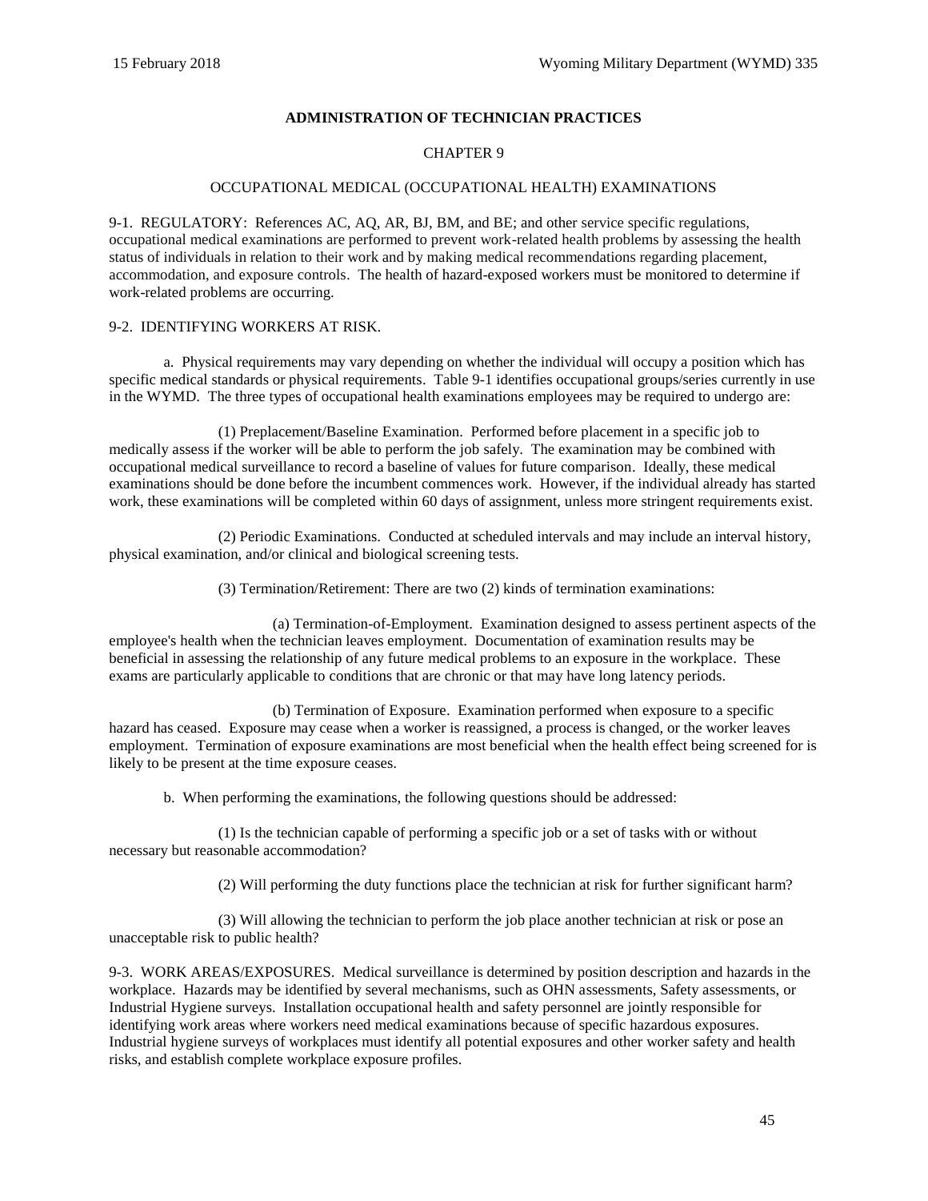## ADMINISTRATION OF TECHNICIAN PRACTICES

### CHAPTER 9

### OCCUPATIONAL MEDICAL (OCCUPATIONAL HEALTH) EXAMINATIONS

9-1. REGULATORY: References AC, AQ, AR, BJ, BM, and BE; and other service specific regulations, occupational medical examinations are performed to prevent work-related health problems by assessing the health status of individuals in relation to their work and by making medical recommendations regarding placement, accommodation, and exposure controls. The health of hazard-exposed workers must be monitored to determine if work-related problems are occurring.

9-2. IDENTIFYING WORKERS AT RISK.

a. Physical requirements may vary depending on whether the individual will occupy a position which has specific medical standards or physical requirements. Table 9-1 identifies occupational groups/series currently in use in the WYMD. The three types of occupational health examinations employees may be required to undergo are:

(1) Preplacement/Baseline Examination. Performed before placement in a specific job to medically assess if the worker will be able to perform the job safely. The examination may be combined with occupational medical surveillance to record a baseline of values for future comparison. Ideally, these medical examinations should be done before the incumbent commences work. However, if the individual already has started work, these examinations will be completed within 60 days of assignment, unless more stringent requirements exist.

(2) Periodic Examinations. Conducted at scheduled intervals and may include an interval history, physical examination, and/or clinical and biological screening tests.

(3) Termination/Retirement: There are two (2) kinds of termination examinations:

(a) Termination-of-Employment. Examination designed to assess pertinent aspects of the employee's health when the technician leaves employment. Documentation of examination results may be beneficial in assessing the relationship of any future medical problems to an exposure in the workplace. These exams are particularly applicable to conditions that are chronic or that may have long latency periods.

(b) Termination of Exposure. Examination performed when exposure to a specific hazard has ceased. Exposure may cease when a worker is reassigned, a process is changed, or the worker leaves employment. Termination of exposure examinations are most beneficial when the health effect being screened for is likely to be present at the time exposure ceases.

b. When performing the examinations, the following questions should be addressed:

(1) Is the technician capable of performing a specific job or a set of tasks with or without necessary but reasonable accommodation?

(2) Will performing the duty functions place the technician at risk for further significant harm?

(3) Will allowing the technician to perform the job place another technician at risk or pose an unacceptable risk to public health?

9-3. WORK AREAS/EXPOSURES. Medical surveillance is determined by position description and hazards in the workplace. Hazards may be identified by several mechanisms, such as OHN assessments, Safety assessments, or Industrial Hygiene surveys. Installation occupational health and safety personnel are jointly responsible for identifying work areas where workers need medical examinations because of specific hazardous exposures. Industrial hygiene surveys of workplaces must identify all potential exposures and other worker safety and health risks, and establish complete workplace exposure profiles.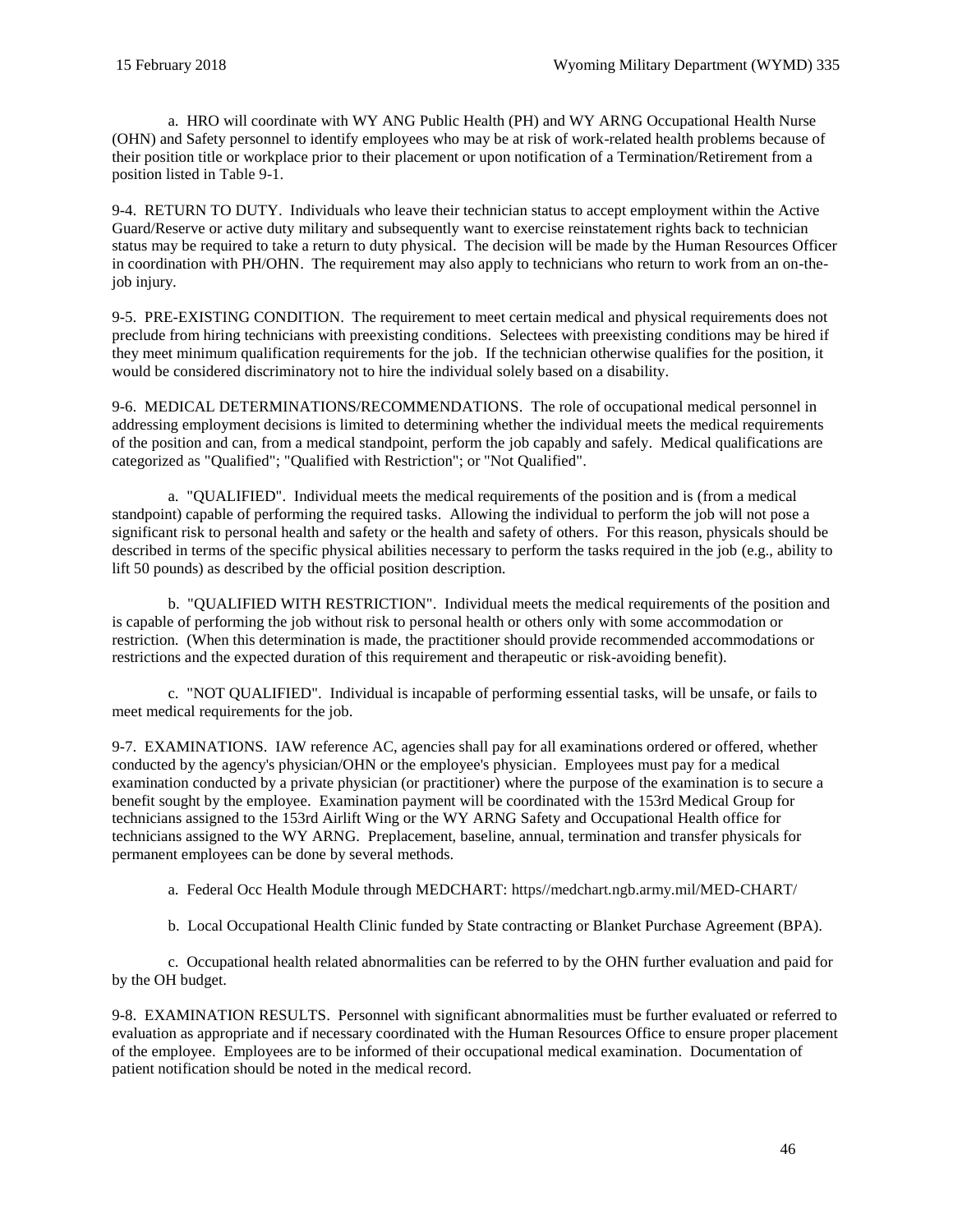a. HRO will coordinate with WY ANG Public Health (PH) and WY ARNG Occupational Health Nurse (OHN) and Safety personnel to identify employees who may be at risk of work-related health problems because of their position title or workplace prior to their placement or upon notification of a Termination/Retirement from a position listed in Table 9-1.

9-4. RETURN TO DUTY. Individuals who leave their technician status to accept employment within the Active Guard/Reserve or active duty military and subsequently want to exercise reinstatement rights back to technician status may be required to take a return to duty physical. The decision will be made by the Human Resources Officer in coordination with PH/OHN. The requirement may also apply to technicians who return to work from an on-the-job injury.

9-5. PRE-EXISTING CONDITION. The requirement to meet certain medical and physical requirements does not preclude from hiring technicians with preexisting conditions. Selectees with preexisting conditions may be hired if they meet minimum qualification requirements for the job. If the technician otherwise qualifies for the position, it would be considered discriminatory not to hire the individual solely based on a disability.

9-6. MEDICAL DETERMINATIONS/RECOMMENDATIONS. The role of occupational medical personnel in addressing employment decisions is limited to determining whether the individual meets the medical requirements of the position and can, from a medical standpoint, perform the job capably and safely. Medical qualifications are categorized as "Qualified"; "Qualified with Restriction"; or "Not Qualified".

a. "QUALIFIED". Individual meets the medical requirements of the position and is (from a medical standpoint) capable of performing the required tasks. Allowing the individual to perform the job will not pose a significant risk to personal health and safety or the health and safety of others. For this reason, physicals should be described in terms of the specific physical abilities necessary to perform the tasks required in the job (e.g., ability to lift 50 pounds) as described by the official position description.

b. "QUALIFIED WITH RESTRICTION". Individual meets the medical requirements of the position and is capable of performing the job without risk to personal health or others only with some accommodation or restriction. (When this determination is made, the practitioner should provide recommended accommodations or restrictions and the expected duration of this requirement and therapeutic or risk-avoiding benefit).

c. "NOT QUALIFIED". Individual is incapable of performing essential tasks, will be unsafe, or fails to meet medical requirements for the job.

9-7. EXAMINATIONS. IAW reference AC, agencies shall pay for all examinations ordered or offered, whether conducted by the agency's physician/OHN or the employee's physician. Employees must pay for a medical examination conducted by a private physician (or practitioner) where the purpose of the examination is to secure a benefit sought by the employee. Examination payment will be coordinated with the 153rd Medical Group for technicians assigned to the 153rd Airlift Wing or the WY ARNG Safety and Occupational Health office for technicians assigned to the WY ARNG. Preplacement, baseline, annual, termination and transfer physicals for permanent employees can be done by several methods.

a. Federal Occ Health Module through MEDCHART: https//medchart.ngb.army.mil/MED-CHART/

b. Local Occupational Health Clinic funded by State contracting or Blanket Purchase Agreement (BPA).

c. Occupational health related abnormalities can be referred to by the OHN further evaluation and paid for by the OH budget.

9-8. EXAMINATION RESULTS. Personnel with significant abnormalities must be further evaluated or referred to evaluation as appropriate and if necessary coordinated with the Human Resources Office to ensure proper placement of the employee. Employees are to be informed of their occupational medical examination. Documentation of patient notification should be noted in the medical record.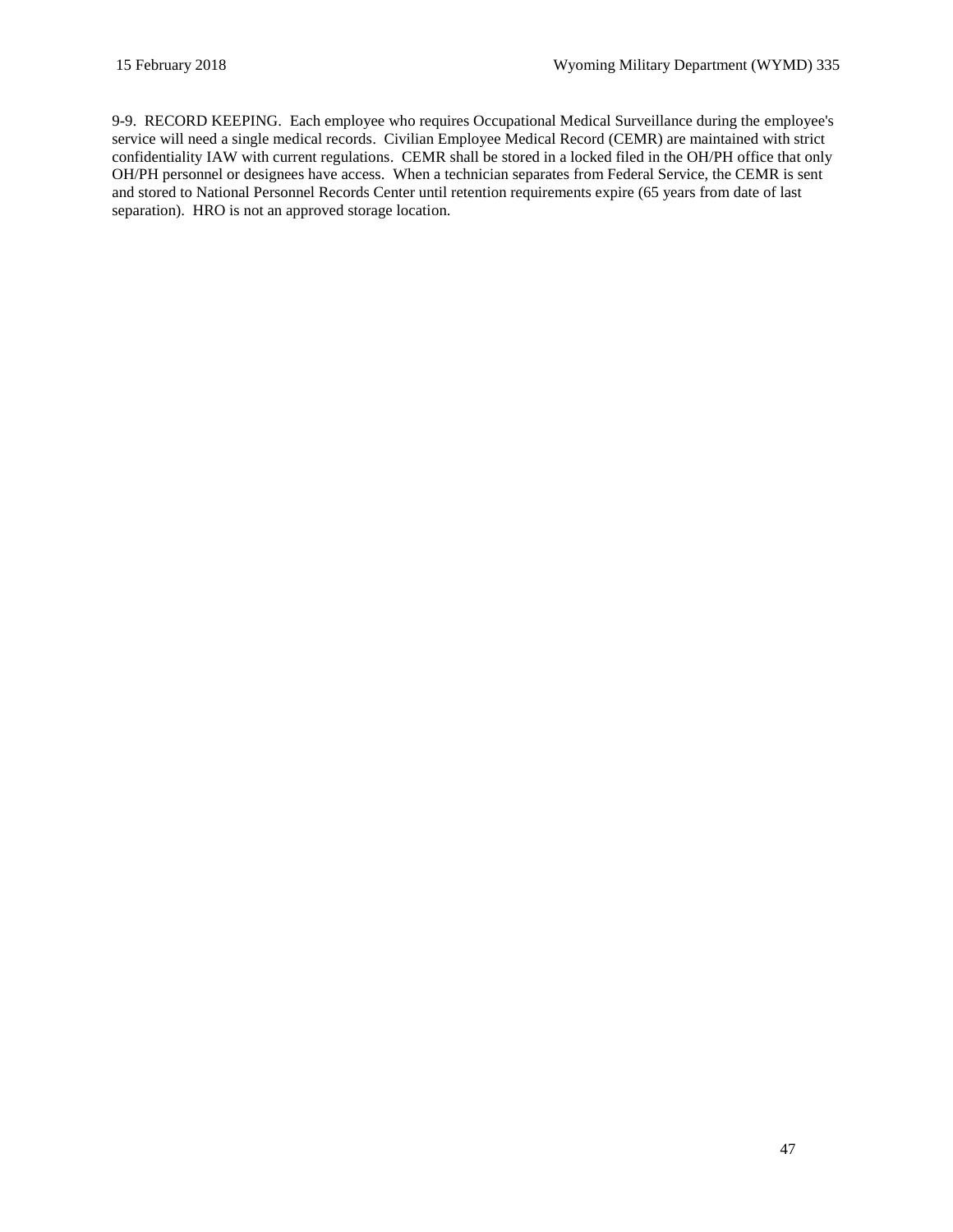9-9. RECORD KEEPING. Each employee who requires Occupational Medical Surveillance during the employee's service will need a single medical records. Civilian Employee Medical Record (CEMR) are maintained with strict confidentiality IAW with current regulations. CEMR shall be stored in a locked filed in the OH/PH office that only OH/PH personnel or designees have access. When a technician separates from Federal Service, the CEMR is sent and stored to National Personnel Records Center until retention requirements expire (65 years from date of last separation). HRO is not an approved storage location.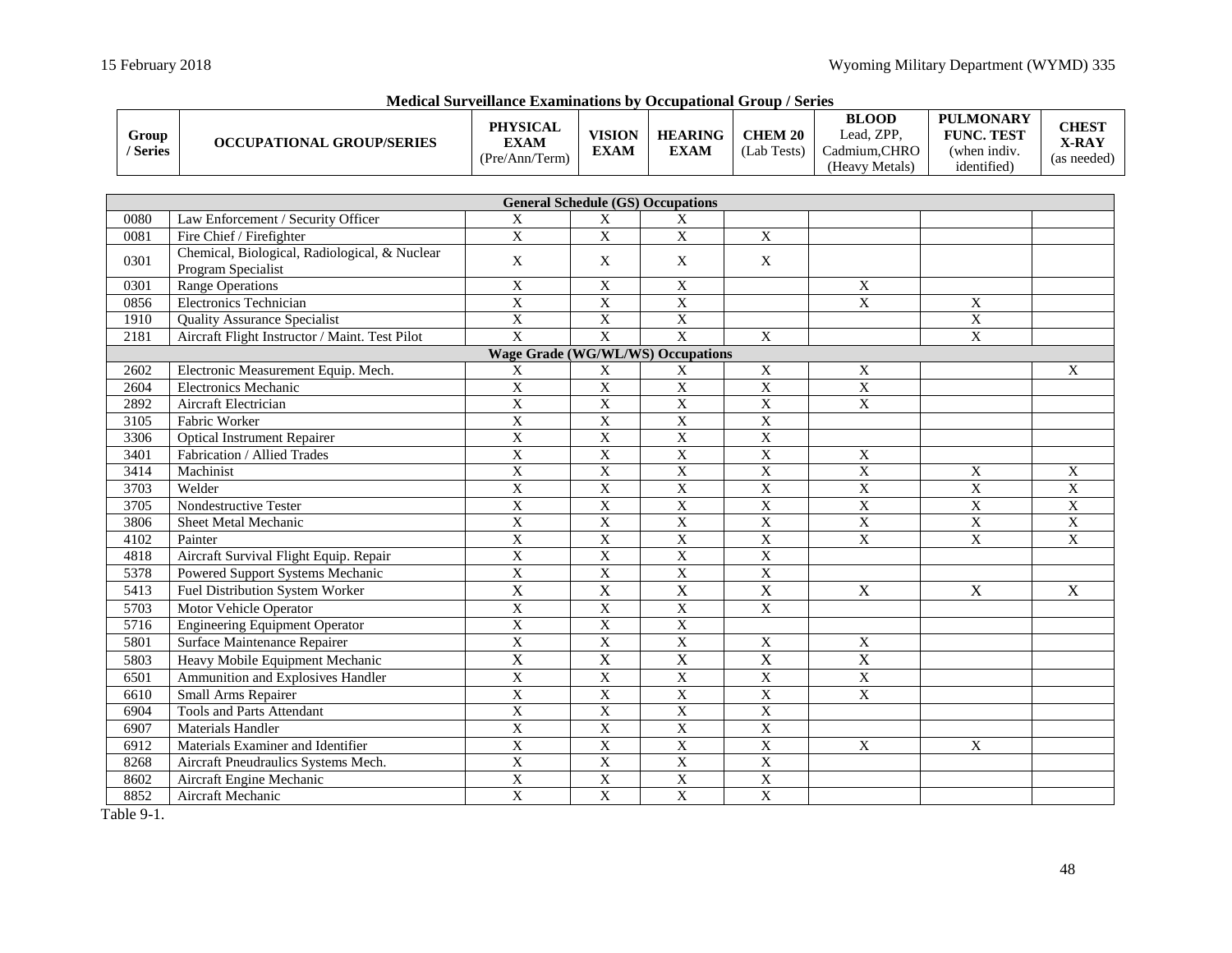**Medical Surveillance Examinations by Occupational Group / Series**

| Group / Series | OCCUPATIONAL GROUP/SERIES | PHYSICAL EXAM (Pre/Ann/Term) | VISION EXAM | HEARING EXAM | CHEM 20 (Lab Tests) | BLOOD Lead, ZPP, Cadmium,CHRO (Heavy Metals) | PULMONARY FUNC. TEST (when indiv. identified) | CHEST X-RAY (as needed) |
|---|---|---|---|---|---|---|---|---|
| **General Schedule (GS) Occupations** | | | | | | | | |
| 0080 | Law Enforcement / Security Officer | X | X | X | | | | |
| 0081 | Fire Chief / Firefighter | X | X | X | X | | | |
| 0301 | Chemical, Biological, Radiological, & Nuclear Program Specialist | X | X | X | X | | | |
| 0301 | Range Operations | X | X | X | | X | | |
| 0856 | Electronics Technician | X | X | X | | X | X | |
| 1910 | Quality Assurance Specialist | X | X | X | | | X | |
| 2181 | Aircraft Flight Instructor / Maint. Test Pilot | X | X | X | X | | X | |
| **Wage Grade (WG/WL/WS) Occupations** | | | | | | | | |
| 2602 | Electronic Measurement Equip. Mech. | X | X | X | X | X | | X |
| 2604 | Electronics Mechanic | X | X | X | X | X | | |
| 2892 | Aircraft Electrician | X | X | X | X | X | | |
| 3105 | Fabric Worker | X | X | X | X | | | |
| 3306 | Optical Instrument Repairer | X | X | X | X | | | |
| 3401 | Fabrication / Allied Trades | X | X | X | X | X | | |
| 3414 | Machinist | X | X | X | X | X | X | X |
| 3703 | Welder | X | X | X | X | X | X | X |
| 3705 | Nondestructive Tester | X | X | X | X | X | X | X |
| 3806 | Sheet Metal Mechanic | X | X | X | X | X | X | X |
| 4102 | Painter | X | X | X | X | X | X | X |
| 4818 | Aircraft Survival Flight Equip. Repair | X | X | X | X | | | |
| 5378 | Powered Support Systems Mechanic | X | X | X | X | | | |
| 5413 | Fuel Distribution System Worker | X | X | X | X | X | X | X |
| 5703 | Motor Vehicle Operator | X | X | X | X | | | |
| 5716 | Engineering Equipment Operator | X | X | X | | | | |
| 5801 | Surface Maintenance Repairer | X | X | X | X | X | | |
| 5803 | Heavy Mobile Equipment Mechanic | X | X | X | X | X | | |
| 6501 | Ammunition and Explosives Handler | X | X | X | X | X | | |
| 6610 | Small Arms Repairer | X | X | X | X | X | | |
| 6904 | Tools and Parts Attendant | X | X | X | X | | | |
| 6907 | Materials Handler | X | X | X | X | | | |
| 6912 | Materials Examiner and Identifier | X | X | X | X | X | X | |
| 8268 | Aircraft Pneudraulics Systems Mech. | X | X | X | X | | | |
| 8602 | Aircraft Engine Mechanic | X | X | X | X | | | |
| 8852 | Aircraft Mechanic | X | X | X | X | | | |

Table 9-1.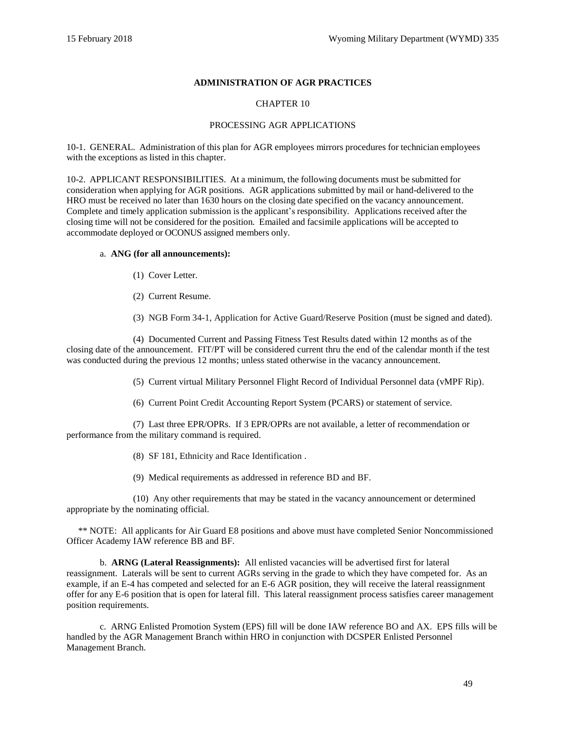**ADMINISTRATION OF AGR PRACTICES**

CHAPTER 10

PROCESSING AGR APPLICATIONS

10-1. GENERAL. Administration of this plan for AGR employees mirrors procedures for technician employees with the exceptions as listed in this chapter.

10-2. APPLICANT RESPONSIBILITIES. At a minimum, the following documents must be submitted for consideration when applying for AGR positions. AGR applications submitted by mail or hand-delivered to the HRO must be received no later than 1630 hours on the closing date specified on the vacancy announcement. Complete and timely application submission is the applicant's responsibility. Applications received after the closing time will not be considered for the position. Emailed and facsimile applications will be accepted to accommodate deployed or OCONUS assigned members only.

a. **ANG (for all announcements):**

(1) Cover Letter.

(2) Current Resume.

(3) NGB Form 34-1, Application for Active Guard/Reserve Position (must be signed and dated).

(4) Documented Current and Passing Fitness Test Results dated within 12 months as of the closing date of the announcement. FIT/PT will be considered current thru the end of the calendar month if the test was conducted during the previous 12 months; unless stated otherwise in the vacancy announcement.

(5) Current virtual Military Personnel Flight Record of Individual Personnel data (vMPF Rip).

(6) Current Point Credit Accounting Report System (PCARS) or statement of service.

(7) Last three EPR/OPRs. If 3 EPR/OPRs are not available, a letter of recommendation or performance from the military command is required.

(8) SF 181, Ethnicity and Race Identification .

(9) Medical requirements as addressed in reference BD and BF.

(10) Any other requirements that may be stated in the vacancy announcement or determined appropriate by the nominating official.

** NOTE: All applicants for Air Guard E8 positions and above must have completed Senior Noncommissioned Officer Academy IAW reference BB and BF.

b. **ARNG (Lateral Reassignments):** All enlisted vacancies will be advertised first for lateral reassignment. Laterals will be sent to current AGRs serving in the grade to which they have competed for. As an example, if an E-4 has competed and selected for an E-6 AGR position, they will receive the lateral reassignment offer for any E-6 position that is open for lateral fill. This lateral reassignment process satisfies career management position requirements.

c. ARNG Enlisted Promotion System (EPS) fill will be done IAW reference BO and AX. EPS fills will be handled by the AGR Management Branch within HRO in conjunction with DCSPER Enlisted Personnel Management Branch.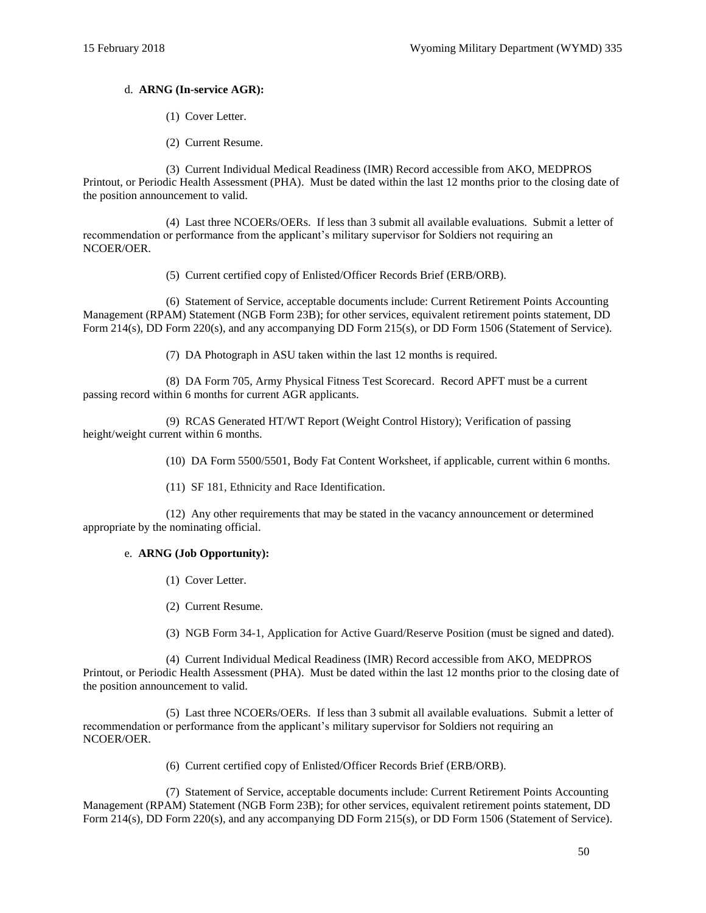d. **ARNG (In-service AGR):**

(1) Cover Letter.

(2) Current Resume.

(3) Current Individual Medical Readiness (IMR) Record accessible from AKO, MEDPROS Printout, or Periodic Health Assessment (PHA). Must be dated within the last 12 months prior to the closing date of the position announcement to valid.

(4) Last three NCOERs/OERs. If less than 3 submit all available evaluations. Submit a letter of recommendation or performance from the applicant's military supervisor for Soldiers not requiring an NCOER/OER.

(5) Current certified copy of Enlisted/Officer Records Brief (ERB/ORB).

(6) Statement of Service, acceptable documents include: Current Retirement Points Accounting Management (RPAM) Statement (NGB Form 23B); for other services, equivalent retirement points statement, DD Form 214(s), DD Form 220(s), and any accompanying DD Form 215(s), or DD Form 1506 (Statement of Service).

(7) DA Photograph in ASU taken within the last 12 months is required.

(8) DA Form 705, Army Physical Fitness Test Scorecard. Record APFT must be a current passing record within 6 months for current AGR applicants.

(9) RCAS Generated HT/WT Report (Weight Control History); Verification of passing height/weight current within 6 months.

(10) DA Form 5500/5501, Body Fat Content Worksheet, if applicable, current within 6 months.

(11) SF 181, Ethnicity and Race Identification.

(12) Any other requirements that may be stated in the vacancy announcement or determined appropriate by the nominating official.

e. **ARNG (Job Opportunity):**

(1) Cover Letter.

(2) Current Resume.

(3) NGB Form 34-1, Application for Active Guard/Reserve Position (must be signed and dated).

(4) Current Individual Medical Readiness (IMR) Record accessible from AKO, MEDPROS Printout, or Periodic Health Assessment (PHA). Must be dated within the last 12 months prior to the closing date of the position announcement to valid.

(5) Last three NCOERs/OERs. If less than 3 submit all available evaluations. Submit a letter of recommendation or performance from the applicant's military supervisor for Soldiers not requiring an NCOER/OER.

(6) Current certified copy of Enlisted/Officer Records Brief (ERB/ORB).

(7) Statement of Service, acceptable documents include: Current Retirement Points Accounting Management (RPAM) Statement (NGB Form 23B); for other services, equivalent retirement points statement, DD Form 214(s), DD Form 220(s), and any accompanying DD Form 215(s), or DD Form 1506 (Statement of Service).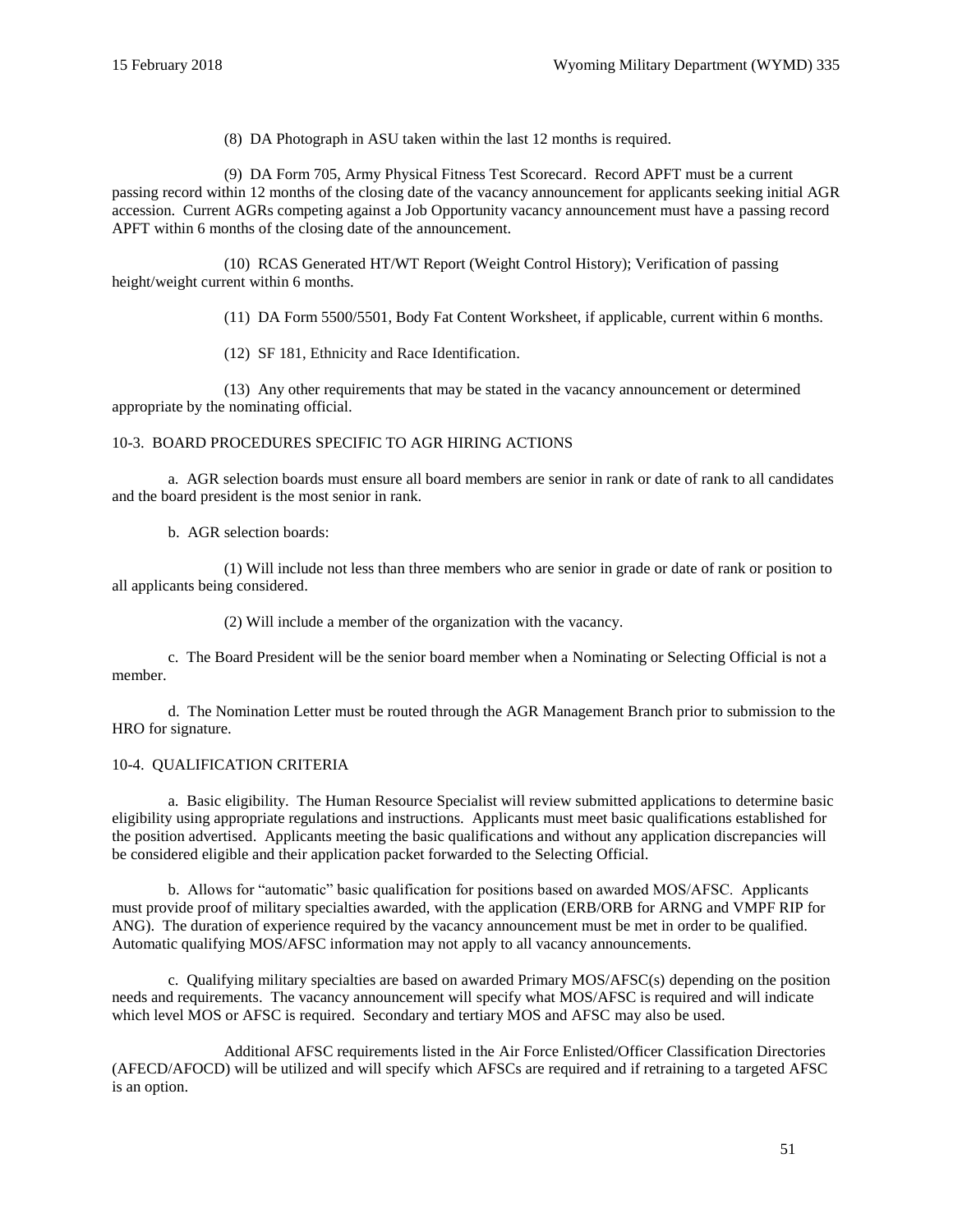(8) DA Photograph in ASU taken within the last 12 months is required.

(9) DA Form 705, Army Physical Fitness Test Scorecard. Record APFT must be a current passing record within 12 months of the closing date of the vacancy announcement for applicants seeking initial AGR accession. Current AGRs competing against a Job Opportunity vacancy announcement must have a passing record APFT within 6 months of the closing date of the announcement.

(10) RCAS Generated HT/WT Report (Weight Control History); Verification of passing height/weight current within 6 months.

(11) DA Form 5500/5501, Body Fat Content Worksheet, if applicable, current within 6 months.

(12) SF 181, Ethnicity and Race Identification.

(13) Any other requirements that may be stated in the vacancy announcement or determined appropriate by the nominating official.

## 10-3. BOARD PROCEDURES SPECIFIC TO AGR HIRING ACTIONS

a. AGR selection boards must ensure all board members are senior in rank or date of rank to all candidates and the board president is the most senior in rank.

b. AGR selection boards:

(1) Will include not less than three members who are senior in grade or date of rank or position to all applicants being considered.

(2) Will include a member of the organization with the vacancy.

c. The Board President will be the senior board member when a Nominating or Selecting Official is not a member.

d. The Nomination Letter must be routed through the AGR Management Branch prior to submission to the HRO for signature.

## 10-4. QUALIFICATION CRITERIA

a. Basic eligibility. The Human Resource Specialist will review submitted applications to determine basic eligibility using appropriate regulations and instructions. Applicants must meet basic qualifications established for the position advertised. Applicants meeting the basic qualifications and without any application discrepancies will be considered eligible and their application packet forwarded to the Selecting Official.

b. Allows for "automatic" basic qualification for positions based on awarded MOS/AFSC. Applicants must provide proof of military specialties awarded, with the application (ERB/ORB for ARNG and VMPF RIP for ANG). The duration of experience required by the vacancy announcement must be met in order to be qualified. Automatic qualifying MOS/AFSC information may not apply to all vacancy announcements.

c. Qualifying military specialties are based on awarded Primary MOS/AFSC(s) depending on the position needs and requirements. The vacancy announcement will specify what MOS/AFSC is required and will indicate which level MOS or AFSC is required. Secondary and tertiary MOS and AFSC may also be used.

Additional AFSC requirements listed in the Air Force Enlisted/Officer Classification Directories (AFECD/AFOCD) will be utilized and will specify which AFSCs are required and if retraining to a targeted AFSC is an option.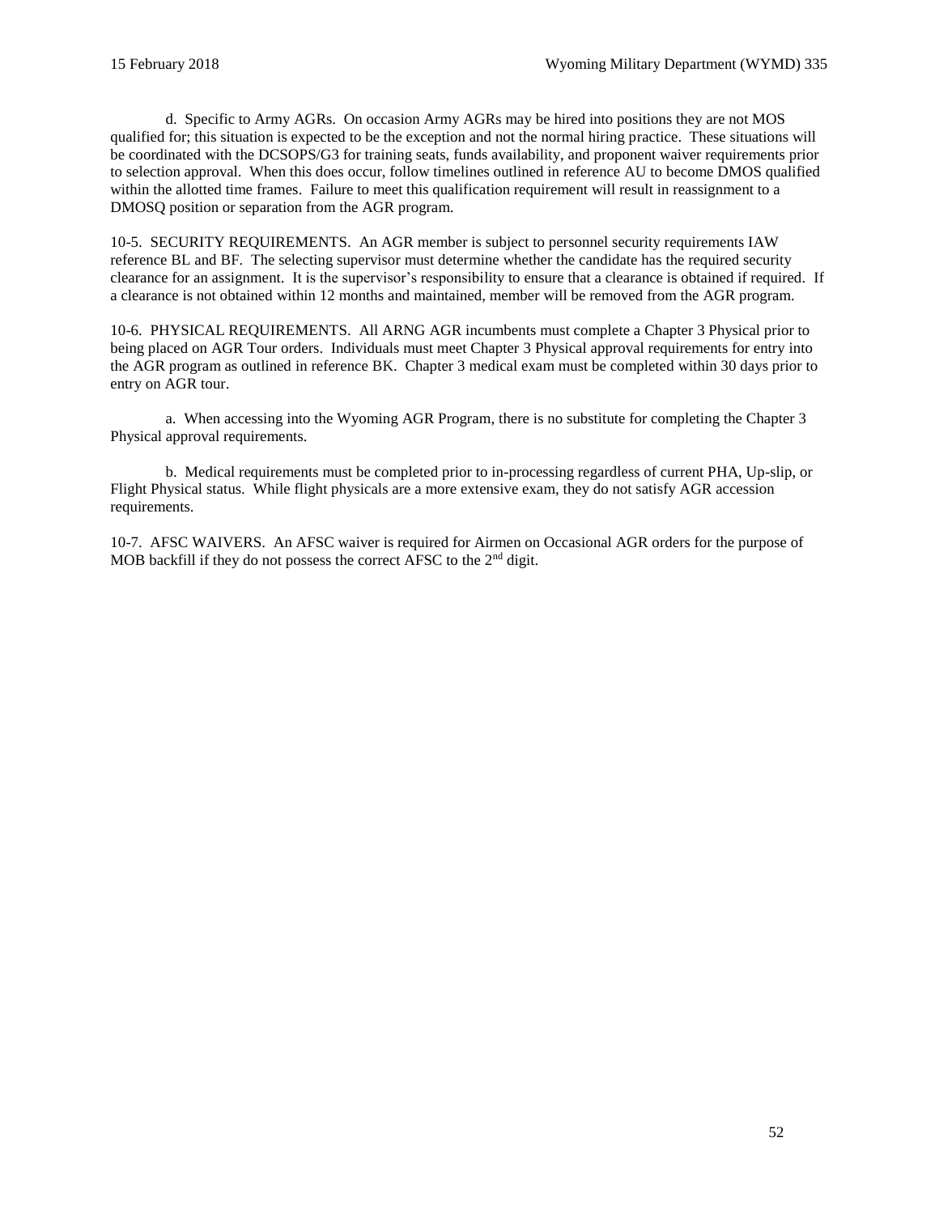d. Specific to Army AGRs. On occasion Army AGRs may be hired into positions they are not MOS qualified for; this situation is expected to be the exception and not the normal hiring practice. These situations will be coordinated with the DCSOPS/G3 for training seats, funds availability, and proponent waiver requirements prior to selection approval. When this does occur, follow timelines outlined in reference AU to become DMOS qualified within the allotted time frames. Failure to meet this qualification requirement will result in reassignment to a DMOSQ position or separation from the AGR program.

10-5. SECURITY REQUIREMENTS. An AGR member is subject to personnel security requirements IAW reference BL and BF. The selecting supervisor must determine whether the candidate has the required security clearance for an assignment. It is the supervisor's responsibility to ensure that a clearance is obtained if required. If a clearance is not obtained within 12 months and maintained, member will be removed from the AGR program.

10-6. PHYSICAL REQUIREMENTS. All ARNG AGR incumbents must complete a Chapter 3 Physical prior to being placed on AGR Tour orders. Individuals must meet Chapter 3 Physical approval requirements for entry into the AGR program as outlined in reference BK. Chapter 3 medical exam must be completed within 30 days prior to entry on AGR tour.

a. When accessing into the Wyoming AGR Program, there is no substitute for completing the Chapter 3 Physical approval requirements.

b. Medical requirements must be completed prior to in-processing regardless of current PHA, Up-slip, or Flight Physical status. While flight physicals are a more extensive exam, they do not satisfy AGR accession requirements.

10-7. AFSC WAIVERS. An AFSC waiver is required for Airmen on Occasional AGR orders for the purpose of MOB backfill if they do not possess the correct AFSC to the 2nd digit.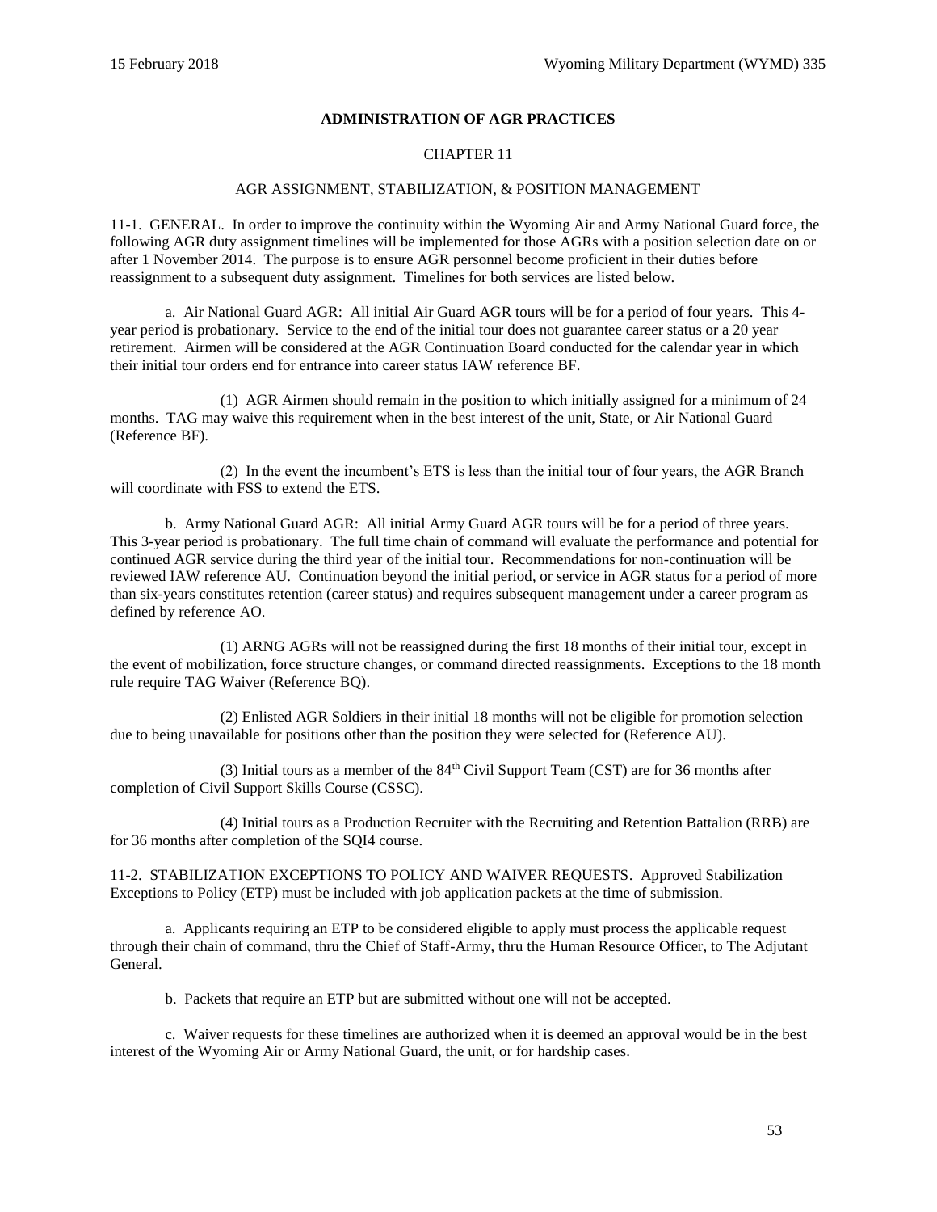## ADMINISTRATION OF AGR PRACTICES

CHAPTER 11

AGR ASSIGNMENT, STABILIZATION, & POSITION MANAGEMENT

11-1. GENERAL. In order to improve the continuity within the Wyoming Air and Army National Guard force, the following AGR duty assignment timelines will be implemented for those AGRs with a position selection date on or after 1 November 2014. The purpose is to ensure AGR personnel become proficient in their duties before reassignment to a subsequent duty assignment. Timelines for both services are listed below.

a. Air National Guard AGR: All initial Air Guard AGR tours will be for a period of four years. This 4-year period is probationary. Service to the end of the initial tour does not guarantee career status or a 20 year retirement. Airmen will be considered at the AGR Continuation Board conducted for the calendar year in which their initial tour orders end for entrance into career status IAW reference BF.

(1) AGR Airmen should remain in the position to which initially assigned for a minimum of 24 months. TAG may waive this requirement when in the best interest of the unit, State, or Air National Guard (Reference BF).

(2) In the event the incumbent's ETS is less than the initial tour of four years, the AGR Branch will coordinate with FSS to extend the ETS.

b. Army National Guard AGR: All initial Army Guard AGR tours will be for a period of three years. This 3-year period is probationary. The full time chain of command will evaluate the performance and potential for continued AGR service during the third year of the initial tour. Recommendations for non-continuation will be reviewed IAW reference AU. Continuation beyond the initial period, or service in AGR status for a period of more than six-years constitutes retention (career status) and requires subsequent management under a career program as defined by reference AO.

(1) ARNG AGRs will not be reassigned during the first 18 months of their initial tour, except in the event of mobilization, force structure changes, or command directed reassignments. Exceptions to the 18 month rule require TAG Waiver (Reference BQ).

(2) Enlisted AGR Soldiers in their initial 18 months will not be eligible for promotion selection due to being unavailable for positions other than the position they were selected for (Reference AU).

(3) Initial tours as a member of the 84th Civil Support Team (CST) are for 36 months after completion of Civil Support Skills Course (CSSC).

(4) Initial tours as a Production Recruiter with the Recruiting and Retention Battalion (RRB) are for 36 months after completion of the SQI4 course.

11-2. STABILIZATION EXCEPTIONS TO POLICY AND WAIVER REQUESTS. Approved Stabilization Exceptions to Policy (ETP) must be included with job application packets at the time of submission.

a. Applicants requiring an ETP to be considered eligible to apply must process the applicable request through their chain of command, thru the Chief of Staff-Army, thru the Human Resource Officer, to The Adjutant General.

b. Packets that require an ETP but are submitted without one will not be accepted.

c. Waiver requests for these timelines are authorized when it is deemed an approval would be in the best interest of the Wyoming Air or Army National Guard, the unit, or for hardship cases.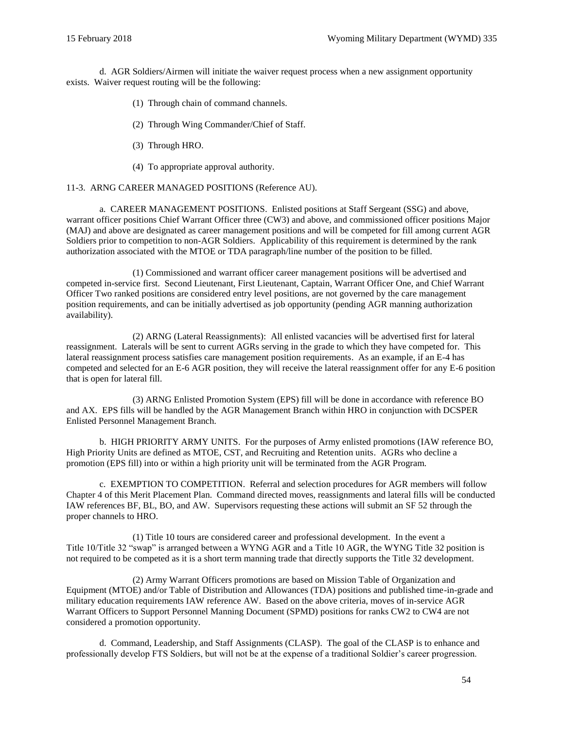d. AGR Soldiers/Airmen will initiate the waiver request process when a new assignment opportunity exists. Waiver request routing will be the following:

(1) Through chain of command channels.

(2) Through Wing Commander/Chief of Staff.

(3) Through HRO.

(4) To appropriate approval authority.

11-3. ARNG CAREER MANAGED POSITIONS (Reference AU).

a. CAREER MANAGEMENT POSITIONS. Enlisted positions at Staff Sergeant (SSG) and above, warrant officer positions Chief Warrant Officer three (CW3) and above, and commissioned officer positions Major (MAJ) and above are designated as career management positions and will be competed for fill among current AGR Soldiers prior to competition to non-AGR Soldiers. Applicability of this requirement is determined by the rank authorization associated with the MTOE or TDA paragraph/line number of the position to be filled.

(1) Commissioned and warrant officer career management positions will be advertised and competed in-service first. Second Lieutenant, First Lieutenant, Captain, Warrant Officer One, and Chief Warrant Officer Two ranked positions are considered entry level positions, are not governed by the care management position requirements, and can be initially advertised as job opportunity (pending AGR manning authorization availability).

(2) ARNG (Lateral Reassignments): All enlisted vacancies will be advertised first for lateral reassignment. Laterals will be sent to current AGRs serving in the grade to which they have competed for. This lateral reassignment process satisfies care management position requirements. As an example, if an E-4 has competed and selected for an E-6 AGR position, they will receive the lateral reassignment offer for any E-6 position that is open for lateral fill.

(3) ARNG Enlisted Promotion System (EPS) fill will be done in accordance with reference BO and AX. EPS fills will be handled by the AGR Management Branch within HRO in conjunction with DCSPER Enlisted Personnel Management Branch.

b. HIGH PRIORITY ARMY UNITS. For the purposes of Army enlisted promotions (IAW reference BO, High Priority Units are defined as MTOE, CST, and Recruiting and Retention units. AGRs who decline a promotion (EPS fill) into or within a high priority unit will be terminated from the AGR Program.

c. EXEMPTION TO COMPETITION. Referral and selection procedures for AGR members will follow Chapter 4 of this Merit Placement Plan. Command directed moves, reassignments and lateral fills will be conducted IAW references BF, BL, BO, and AW. Supervisors requesting these actions will submit an SF 52 through the proper channels to HRO.

(1) Title 10 tours are considered career and professional development. In the event a Title 10/Title 32 "swap" is arranged between a WYNG AGR and a Title 10 AGR, the WYNG Title 32 position is not required to be competed as it is a short term manning trade that directly supports the Title 32 development.

(2) Army Warrant Officers promotions are based on Mission Table of Organization and Equipment (MTOE) and/or Table of Distribution and Allowances (TDA) positions and published time-in-grade and military education requirements IAW reference AW. Based on the above criteria, moves of in-service AGR Warrant Officers to Support Personnel Manning Document (SPMD) positions for ranks CW2 to CW4 are not considered a promotion opportunity.

d. Command, Leadership, and Staff Assignments (CLASP). The goal of the CLASP is to enhance and professionally develop FTS Soldiers, but will not be at the expense of a traditional Soldier's career progression.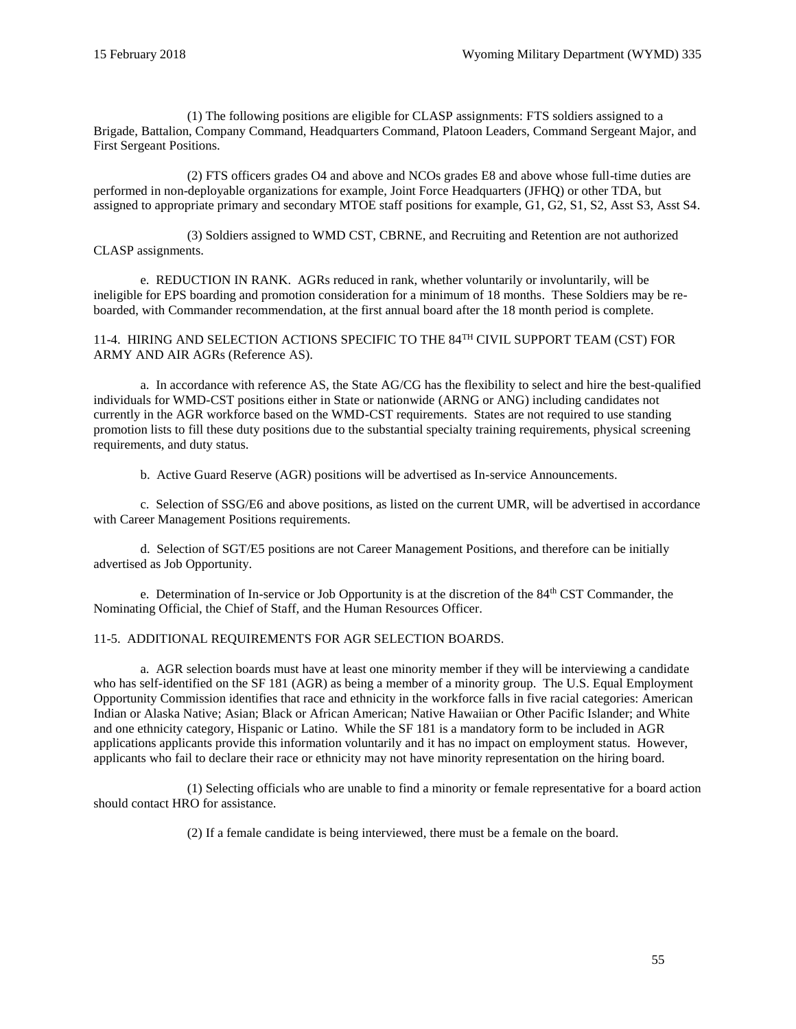(1) The following positions are eligible for CLASP assignments: FTS soldiers assigned to a Brigade, Battalion, Company Command, Headquarters Command, Platoon Leaders, Command Sergeant Major, and First Sergeant Positions.

(2) FTS officers grades O4 and above and NCOs grades E8 and above whose full-time duties are performed in non-deployable organizations for example, Joint Force Headquarters (JFHQ) or other TDA, but assigned to appropriate primary and secondary MTOE staff positions for example, G1, G2, S1, S2, Asst S3, Asst S4.

(3) Soldiers assigned to WMD CST, CBRNE, and Recruiting and Retention are not authorized CLASP assignments.

e. REDUCTION IN RANK. AGRs reduced in rank, whether voluntarily or involuntarily, will be ineligible for EPS boarding and promotion consideration for a minimum of 18 months. These Soldiers may be re-boarded, with Commander recommendation, at the first annual board after the 18 month period is complete.

11-4. HIRING AND SELECTION ACTIONS SPECIFIC TO THE 84TH CIVIL SUPPORT TEAM (CST) FOR ARMY AND AIR AGRs (Reference AS).

a. In accordance with reference AS, the State AG/CG has the flexibility to select and hire the best-qualified individuals for WMD-CST positions either in State or nationwide (ARNG or ANG) including candidates not currently in the AGR workforce based on the WMD-CST requirements. States are not required to use standing promotion lists to fill these duty positions due to the substantial specialty training requirements, physical screening requirements, and duty status.

b. Active Guard Reserve (AGR) positions will be advertised as In-service Announcements.

c. Selection of SSG/E6 and above positions, as listed on the current UMR, will be advertised in accordance with Career Management Positions requirements.

d. Selection of SGT/E5 positions are not Career Management Positions, and therefore can be initially advertised as Job Opportunity.

e. Determination of In-service or Job Opportunity is at the discretion of the 84th CST Commander, the Nominating Official, the Chief of Staff, and the Human Resources Officer.

11-5. ADDITIONAL REQUIREMENTS FOR AGR SELECTION BOARDS.

a. AGR selection boards must have at least one minority member if they will be interviewing a candidate who has self-identified on the SF 181 (AGR) as being a member of a minority group. The U.S. Equal Employment Opportunity Commission identifies that race and ethnicity in the workforce falls in five racial categories: American Indian or Alaska Native; Asian; Black or African American; Native Hawaiian or Other Pacific Islander; and White and one ethnicity category, Hispanic or Latino. While the SF 181 is a mandatory form to be included in AGR applications applicants provide this information voluntarily and it has no impact on employment status. However, applicants who fail to declare their race or ethnicity may not have minority representation on the hiring board.

(1) Selecting officials who are unable to find a minority or female representative for a board action should contact HRO for assistance.

(2) If a female candidate is being interviewed, there must be a female on the board.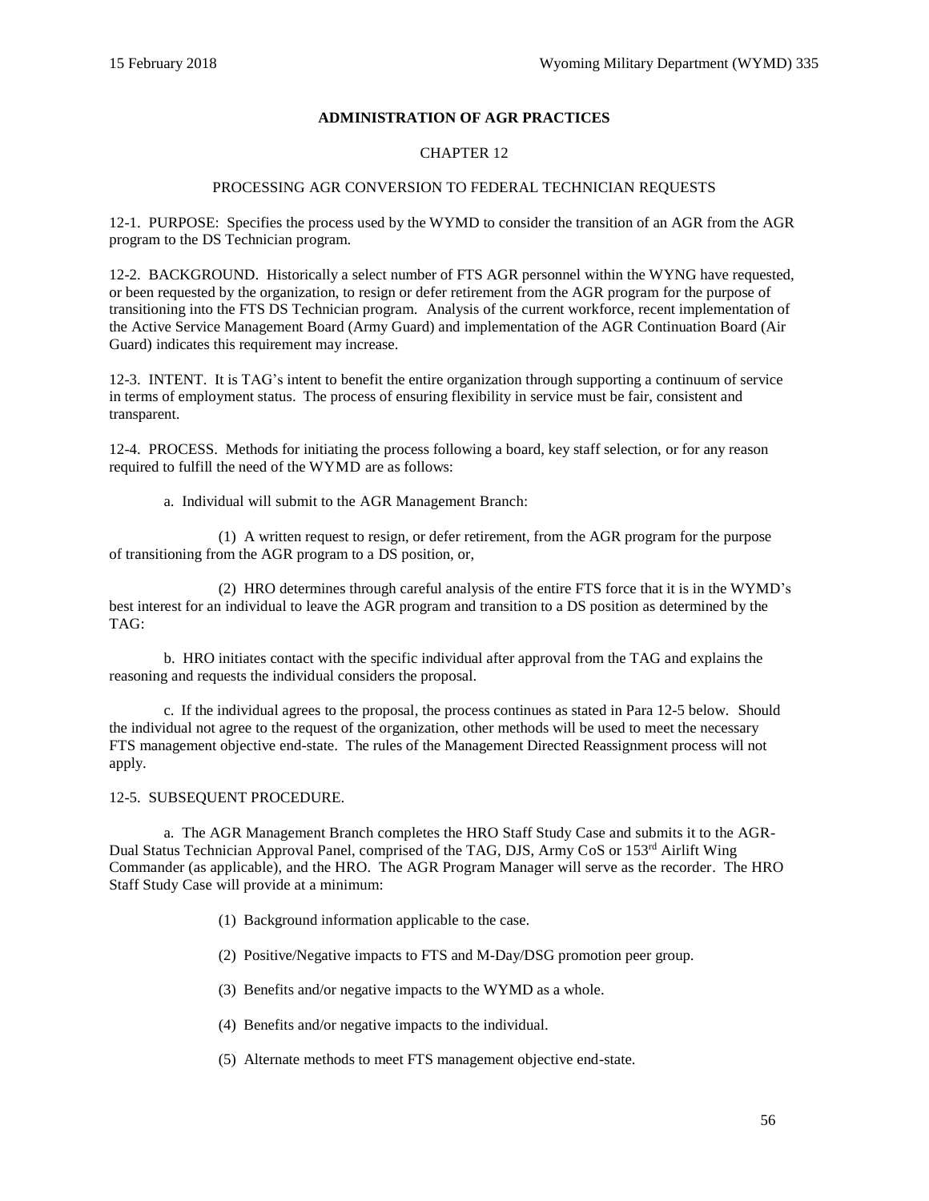**ADMINISTRATION OF AGR PRACTICES**

CHAPTER 12

PROCESSING AGR CONVERSION TO FEDERAL TECHNICIAN REQUESTS

12-1. PURPOSE: Specifies the process used by the WYMD to consider the transition of an AGR from the AGR program to the DS Technician program.

12-2. BACKGROUND. Historically a select number of FTS AGR personnel within the WYNG have requested, or been requested by the organization, to resign or defer retirement from the AGR program for the purpose of transitioning into the FTS DS Technician program. Analysis of the current workforce, recent implementation of the Active Service Management Board (Army Guard) and implementation of the AGR Continuation Board (Air Guard) indicates this requirement may increase.

12-3. INTENT. It is TAG's intent to benefit the entire organization through supporting a continuum of service in terms of employment status. The process of ensuring flexibility in service must be fair, consistent and transparent.

12-4. PROCESS. Methods for initiating the process following a board, key staff selection, or for any reason required to fulfill the need of the WYMD are as follows:

a. Individual will submit to the AGR Management Branch:

(1) A written request to resign, or defer retirement, from the AGR program for the purpose of transitioning from the AGR program to a DS position, or,

(2) HRO determines through careful analysis of the entire FTS force that it is in the WYMD's best interest for an individual to leave the AGR program and transition to a DS position as determined by the TAG:

b. HRO initiates contact with the specific individual after approval from the TAG and explains the reasoning and requests the individual considers the proposal.

c. If the individual agrees to the proposal, the process continues as stated in Para 12-5 below. Should the individual not agree to the request of the organization, other methods will be used to meet the necessary FTS management objective end-state. The rules of the Management Directed Reassignment process will not apply.

12-5. SUBSEQUENT PROCEDURE.

a. The AGR Management Branch completes the HRO Staff Study Case and submits it to the AGR-Dual Status Technician Approval Panel, comprised of the TAG, DJS, Army CoS or 153rd Airlift Wing Commander (as applicable), and the HRO. The AGR Program Manager will serve as the recorder. The HRO Staff Study Case will provide at a minimum:

(1) Background information applicable to the case.

(2) Positive/Negative impacts to FTS and M-Day/DSG promotion peer group.

(3) Benefits and/or negative impacts to the WYMD as a whole.

(4) Benefits and/or negative impacts to the individual.

(5) Alternate methods to meet FTS management objective end-state.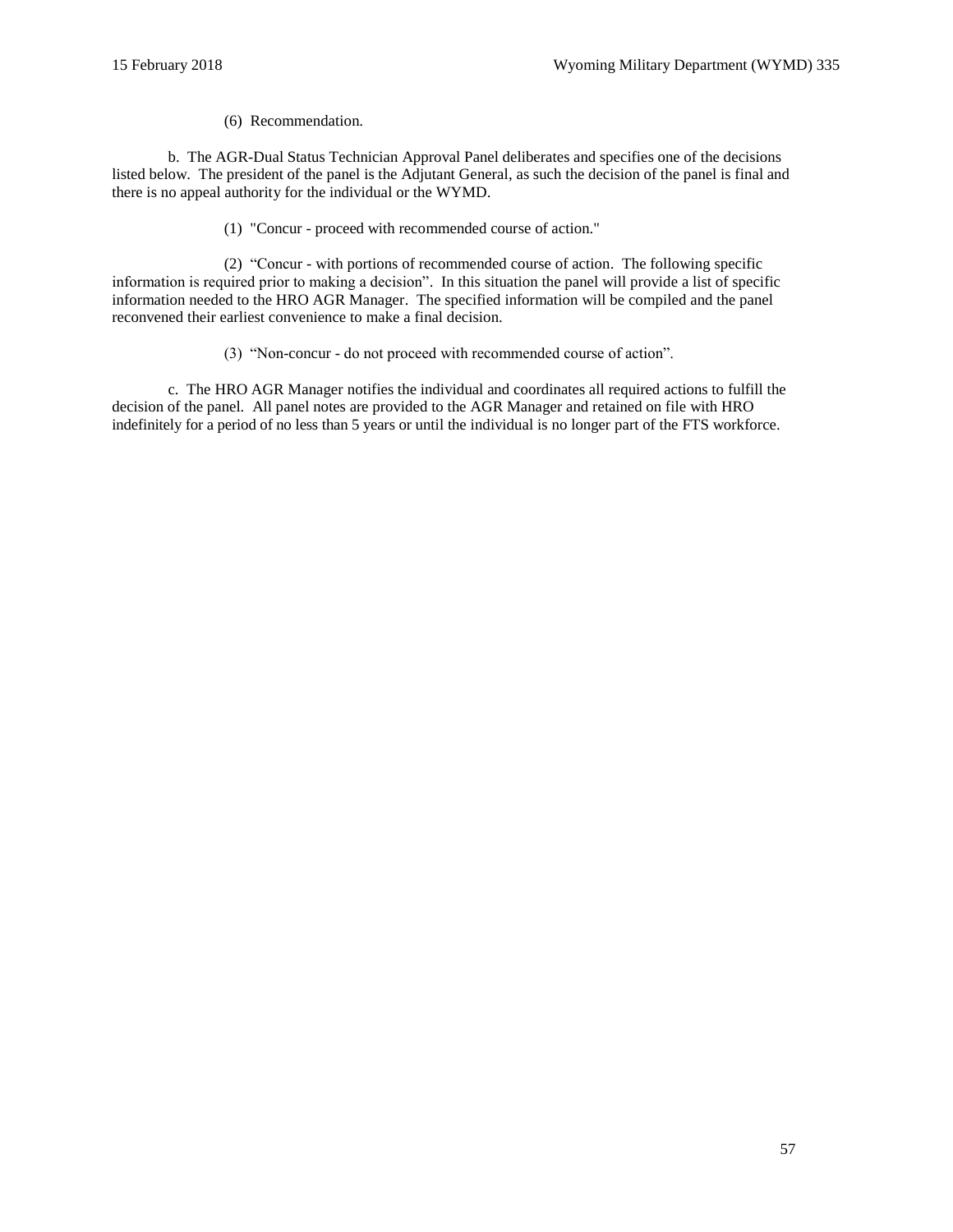(6) Recommendation.

b. The AGR-Dual Status Technician Approval Panel deliberates and specifies one of the decisions listed below. The president of the panel is the Adjutant General, as such the decision of the panel is final and there is no appeal authority for the individual or the WYMD.

(1) "Concur - proceed with recommended course of action."

(2) "Concur - with portions of recommended course of action. The following specific information is required prior to making a decision". In this situation the panel will provide a list of specific information needed to the HRO AGR Manager. The specified information will be compiled and the panel reconvened their earliest convenience to make a final decision.

(3) "Non-concur - do not proceed with recommended course of action".

c. The HRO AGR Manager notifies the individual and coordinates all required actions to fulfill the decision of the panel. All panel notes are provided to the AGR Manager and retained on file with HRO indefinitely for a period of no less than 5 years or until the individual is no longer part of the FTS workforce.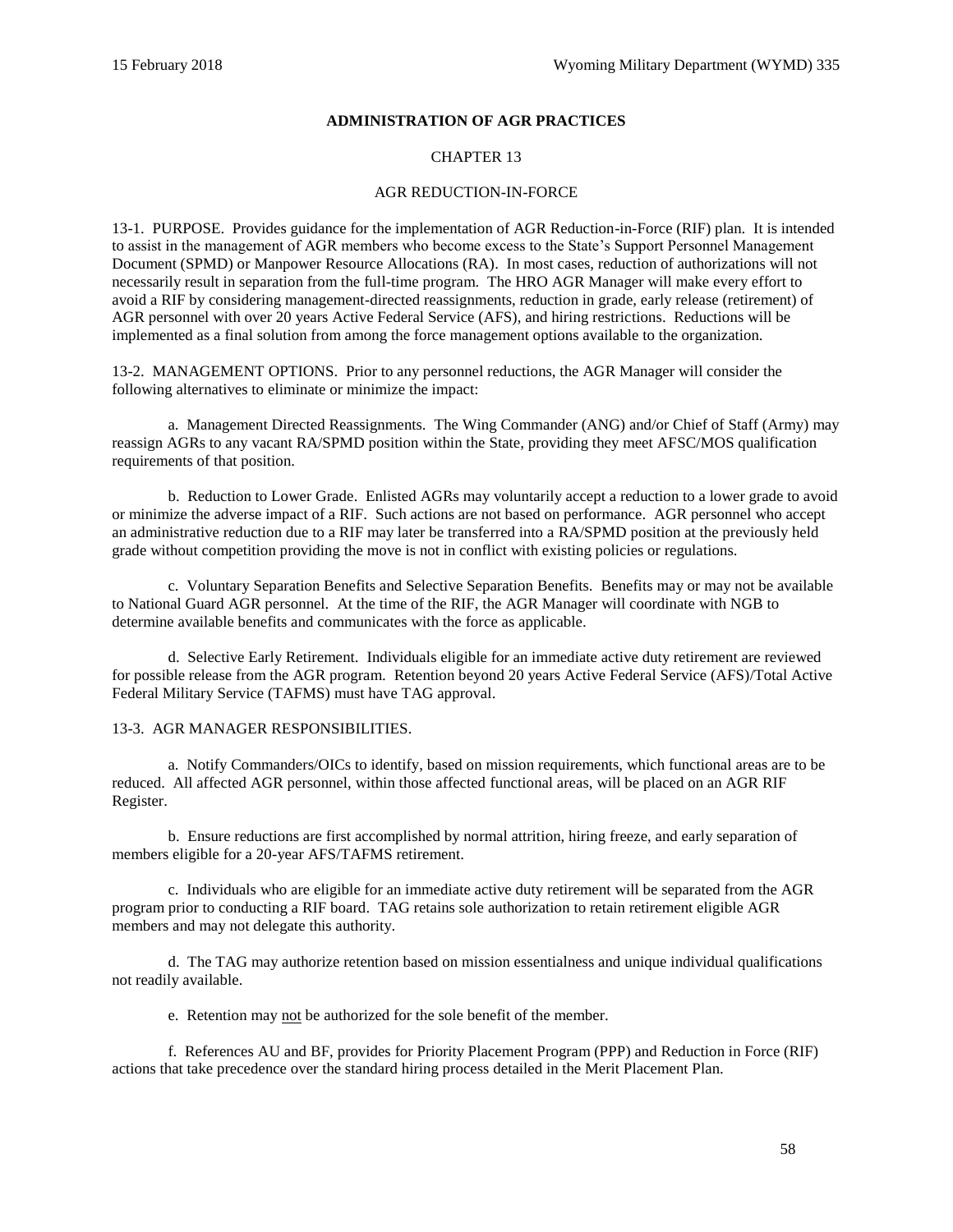## ADMINISTRATION OF AGR PRACTICES

### CHAPTER 13

### AGR REDUCTION-IN-FORCE

13-1. PURPOSE. Provides guidance for the implementation of AGR Reduction-in-Force (RIF) plan. It is intended to assist in the management of AGR members who become excess to the State's Support Personnel Management Document (SPMD) or Manpower Resource Allocations (RA). In most cases, reduction of authorizations will not necessarily result in separation from the full-time program. The HRO AGR Manager will make every effort to avoid a RIF by considering management-directed reassignments, reduction in grade, early release (retirement) of AGR personnel with over 20 years Active Federal Service (AFS), and hiring restrictions. Reductions will be implemented as a final solution from among the force management options available to the organization.

13-2. MANAGEMENT OPTIONS. Prior to any personnel reductions, the AGR Manager will consider the following alternatives to eliminate or minimize the impact:

a. Management Directed Reassignments. The Wing Commander (ANG) and/or Chief of Staff (Army) may reassign AGRs to any vacant RA/SPMD position within the State, providing they meet AFSC/MOS qualification requirements of that position.

b. Reduction to Lower Grade. Enlisted AGRs may voluntarily accept a reduction to a lower grade to avoid or minimize the adverse impact of a RIF. Such actions are not based on performance. AGR personnel who accept an administrative reduction due to a RIF may later be transferred into a RA/SPMD position at the previously held grade without competition providing the move is not in conflict with existing policies or regulations.

c. Voluntary Separation Benefits and Selective Separation Benefits. Benefits may or may not be available to National Guard AGR personnel. At the time of the RIF, the AGR Manager will coordinate with NGB to determine available benefits and communicates with the force as applicable.

d. Selective Early Retirement. Individuals eligible for an immediate active duty retirement are reviewed for possible release from the AGR program. Retention beyond 20 years Active Federal Service (AFS)/Total Active Federal Military Service (TAFMS) must have TAG approval.

13-3. AGR MANAGER RESPONSIBILITIES.

a. Notify Commanders/OICs to identify, based on mission requirements, which functional areas are to be reduced. All affected AGR personnel, within those affected functional areas, will be placed on an AGR RIF Register.

b. Ensure reductions are first accomplished by normal attrition, hiring freeze, and early separation of members eligible for a 20-year AFS/TAFMS retirement.

c. Individuals who are eligible for an immediate active duty retirement will be separated from the AGR program prior to conducting a RIF board. TAG retains sole authorization to retain retirement eligible AGR members and may not delegate this authority.

d. The TAG may authorize retention based on mission essentialness and unique individual qualifications not readily available.

e. Retention may <u>not</u> be authorized for the sole benefit of the member.

f. References AU and BF, provides for Priority Placement Program (PPP) and Reduction in Force (RIF) actions that take precedence over the standard hiring process detailed in the Merit Placement Plan.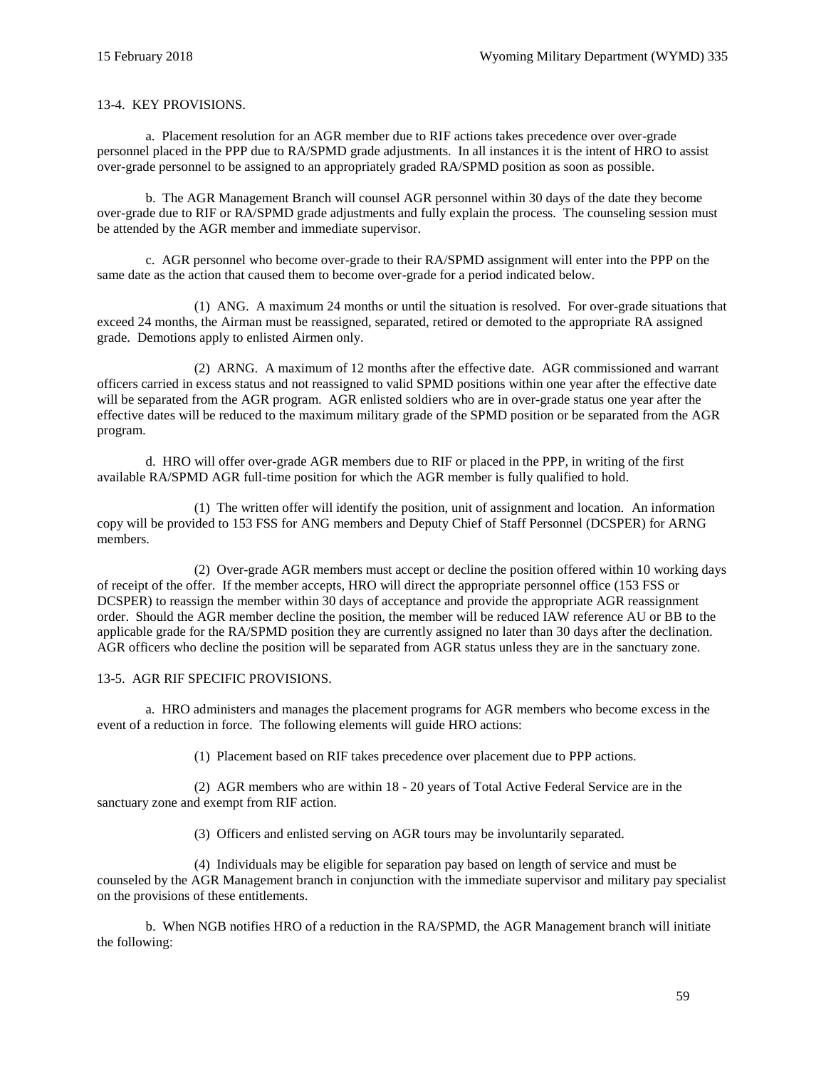13-4. KEY PROVISIONS.

a. Placement resolution for an AGR member due to RIF actions takes precedence over over-grade personnel placed in the PPP due to RA/SPMD grade adjustments. In all instances it is the intent of HRO to assist over-grade personnel to be assigned to an appropriately graded RA/SPMD position as soon as possible.

b. The AGR Management Branch will counsel AGR personnel within 30 days of the date they become over-grade due to RIF or RA/SPMD grade adjustments and fully explain the process. The counseling session must be attended by the AGR member and immediate supervisor.

c. AGR personnel who become over-grade to their RA/SPMD assignment will enter into the PPP on the same date as the action that caused them to become over-grade for a period indicated below.

(1) ANG. A maximum 24 months or until the situation is resolved. For over-grade situations that exceed 24 months, the Airman must be reassigned, separated, retired or demoted to the appropriate RA assigned grade. Demotions apply to enlisted Airmen only.

(2) ARNG. A maximum of 12 months after the effective date. AGR commissioned and warrant officers carried in excess status and not reassigned to valid SPMD positions within one year after the effective date will be separated from the AGR program. AGR enlisted soldiers who are in over-grade status one year after the effective dates will be reduced to the maximum military grade of the SPMD position or be separated from the AGR program.

d. HRO will offer over-grade AGR members due to RIF or placed in the PPP, in writing of the first available RA/SPMD AGR full-time position for which the AGR member is fully qualified to hold.

(1) The written offer will identify the position, unit of assignment and location. An information copy will be provided to 153 FSS for ANG members and Deputy Chief of Staff Personnel (DCSPER) for ARNG members.

(2) Over-grade AGR members must accept or decline the position offered within 10 working days of receipt of the offer. If the member accepts, HRO will direct the appropriate personnel office (153 FSS or DCSPER) to reassign the member within 30 days of acceptance and provide the appropriate AGR reassignment order. Should the AGR member decline the position, the member will be reduced IAW reference AU or BB to the applicable grade for the RA/SPMD position they are currently assigned no later than 30 days after the declination. AGR officers who decline the position will be separated from AGR status unless they are in the sanctuary zone.

13-5. AGR RIF SPECIFIC PROVISIONS.

a. HRO administers and manages the placement programs for AGR members who become excess in the event of a reduction in force. The following elements will guide HRO actions:

(1) Placement based on RIF takes precedence over placement due to PPP actions.

(2) AGR members who are within 18 - 20 years of Total Active Federal Service are in the sanctuary zone and exempt from RIF action.

(3) Officers and enlisted serving on AGR tours may be involuntarily separated.

(4) Individuals may be eligible for separation pay based on length of service and must be counseled by the AGR Management branch in conjunction with the immediate supervisor and military pay specialist on the provisions of these entitlements.

b. When NGB notifies HRO of a reduction in the RA/SPMD, the AGR Management branch will initiate the following: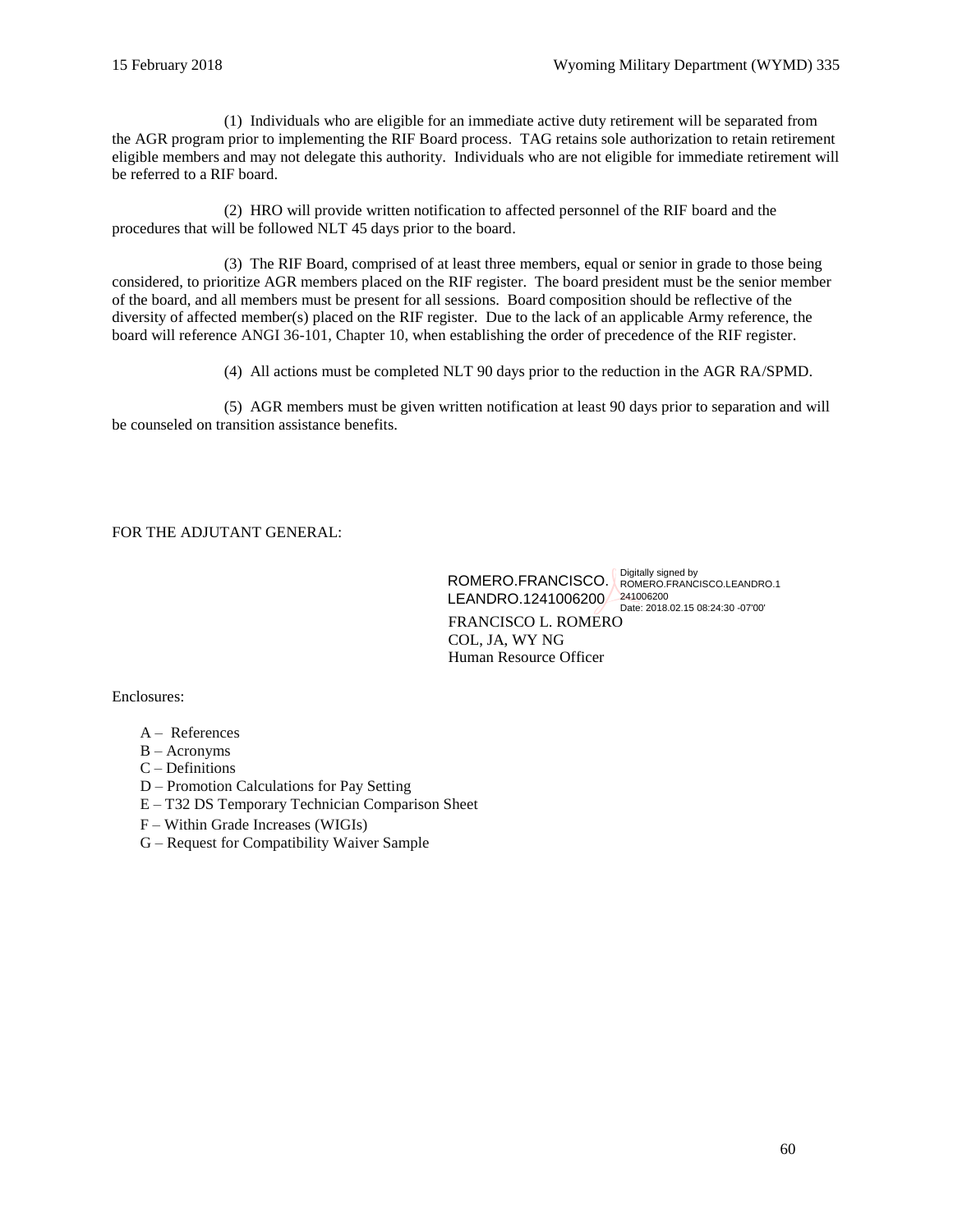(1) Individuals who are eligible for an immediate active duty retirement will be separated from the AGR program prior to implementing the RIF Board process. TAG retains sole authorization to retain retirement eligible members and may not delegate this authority. Individuals who are not eligible for immediate retirement will be referred to a RIF board.

(2) HRO will provide written notification to affected personnel of the RIF board and the procedures that will be followed NLT 45 days prior to the board.

(3) The RIF Board, comprised of at least three members, equal or senior in grade to those being considered, to prioritize AGR members placed on the RIF register. The board president must be the senior member of the board, and all members must be present for all sessions. Board composition should be reflective of the diversity of affected member(s) placed on the RIF register. Due to the lack of an applicable Army reference, the board will reference ANGI 36-101, Chapter 10, when establishing the order of precedence of the RIF register.

(4) All actions must be completed NLT 90 days prior to the reduction in the AGR RA/SPMD.

(5) AGR members must be given written notification at least 90 days prior to separation and will be counseled on transition assistance benefits.

FOR THE ADJUTANT GENERAL:

ROMERO.FRANCISCO.LEANDRO.1241006200
Digitally signed by ROMERO.FRANCISCO.LEANDRO.1241006200
Date: 2018.02.15 08:24:30 -07'00'

FRANCISCO L. ROMERO
COL, JA, WY NG
Human Resource Officer

Enclosures:

A – References
B – Acronyms
C – Definitions
D – Promotion Calculations for Pay Setting
E – T32 DS Temporary Technician Comparison Sheet
F – Within Grade Increases (WIGIs)
G – Request for Compatibility Waiver Sample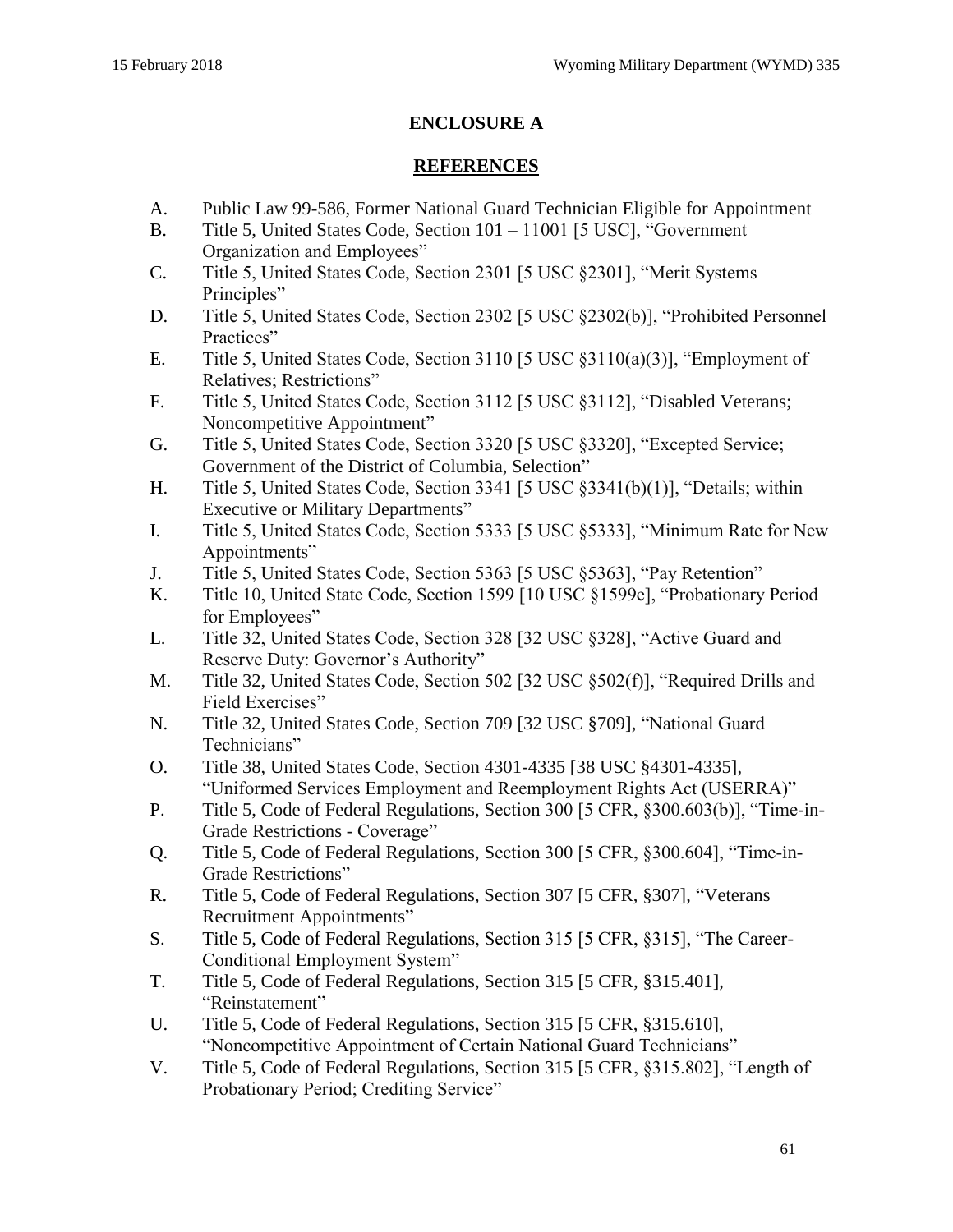## ENCLOSURE A

## REFERENCES

A. Public Law 99-586, Former National Guard Technician Eligible for Appointment
B. Title 5, United States Code, Section 101 – 11001 [5 USC], "Government Organization and Employees"
C. Title 5, United States Code, Section 2301 [5 USC §2301], "Merit Systems Principles"
D. Title 5, United States Code, Section 2302 [5 USC §2302(b)], "Prohibited Personnel Practices"
E. Title 5, United States Code, Section 3110 [5 USC §3110(a)(3)], "Employment of Relatives; Restrictions"
F. Title 5, United States Code, Section 3112 [5 USC §3112], "Disabled Veterans; Noncompetitive Appointment"
G. Title 5, United States Code, Section 3320 [5 USC §3320], "Excepted Service; Government of the District of Columbia, Selection"
H. Title 5, United States Code, Section 3341 [5 USC §3341(b)(1)], "Details; within Executive or Military Departments"
I. Title 5, United States Code, Section 5333 [5 USC §5333], "Minimum Rate for New Appointments"
J. Title 5, United States Code, Section 5363 [5 USC §5363], "Pay Retention"
K. Title 10, United State Code, Section 1599 [10 USC §1599e], "Probationary Period for Employees"
L. Title 32, United States Code, Section 328 [32 USC §328], "Active Guard and Reserve Duty: Governor's Authority"
M. Title 32, United States Code, Section 502 [32 USC §502(f)], "Required Drills and Field Exercises"
N. Title 32, United States Code, Section 709 [32 USC §709], "National Guard Technicians"
O. Title 38, United States Code, Section 4301-4335 [38 USC §4301-4335], "Uniformed Services Employment and Reemployment Rights Act (USERRA)"
P. Title 5, Code of Federal Regulations, Section 300 [5 CFR, §300.603(b)], "Time-in-Grade Restrictions - Coverage"
Q. Title 5, Code of Federal Regulations, Section 300 [5 CFR, §300.604], "Time-in-Grade Restrictions"
R. Title 5, Code of Federal Regulations, Section 307 [5 CFR, §307], "Veterans Recruitment Appointments"
S. Title 5, Code of Federal Regulations, Section 315 [5 CFR, §315], "The Career-Conditional Employment System"
T. Title 5, Code of Federal Regulations, Section 315 [5 CFR, §315.401], "Reinstatement"
U. Title 5, Code of Federal Regulations, Section 315 [5 CFR, §315.610], "Noncompetitive Appointment of Certain National Guard Technicians"
V. Title 5, Code of Federal Regulations, Section 315 [5 CFR, §315.802], "Length of Probationary Period; Crediting Service"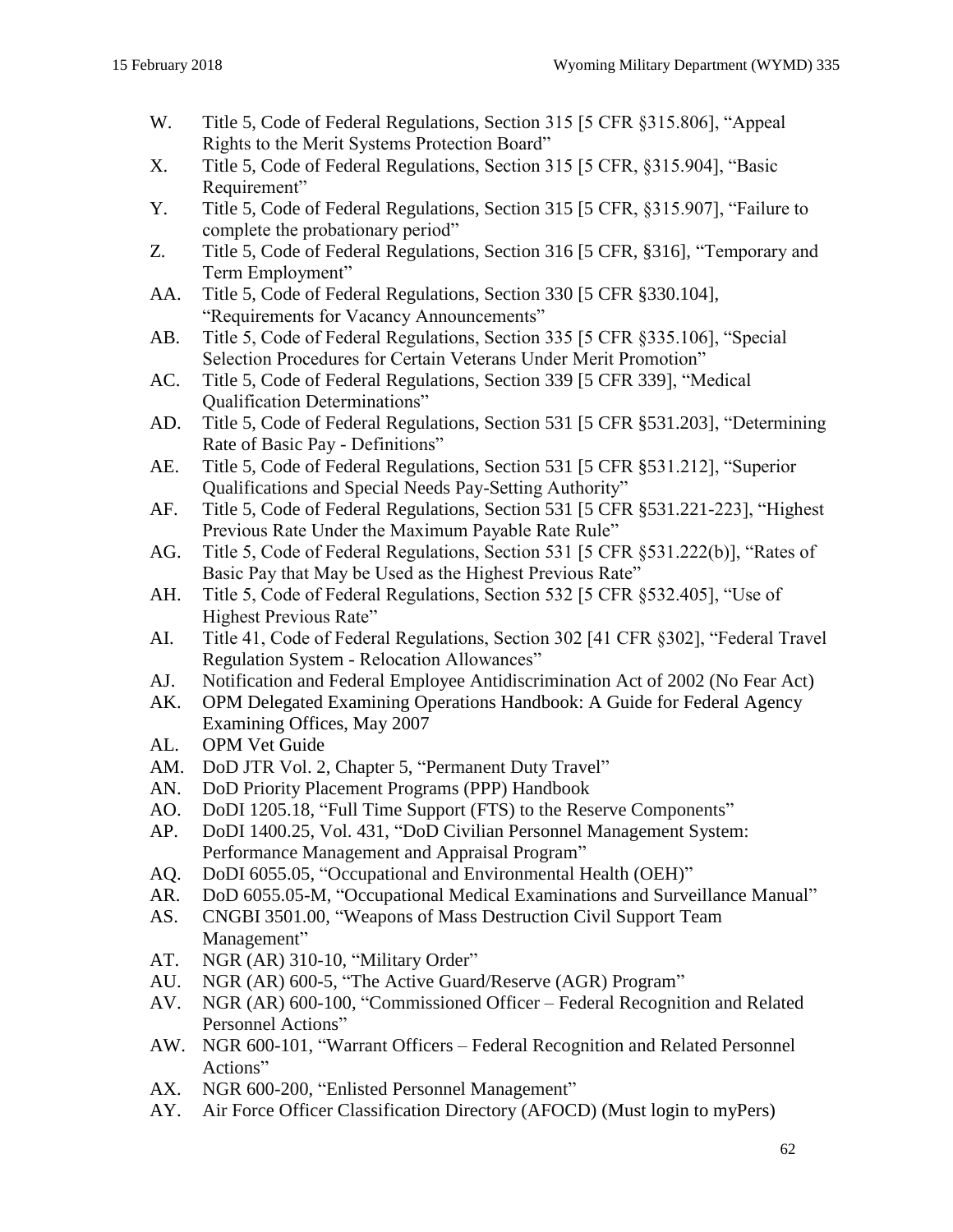W. Title 5, Code of Federal Regulations, Section 315 [5 CFR §315.806], "Appeal Rights to the Merit Systems Protection Board"

X. Title 5, Code of Federal Regulations, Section 315 [5 CFR, §315.904], "Basic Requirement"

Y. Title 5, Code of Federal Regulations, Section 315 [5 CFR, §315.907], "Failure to complete the probationary period"

Z. Title 5, Code of Federal Regulations, Section 316 [5 CFR, §316], "Temporary and Term Employment"

AA. Title 5, Code of Federal Regulations, Section 330 [5 CFR §330.104], "Requirements for Vacancy Announcements"

AB. Title 5, Code of Federal Regulations, Section 335 [5 CFR §335.106], "Special Selection Procedures for Certain Veterans Under Merit Promotion"

AC. Title 5, Code of Federal Regulations, Section 339 [5 CFR 339], "Medical Qualification Determinations"

AD. Title 5, Code of Federal Regulations, Section 531 [5 CFR §531.203], "Determining Rate of Basic Pay - Definitions"

AE. Title 5, Code of Federal Regulations, Section 531 [5 CFR §531.212], "Superior Qualifications and Special Needs Pay-Setting Authority"

AF. Title 5, Code of Federal Regulations, Section 531 [5 CFR §531.221-223], "Highest Previous Rate Under the Maximum Payable Rate Rule"

AG. Title 5, Code of Federal Regulations, Section 531 [5 CFR §531.222(b)], "Rates of Basic Pay that May be Used as the Highest Previous Rate"

AH. Title 5, Code of Federal Regulations, Section 532 [5 CFR §532.405], "Use of Highest Previous Rate"

AI. Title 41, Code of Federal Regulations, Section 302 [41 CFR §302], "Federal Travel Regulation System - Relocation Allowances"

AJ. Notification and Federal Employee Antidiscrimination Act of 2002 (No Fear Act)

AK. OPM Delegated Examining Operations Handbook: A Guide for Federal Agency Examining Offices, May 2007

AL. OPM Vet Guide

AM. DoD JTR Vol. 2, Chapter 5, "Permanent Duty Travel"

AN. DoD Priority Placement Programs (PPP) Handbook

AO. DoDI 1205.18, "Full Time Support (FTS) to the Reserve Components"

AP. DoDI 1400.25, Vol. 431, "DoD Civilian Personnel Management System: Performance Management and Appraisal Program"

AQ. DoDI 6055.05, "Occupational and Environmental Health (OEH)"

AR. DoD 6055.05-M, "Occupational Medical Examinations and Surveillance Manual"

AS. CNGBI 3501.00, "Weapons of Mass Destruction Civil Support Team Management"

AT. NGR (AR) 310-10, "Military Order"

AU. NGR (AR) 600-5, "The Active Guard/Reserve (AGR) Program"

AV. NGR (AR) 600-100, "Commissioned Officer – Federal Recognition and Related Personnel Actions"

AW. NGR 600-101, "Warrant Officers – Federal Recognition and Related Personnel Actions"

AX. NGR 600-200, "Enlisted Personnel Management"

AY. Air Force Officer Classification Directory (AFOCD) (Must login to myPers)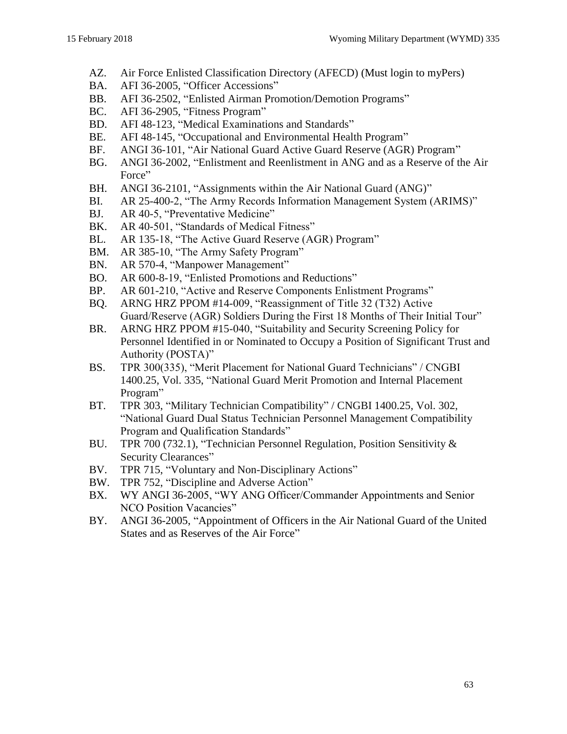AZ. Air Force Enlisted Classification Directory (AFECD) (Must login to myPers)
BA. AFI 36-2005, "Officer Accessions"
BB. AFI 36-2502, "Enlisted Airman Promotion/Demotion Programs"
BC. AFI 36-2905, "Fitness Program"
BD. AFI 48-123, "Medical Examinations and Standards"
BE. AFI 48-145, "Occupational and Environmental Health Program"
BF. ANGI 36-101, "Air National Guard Active Guard Reserve (AGR) Program"
BG. ANGI 36-2002, "Enlistment and Reenlistment in ANG and as a Reserve of the Air Force"
BH. ANGI 36-2101, "Assignments within the Air National Guard (ANG)"
BI. AR 25-400-2, "The Army Records Information Management System (ARIMS)"
BJ. AR 40-5, "Preventative Medicine"
BK. AR 40-501, "Standards of Medical Fitness"
BL. AR 135-18, "The Active Guard Reserve (AGR) Program"
BM. AR 385-10, "The Army Safety Program"
BN. AR 570-4, "Manpower Management"
BO. AR 600-8-19, "Enlisted Promotions and Reductions"
BP. AR 601-210, "Active and Reserve Components Enlistment Programs"
BQ. ARNG HRZ PPOM #14-009, "Reassignment of Title 32 (T32) Active Guard/Reserve (AGR) Soldiers During the First 18 Months of Their Initial Tour"
BR. ARNG HRZ PPOM #15-040, "Suitability and Security Screening Policy for Personnel Identified in or Nominated to Occupy a Position of Significant Trust and Authority (POSTA)"
BS. TPR 300(335), "Merit Placement for National Guard Technicians" / CNGBI 1400.25, Vol. 335, "National Guard Merit Promotion and Internal Placement Program"
BT. TPR 303, "Military Technician Compatibility" / CNGBI 1400.25, Vol. 302, "National Guard Dual Status Technician Personnel Management Compatibility Program and Qualification Standards"
BU. TPR 700 (732.1), "Technician Personnel Regulation, Position Sensitivity & Security Clearances"
BV. TPR 715, "Voluntary and Non-Disciplinary Actions"
BW. TPR 752, "Discipline and Adverse Action"
BX. WY ANGI 36-2005, "WY ANG Officer/Commander Appointments and Senior NCO Position Vacancies"
BY. ANGI 36-2005, "Appointment of Officers in the Air National Guard of the United States and as Reserves of the Air Force"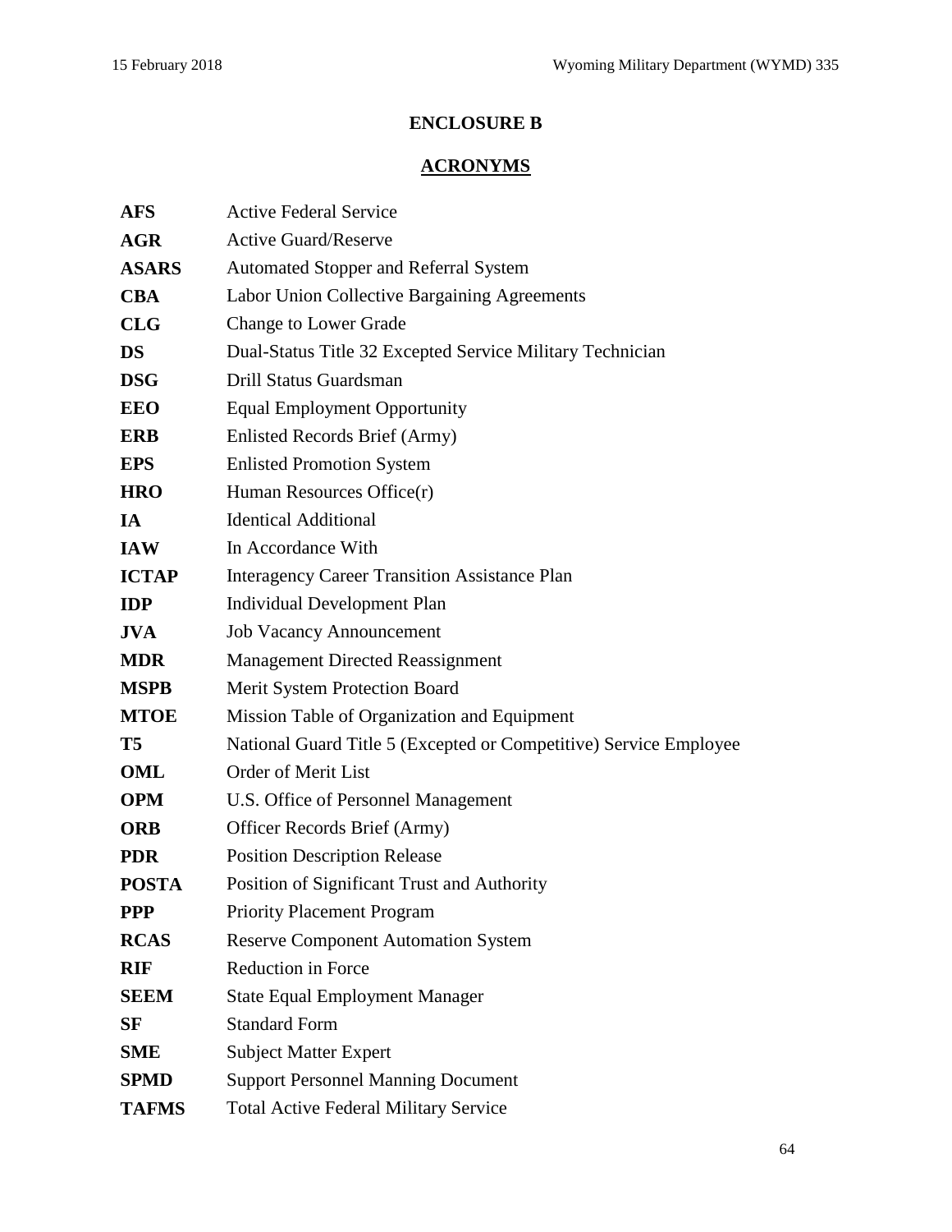# ENCLOSURE B

## ACRONYMS

| | |
|---|---|
| **AFS** | Active Federal Service |
| **AGR** | Active Guard/Reserve |
| **ASARS** | Automated Stopper and Referral System |
| **CBA** | Labor Union Collective Bargaining Agreements |
| **CLG** | Change to Lower Grade |
| **DS** | Dual-Status Title 32 Excepted Service Military Technician |
| **DSG** | Drill Status Guardsman |
| **EEO** | Equal Employment Opportunity |
| **ERB** | Enlisted Records Brief (Army) |
| **EPS** | Enlisted Promotion System |
| **HRO** | Human Resources Office(r) |
| **IA** | Identical Additional |
| **IAW** | In Accordance With |
| **ICTAP** | Interagency Career Transition Assistance Plan |
| **IDP** | Individual Development Plan |
| **JVA** | Job Vacancy Announcement |
| **MDR** | Management Directed Reassignment |
| **MSPB** | Merit System Protection Board |
| **MTOE** | Mission Table of Organization and Equipment |
| **T5** | National Guard Title 5 (Excepted or Competitive) Service Employee |
| **OML** | Order of Merit List |
| **OPM** | U.S. Office of Personnel Management |
| **ORB** | Officer Records Brief (Army) |
| **PDR** | Position Description Release |
| **POSTA** | Position of Significant Trust and Authority |
| **PPP** | Priority Placement Program |
| **RCAS** | Reserve Component Automation System |
| **RIF** | Reduction in Force |
| **SEEM** | State Equal Employment Manager |
| **SF** | Standard Form |
| **SME** | Subject Matter Expert |
| **SPMD** | Support Personnel Manning Document |
| **TAFMS** | Total Active Federal Military Service |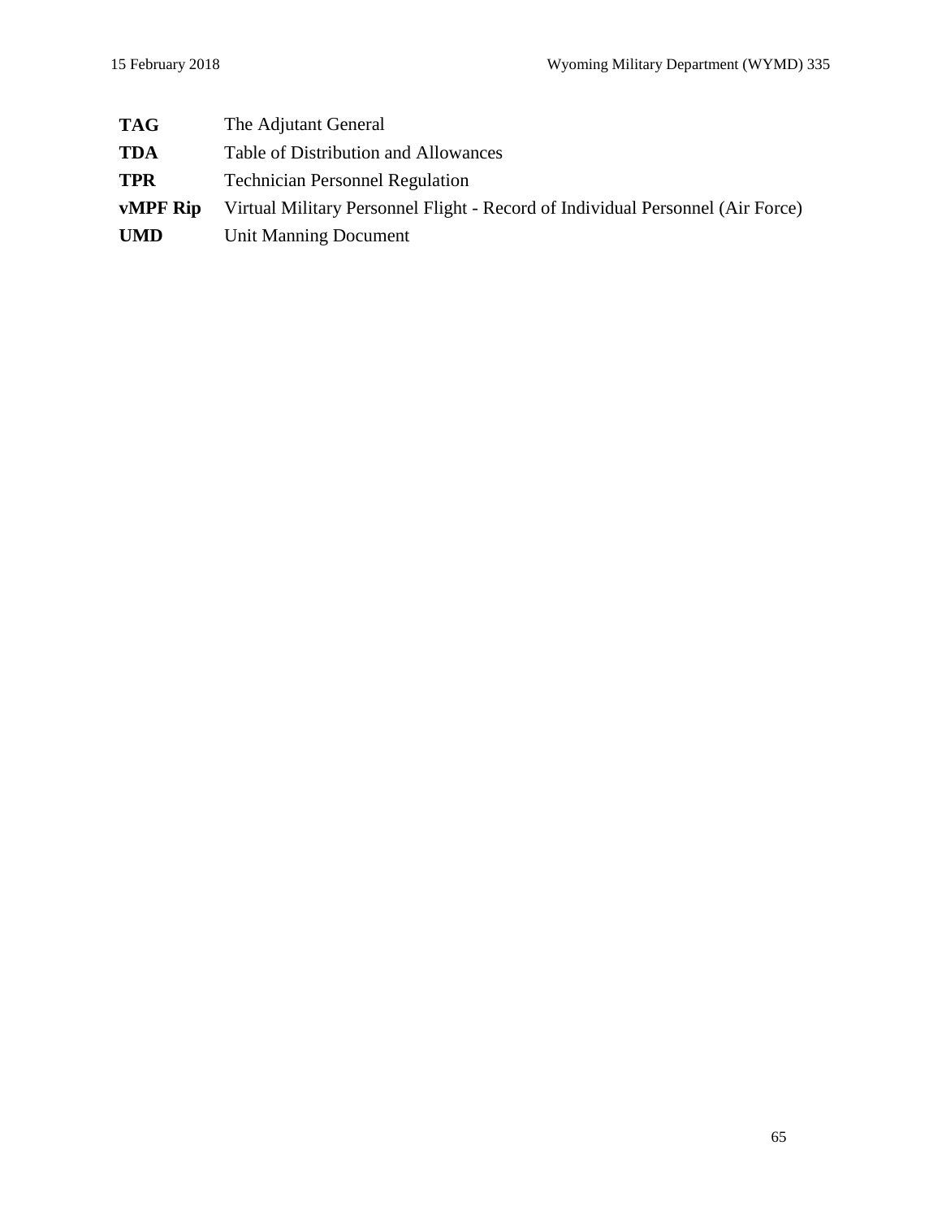**TAG** The Adjutant General

**TDA** Table of Distribution and Allowances

**TPR** Technician Personnel Regulation

**vMPF Rip** Virtual Military Personnel Flight - Record of Individual Personnel (Air Force)

**UMD** Unit Manning Document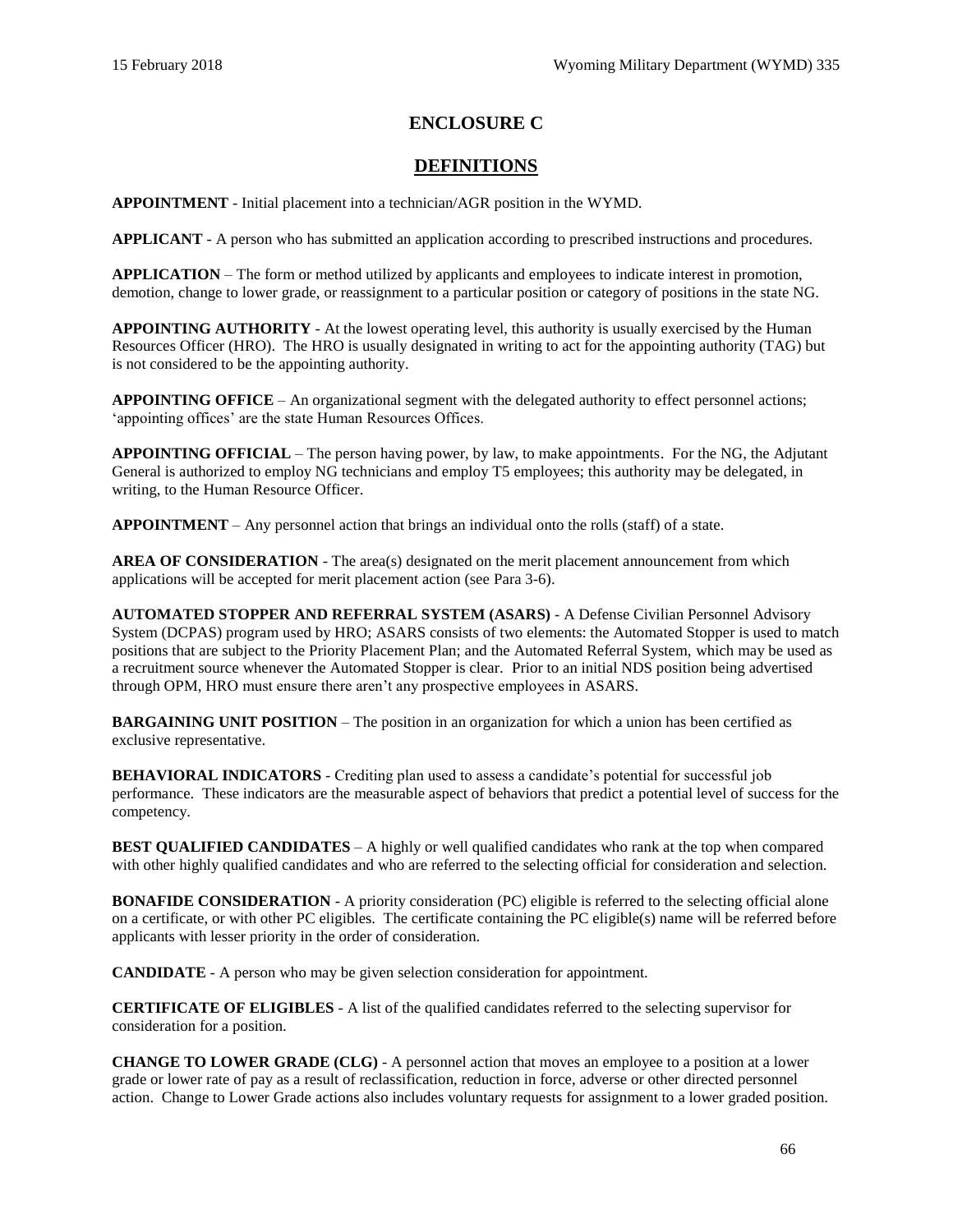# ENCLOSURE C

## DEFINITIONS

**APPOINTMENT** - Initial placement into a technician/AGR position in the WYMD.

**APPLICANT** - A person who has submitted an application according to prescribed instructions and procedures.

**APPLICATION** – The form or method utilized by applicants and employees to indicate interest in promotion, demotion, change to lower grade, or reassignment to a particular position or category of positions in the state NG.

**APPOINTING AUTHORITY** - At the lowest operating level, this authority is usually exercised by the Human Resources Officer (HRO). The HRO is usually designated in writing to act for the appointing authority (TAG) but is not considered to be the appointing authority.

**APPOINTING OFFICE** – An organizational segment with the delegated authority to effect personnel actions; 'appointing offices' are the state Human Resources Offices.

**APPOINTING OFFICIAL** – The person having power, by law, to make appointments. For the NG, the Adjutant General is authorized to employ NG technicians and employ T5 employees; this authority may be delegated, in writing, to the Human Resource Officer.

**APPOINTMENT** – Any personnel action that brings an individual onto the rolls (staff) of a state.

**AREA OF CONSIDERATION** - The area(s) designated on the merit placement announcement from which applications will be accepted for merit placement action (see Para 3-6).

**AUTOMATED STOPPER AND REFERRAL SYSTEM (ASARS)** - A Defense Civilian Personnel Advisory System (DCPAS) program used by HRO; ASARS consists of two elements: the Automated Stopper is used to match positions that are subject to the Priority Placement Plan; and the Automated Referral System, which may be used as a recruitment source whenever the Automated Stopper is clear. Prior to an initial NDS position being advertised through OPM, HRO must ensure there aren't any prospective employees in ASARS.

**BARGAINING UNIT POSITION** – The position in an organization for which a union has been certified as exclusive representative.

**BEHAVIORAL INDICATORS** - Crediting plan used to assess a candidate's potential for successful job performance. These indicators are the measurable aspect of behaviors that predict a potential level of success for the competency.

**BEST QUALIFIED CANDIDATES** – A highly or well qualified candidates who rank at the top when compared with other highly qualified candidates and who are referred to the selecting official for consideration and selection.

**BONAFIDE CONSIDERATION** - A priority consideration (PC) eligible is referred to the selecting official alone on a certificate, or with other PC eligibles. The certificate containing the PC eligible(s) name will be referred before applicants with lesser priority in the order of consideration.

**CANDIDATE** - A person who may be given selection consideration for appointment.

**CERTIFICATE OF ELIGIBLES** - A list of the qualified candidates referred to the selecting supervisor for consideration for a position.

**CHANGE TO LOWER GRADE (CLG)** - A personnel action that moves an employee to a position at a lower grade or lower rate of pay as a result of reclassification, reduction in force, adverse or other directed personnel action. Change to Lower Grade actions also includes voluntary requests for assignment to a lower graded position.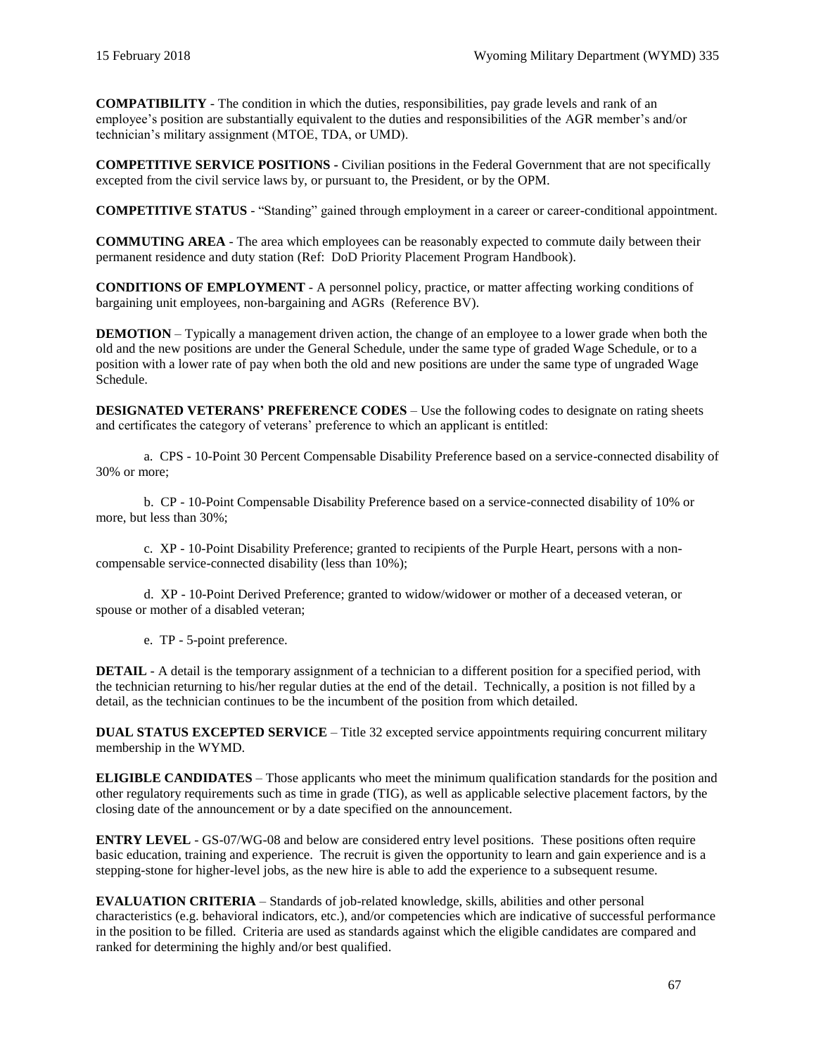**COMPATIBILITY** - The condition in which the duties, responsibilities, pay grade levels and rank of an employee's position are substantially equivalent to the duties and responsibilities of the AGR member's and/or technician's military assignment (MTOE, TDA, or UMD).

**COMPETITIVE SERVICE POSITIONS -** Civilian positions in the Federal Government that are not specifically excepted from the civil service laws by, or pursuant to, the President, or by the OPM.

**COMPETITIVE STATUS** - "Standing" gained through employment in a career or career-conditional appointment.

**COMMUTING AREA** - The area which employees can be reasonably expected to commute daily between their permanent residence and duty station (Ref: DoD Priority Placement Program Handbook).

**CONDITIONS OF EMPLOYMENT** - A personnel policy, practice, or matter affecting working conditions of bargaining unit employees, non-bargaining and AGRs (Reference BV).

**DEMOTION** – Typically a management driven action, the change of an employee to a lower grade when both the old and the new positions are under the General Schedule, under the same type of graded Wage Schedule, or to a position with a lower rate of pay when both the old and new positions are under the same type of ungraded Wage Schedule.

**DESIGNATED VETERANS' PREFERENCE CODES** – Use the following codes to designate on rating sheets and certificates the category of veterans' preference to which an applicant is entitled:

a. CPS - 10-Point 30 Percent Compensable Disability Preference based on a service-connected disability of 30% or more;

b. CP - 10-Point Compensable Disability Preference based on a service-connected disability of 10% or more, but less than 30%;

c. XP - 10-Point Disability Preference; granted to recipients of the Purple Heart, persons with a non-compensable service-connected disability (less than 10%);

d. XP - 10-Point Derived Preference; granted to widow/widower or mother of a deceased veteran, or spouse or mother of a disabled veteran;

e. TP - 5-point preference.

**DETAIL** - A detail is the temporary assignment of a technician to a different position for a specified period, with the technician returning to his/her regular duties at the end of the detail. Technically, a position is not filled by a detail, as the technician continues to be the incumbent of the position from which detailed.

**DUAL STATUS EXCEPTED SERVICE** – Title 32 excepted service appointments requiring concurrent military membership in the WYMD.

**ELIGIBLE CANDIDATES** – Those applicants who meet the minimum qualification standards for the position and other regulatory requirements such as time in grade (TIG), as well as applicable selective placement factors, by the closing date of the announcement or by a date specified on the announcement.

**ENTRY LEVEL** - GS-07/WG-08 and below are considered entry level positions. These positions often require basic education, training and experience. The recruit is given the opportunity to learn and gain experience and is a stepping-stone for higher-level jobs, as the new hire is able to add the experience to a subsequent resume.

**EVALUATION CRITERIA** – Standards of job-related knowledge, skills, abilities and other personal characteristics (e.g. behavioral indicators, etc.), and/or competencies which are indicative of successful performance in the position to be filled. Criteria are used as standards against which the eligible candidates are compared and ranked for determining the highly and/or best qualified.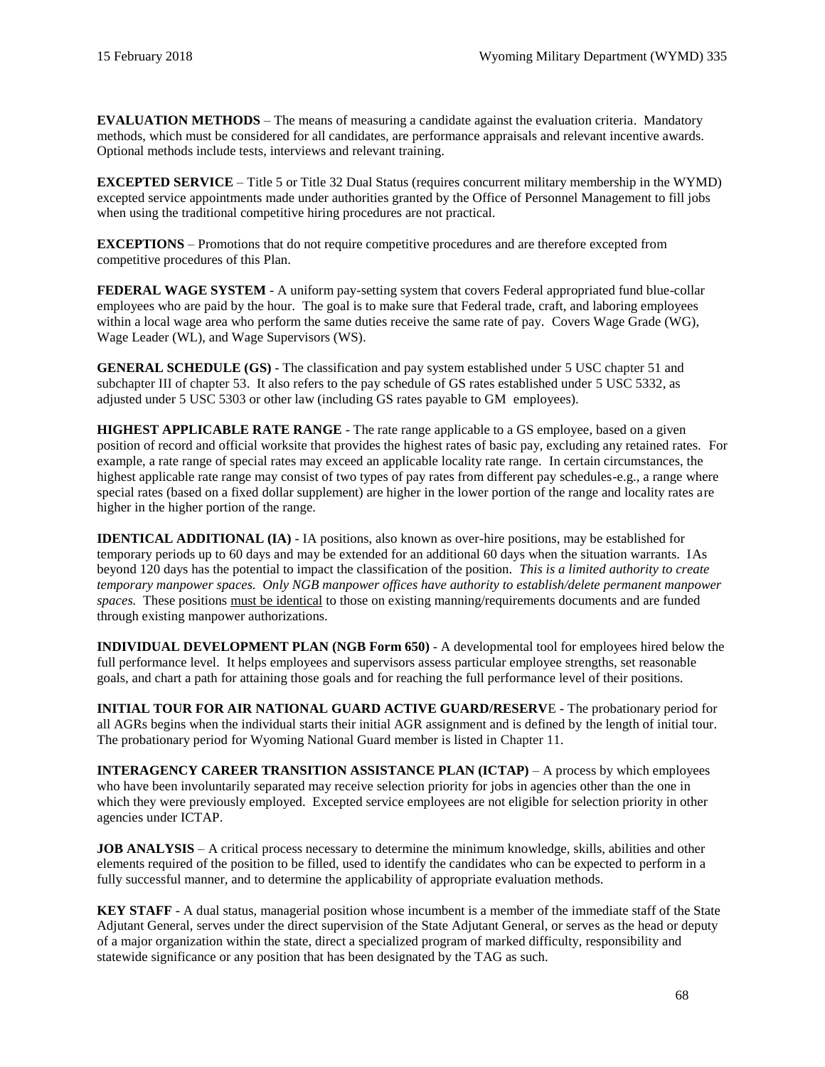**EVALUATION METHODS** – The means of measuring a candidate against the evaluation criteria. Mandatory methods, which must be considered for all candidates, are performance appraisals and relevant incentive awards. Optional methods include tests, interviews and relevant training.

**EXCEPTED SERVICE** – Title 5 or Title 32 Dual Status (requires concurrent military membership in the WYMD) excepted service appointments made under authorities granted by the Office of Personnel Management to fill jobs when using the traditional competitive hiring procedures are not practical.

**EXCEPTIONS** – Promotions that do not require competitive procedures and are therefore excepted from competitive procedures of this Plan.

**FEDERAL WAGE SYSTEM** - A uniform pay-setting system that covers Federal appropriated fund blue-collar employees who are paid by the hour. The goal is to make sure that Federal trade, craft, and laboring employees within a local wage area who perform the same duties receive the same rate of pay. Covers Wage Grade (WG), Wage Leader (WL), and Wage Supervisors (WS).

**GENERAL SCHEDULE (GS)** - The classification and pay system established under 5 USC chapter 51 and subchapter III of chapter 53. It also refers to the pay schedule of GS rates established under 5 USC 5332, as adjusted under 5 USC 5303 or other law (including GS rates payable to GM employees).

**HIGHEST APPLICABLE RATE RANGE** - The rate range applicable to a GS employee, based on a given position of record and official worksite that provides the highest rates of basic pay, excluding any retained rates. For example, a rate range of special rates may exceed an applicable locality rate range. In certain circumstances, the highest applicable rate range may consist of two types of pay rates from different pay schedules-e.g., a range where special rates (based on a fixed dollar supplement) are higher in the lower portion of the range and locality rates are higher in the higher portion of the range.

**IDENTICAL ADDITIONAL (IA)** - IA positions, also known as over-hire positions, may be established for temporary periods up to 60 days and may be extended for an additional 60 days when the situation warrants. IAs beyond 120 days has the potential to impact the classification of the position. *This is a limited authority to create temporary manpower spaces. Only NGB manpower offices have authority to establish/delete permanent manpower spaces.* These positions <u>must be identical</u> to those on existing manning/requirements documents and are funded through existing manpower authorizations.

**INDIVIDUAL DEVELOPMENT PLAN (NGB Form 650)** - A developmental tool for employees hired below the full performance level. It helps employees and supervisors assess particular employee strengths, set reasonable goals, and chart a path for attaining those goals and for reaching the full performance level of their positions.

**INITIAL TOUR FOR AIR NATIONAL GUARD ACTIVE GUARD/RESERV**E - The probationary period for all AGRs begins when the individual starts their initial AGR assignment and is defined by the length of initial tour. The probationary period for Wyoming National Guard member is listed in Chapter 11.

**INTERAGENCY CAREER TRANSITION ASSISTANCE PLAN (ICTAP)** – A process by which employees who have been involuntarily separated may receive selection priority for jobs in agencies other than the one in which they were previously employed. Excepted service employees are not eligible for selection priority in other agencies under ICTAP.

**JOB ANALYSIS** – A critical process necessary to determine the minimum knowledge, skills, abilities and other elements required of the position to be filled, used to identify the candidates who can be expected to perform in a fully successful manner, and to determine the applicability of appropriate evaluation methods.

**KEY STAFF** - A dual status, managerial position whose incumbent is a member of the immediate staff of the State Adjutant General, serves under the direct supervision of the State Adjutant General, or serves as the head or deputy of a major organization within the state, direct a specialized program of marked difficulty, responsibility and statewide significance or any position that has been designated by the TAG as such.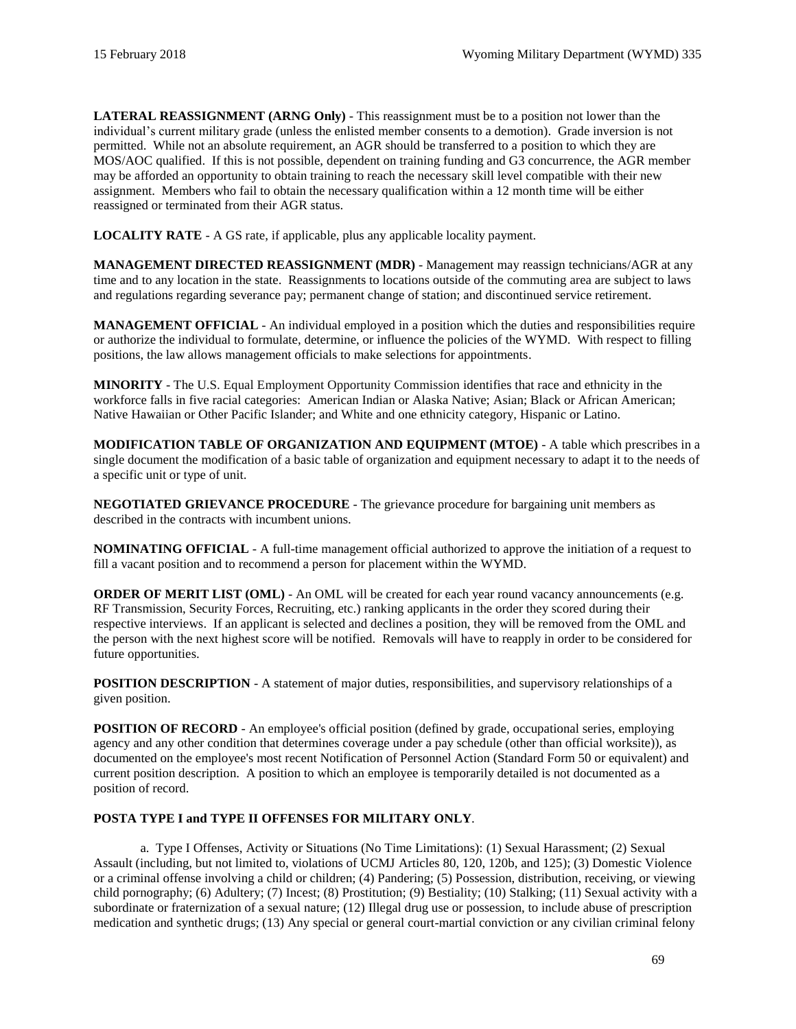**LATERAL REASSIGNMENT (ARNG Only)** - This reassignment must be to a position not lower than the individual's current military grade (unless the enlisted member consents to a demotion). Grade inversion is not permitted. While not an absolute requirement, an AGR should be transferred to a position to which they are MOS/AOC qualified. If this is not possible, dependent on training funding and G3 concurrence, the AGR member may be afforded an opportunity to obtain training to reach the necessary skill level compatible with their new assignment. Members who fail to obtain the necessary qualification within a 12 month time will be either reassigned or terminated from their AGR status.

**LOCALITY RATE** - A GS rate, if applicable, plus any applicable locality payment.

**MANAGEMENT DIRECTED REASSIGNMENT (MDR)** - Management may reassign technicians/AGR at any time and to any location in the state. Reassignments to locations outside of the commuting area are subject to laws and regulations regarding severance pay; permanent change of station; and discontinued service retirement.

**MANAGEMENT OFFICIAL** - An individual employed in a position which the duties and responsibilities require or authorize the individual to formulate, determine, or influence the policies of the WYMD. With respect to filling positions, the law allows management officials to make selections for appointments.

**MINORITY** - The U.S. Equal Employment Opportunity Commission identifies that race and ethnicity in the workforce falls in five racial categories: American Indian or Alaska Native; Asian; Black or African American; Native Hawaiian or Other Pacific Islander; and White and one ethnicity category, Hispanic or Latino.

**MODIFICATION TABLE OF ORGANIZATION AND EQUIPMENT (MTOE)** - A table which prescribes in a single document the modification of a basic table of organization and equipment necessary to adapt it to the needs of a specific unit or type of unit.

**NEGOTIATED GRIEVANCE PROCEDURE** - The grievance procedure for bargaining unit members as described in the contracts with incumbent unions.

**NOMINATING OFFICIAL** - A full-time management official authorized to approve the initiation of a request to fill a vacant position and to recommend a person for placement within the WYMD.

**ORDER OF MERIT LIST (OML)** - An OML will be created for each year round vacancy announcements (e.g. RF Transmission, Security Forces, Recruiting, etc.) ranking applicants in the order they scored during their respective interviews. If an applicant is selected and declines a position, they will be removed from the OML and the person with the next highest score will be notified. Removals will have to reapply in order to be considered for future opportunities.

**POSITION DESCRIPTION** - A statement of major duties, responsibilities, and supervisory relationships of a given position.

**POSITION OF RECORD** - An employee's official position (defined by grade, occupational series, employing agency and any other condition that determines coverage under a pay schedule (other than official worksite)), as documented on the employee's most recent Notification of Personnel Action (Standard Form 50 or equivalent) and current position description. A position to which an employee is temporarily detailed is not documented as a position of record.

**POSTA TYPE I and TYPE II OFFENSES FOR MILITARY ONLY**.

a. Type I Offenses, Activity or Situations (No Time Limitations): (1) Sexual Harassment; (2) Sexual Assault (including, but not limited to, violations of UCMJ Articles 80, 120, 120b, and 125); (3) Domestic Violence or a criminal offense involving a child or children; (4) Pandering; (5) Possession, distribution, receiving, or viewing child pornography; (6) Adultery; (7) Incest; (8) Prostitution; (9) Bestiality; (10) Stalking; (11) Sexual activity with a subordinate or fraternization of a sexual nature; (12) Illegal drug use or possession, to include abuse of prescription medication and synthetic drugs; (13) Any special or general court-martial conviction or any civilian criminal felony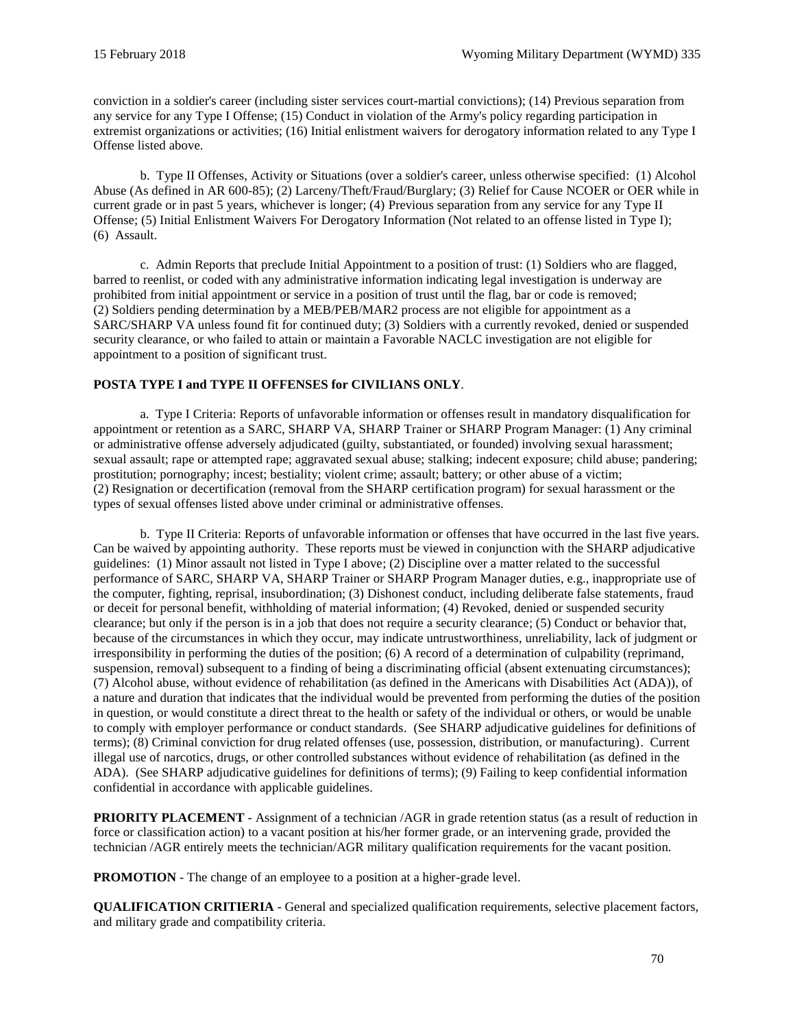conviction in a soldier's career (including sister services court-martial convictions); (14) Previous separation from any service for any Type I Offense; (15) Conduct in violation of the Army's policy regarding participation in extremist organizations or activities; (16) Initial enlistment waivers for derogatory information related to any Type I Offense listed above.

b. Type II Offenses, Activity or Situations (over a soldier's career, unless otherwise specified: (1) Alcohol Abuse (As defined in AR 600-85); (2) Larceny/Theft/Fraud/Burglary; (3) Relief for Cause NCOER or OER while in current grade or in past 5 years, whichever is longer; (4) Previous separation from any service for any Type II Offense; (5) Initial Enlistment Waivers For Derogatory Information (Not related to an offense listed in Type I); (6) Assault.

c. Admin Reports that preclude Initial Appointment to a position of trust: (1) Soldiers who are flagged, barred to reenlist, or coded with any administrative information indicating legal investigation is underway are prohibited from initial appointment or service in a position of trust until the flag, bar or code is removed; (2) Soldiers pending determination by a MEB/PEB/MAR2 process are not eligible for appointment as a SARC/SHARP VA unless found fit for continued duty; (3) Soldiers with a currently revoked, denied or suspended security clearance, or who failed to attain or maintain a Favorable NACLC investigation are not eligible for appointment to a position of significant trust.

**POSTA TYPE I and TYPE II OFFENSES for CIVILIANS ONLY**.

a. Type I Criteria: Reports of unfavorable information or offenses result in mandatory disqualification for appointment or retention as a SARC, SHARP VA, SHARP Trainer or SHARP Program Manager: (1) Any criminal or administrative offense adversely adjudicated (guilty, substantiated, or founded) involving sexual harassment; sexual assault; rape or attempted rape; aggravated sexual abuse; stalking; indecent exposure; child abuse; pandering; prostitution; pornography; incest; bestiality; violent crime; assault; battery; or other abuse of a victim; (2) Resignation or decertification (removal from the SHARP certification program) for sexual harassment or the types of sexual offenses listed above under criminal or administrative offenses.

b. Type II Criteria: Reports of unfavorable information or offenses that have occurred in the last five years. Can be waived by appointing authority. These reports must be viewed in conjunction with the SHARP adjudicative guidelines: (1) Minor assault not listed in Type I above; (2) Discipline over a matter related to the successful performance of SARC, SHARP VA, SHARP Trainer or SHARP Program Manager duties, e.g., inappropriate use of the computer, fighting, reprisal, insubordination; (3) Dishonest conduct, including deliberate false statements, fraud or deceit for personal benefit, withholding of material information; (4) Revoked, denied or suspended security clearance; but only if the person is in a job that does not require a security clearance; (5) Conduct or behavior that, because of the circumstances in which they occur, may indicate untrustworthiness, unreliability, lack of judgment or irresponsibility in performing the duties of the position; (6) A record of a determination of culpability (reprimand, suspension, removal) subsequent to a finding of being a discriminating official (absent extenuating circumstances); (7) Alcohol abuse, without evidence of rehabilitation (as defined in the Americans with Disabilities Act (ADA)), of a nature and duration that indicates that the individual would be prevented from performing the duties of the position in question, or would constitute a direct threat to the health or safety of the individual or others, or would be unable to comply with employer performance or conduct standards. (See SHARP adjudicative guidelines for definitions of terms); (8) Criminal conviction for drug related offenses (use, possession, distribution, or manufacturing). Current illegal use of narcotics, drugs, or other controlled substances without evidence of rehabilitation (as defined in the ADA). (See SHARP adjudicative guidelines for definitions of terms); (9) Failing to keep confidential information confidential in accordance with applicable guidelines.

**PRIORITY PLACEMENT** - Assignment of a technician /AGR in grade retention status (as a result of reduction in force or classification action) to a vacant position at his/her former grade, or an intervening grade, provided the technician /AGR entirely meets the technician/AGR military qualification requirements for the vacant position.

**PROMOTION** - The change of an employee to a position at a higher-grade level.

**QUALIFICATION CRITIERIA** - General and specialized qualification requirements, selective placement factors, and military grade and compatibility criteria.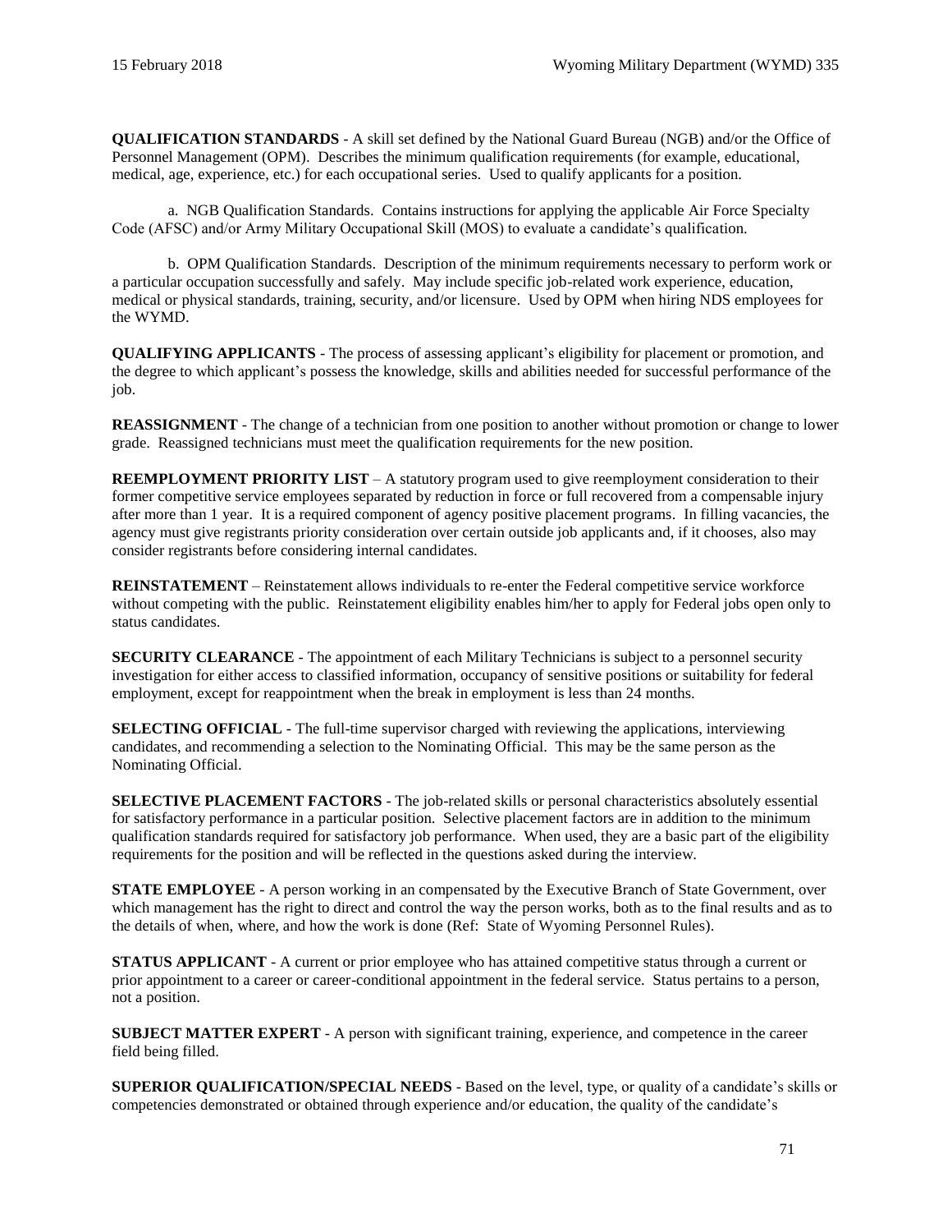**QUALIFICATION STANDARDS** - A skill set defined by the National Guard Bureau (NGB) and/or the Office of Personnel Management (OPM). Describes the minimum qualification requirements (for example, educational, medical, age, experience, etc.) for each occupational series. Used to qualify applicants for a position.

a. NGB Qualification Standards. Contains instructions for applying the applicable Air Force Specialty Code (AFSC) and/or Army Military Occupational Skill (MOS) to evaluate a candidate's qualification.

b. OPM Qualification Standards. Description of the minimum requirements necessary to perform work or a particular occupation successfully and safely. May include specific job-related work experience, education, medical or physical standards, training, security, and/or licensure. Used by OPM when hiring NDS employees for the WYMD.

**QUALIFYING APPLICANTS** - The process of assessing applicant's eligibility for placement or promotion, and the degree to which applicant's possess the knowledge, skills and abilities needed for successful performance of the job.

**REASSIGNMENT** - The change of a technician from one position to another without promotion or change to lower grade. Reassigned technicians must meet the qualification requirements for the new position.

**REEMPLOYMENT PRIORITY LIST** – A statutory program used to give reemployment consideration to their former competitive service employees separated by reduction in force or full recovered from a compensable injury after more than 1 year. It is a required component of agency positive placement programs. In filling vacancies, the agency must give registrants priority consideration over certain outside job applicants and, if it chooses, also may consider registrants before considering internal candidates.

**REINSTATEMENT** – Reinstatement allows individuals to re-enter the Federal competitive service workforce without competing with the public. Reinstatement eligibility enables him/her to apply for Federal jobs open only to status candidates.

**SECURITY CLEARANCE** - The appointment of each Military Technicians is subject to a personnel security investigation for either access to classified information, occupancy of sensitive positions or suitability for federal employment, except for reappointment when the break in employment is less than 24 months.

**SELECTING OFFICIAL** - The full-time supervisor charged with reviewing the applications, interviewing candidates, and recommending a selection to the Nominating Official. This may be the same person as the Nominating Official.

**SELECTIVE PLACEMENT FACTORS** - The job-related skills or personal characteristics absolutely essential for satisfactory performance in a particular position. Selective placement factors are in addition to the minimum qualification standards required for satisfactory job performance. When used, they are a basic part of the eligibility requirements for the position and will be reflected in the questions asked during the interview.

**STATE EMPLOYEE** - A person working in an compensated by the Executive Branch of State Government, over which management has the right to direct and control the way the person works, both as to the final results and as to the details of when, where, and how the work is done (Ref: State of Wyoming Personnel Rules).

**STATUS APPLICANT** - A current or prior employee who has attained competitive status through a current or prior appointment to a career or career-conditional appointment in the federal service. Status pertains to a person, not a position.

**SUBJECT MATTER EXPERT** - A person with significant training, experience, and competence in the career field being filled.

**SUPERIOR QUALIFICATION/SPECIAL NEEDS** - Based on the level, type, or quality of a candidate's skills or competencies demonstrated or obtained through experience and/or education, the quality of the candidate's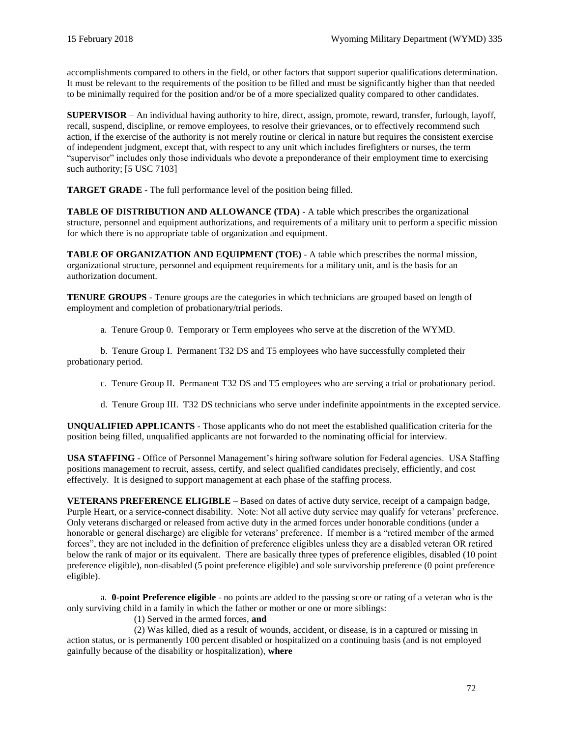accomplishments compared to others in the field, or other factors that support superior qualifications determination. It must be relevant to the requirements of the position to be filled and must be significantly higher than that needed to be minimally required for the position and/or be of a more specialized quality compared to other candidates.

**SUPERVISOR** – An individual having authority to hire, direct, assign, promote, reward, transfer, furlough, layoff, recall, suspend, discipline, or remove employees, to resolve their grievances, or to effectively recommend such action, if the exercise of the authority is not merely routine or clerical in nature but requires the consistent exercise of independent judgment, except that, with respect to any unit which includes firefighters or nurses, the term "supervisor" includes only those individuals who devote a preponderance of their employment time to exercising such authority; [5 USC 7103]

**TARGET GRADE** - The full performance level of the position being filled.

**TABLE OF DISTRIBUTION AND ALLOWANCE (TDA)** - A table which prescribes the organizational structure, personnel and equipment authorizations, and requirements of a military unit to perform a specific mission for which there is no appropriate table of organization and equipment.

**TABLE OF ORGANIZATION AND EQUIPMENT (TOE)** - A table which prescribes the normal mission, organizational structure, personnel and equipment requirements for a military unit, and is the basis for an authorization document.

**TENURE GROUPS** - Tenure groups are the categories in which technicians are grouped based on length of employment and completion of probationary/trial periods.

a. Tenure Group 0. Temporary or Term employees who serve at the discretion of the WYMD.

b. Tenure Group I. Permanent T32 DS and T5 employees who have successfully completed their probationary period.

c. Tenure Group II. Permanent T32 DS and T5 employees who are serving a trial or probationary period.

d. Tenure Group III. T32 DS technicians who serve under indefinite appointments in the excepted service.

**UNQUALIFIED APPLICANTS** - Those applicants who do not meet the established qualification criteria for the position being filled, unqualified applicants are not forwarded to the nominating official for interview.

**USA STAFFING** - Office of Personnel Management's hiring software solution for Federal agencies. USA Staffing positions management to recruit, assess, certify, and select qualified candidates precisely, efficiently, and cost effectively. It is designed to support management at each phase of the staffing process.

**VETERANS PREFERENCE ELIGIBLE** – Based on dates of active duty service, receipt of a campaign badge, Purple Heart, or a service-connect disability. Note: Not all active duty service may qualify for veterans' preference. Only veterans discharged or released from active duty in the armed forces under honorable conditions (under a honorable or general discharge) are eligible for veterans' preference. If member is a "retired member of the armed forces", they are not included in the definition of preference eligibles unless they are a disabled veteran OR retired below the rank of major or its equivalent. There are basically three types of preference eligibles, disabled (10 point preference eligible), non-disabled (5 point preference eligible) and sole survivorship preference (0 point preference eligible).

a. **0-point Preference eligible** - no points are added to the passing score or rating of a veteran who is the only surviving child in a family in which the father or mother or one or more siblings:

(1) Served in the armed forces, **and**

(2) Was killed, died as a result of wounds, accident, or disease, is in a captured or missing in action status, or is permanently 100 percent disabled or hospitalized on a continuing basis (and is not employed gainfully because of the disability or hospitalization), **where**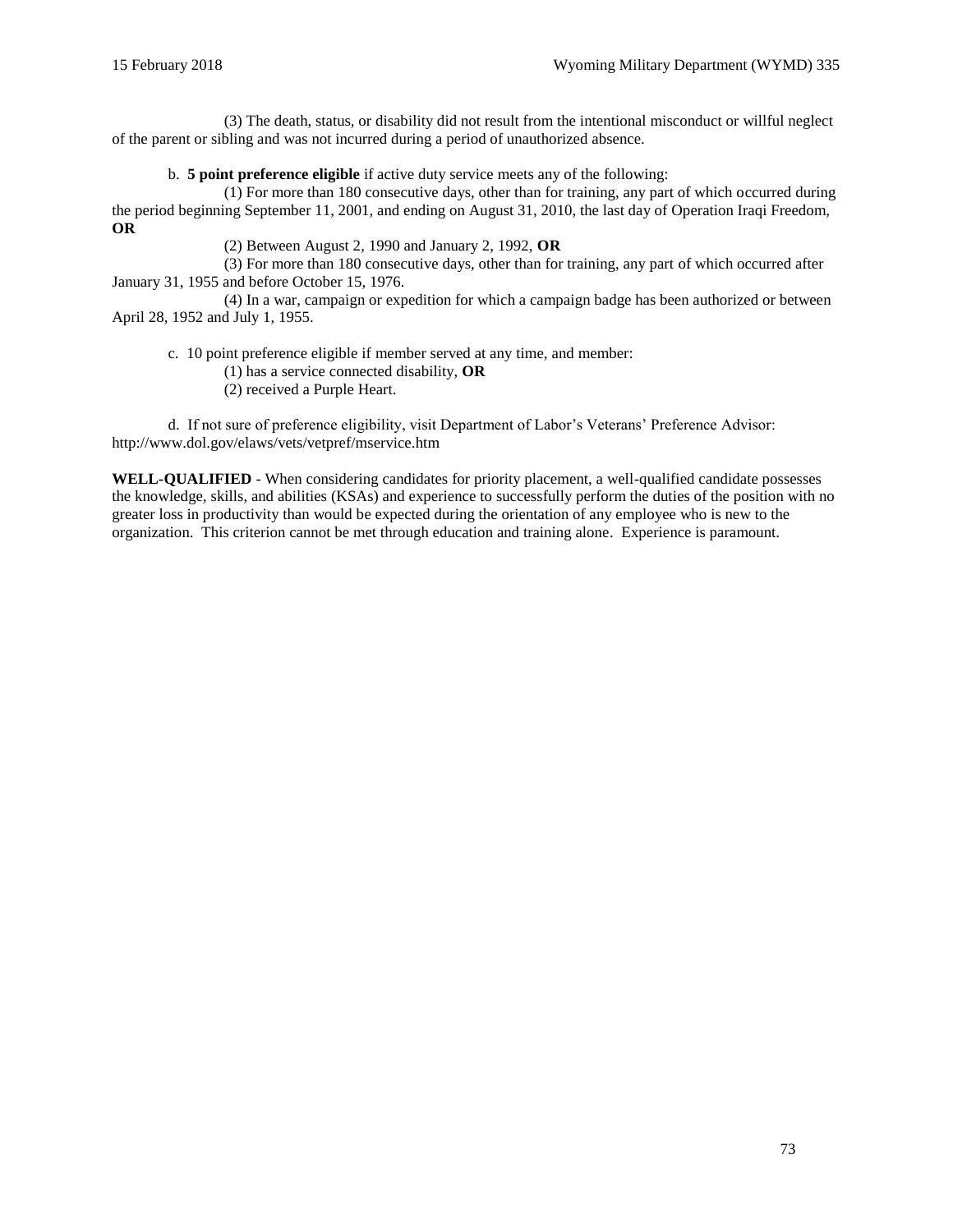(3) The death, status, or disability did not result from the intentional misconduct or willful neglect of the parent or sibling and was not incurred during a period of unauthorized absence.

b. **5 point preference eligible** if active duty service meets any of the following:

(1) For more than 180 consecutive days, other than for training, any part of which occurred during the period beginning September 11, 2001, and ending on August 31, 2010, the last day of Operation Iraqi Freedom, **OR**

(2) Between August 2, 1990 and January 2, 1992, **OR**

(3) For more than 180 consecutive days, other than for training, any part of which occurred after January 31, 1955 and before October 15, 1976.

(4) In a war, campaign or expedition for which a campaign badge has been authorized or between April 28, 1952 and July 1, 1955.

c. 10 point preference eligible if member served at any time, and member:

(1) has a service connected disability, **OR**

(2) received a Purple Heart.

d. If not sure of preference eligibility, visit Department of Labor's Veterans' Preference Advisor: http://www.dol.gov/elaws/vets/vetpref/mservice.htm

**WELL-QUALIFIED** - When considering candidates for priority placement, a well-qualified candidate possesses the knowledge, skills, and abilities (KSAs) and experience to successfully perform the duties of the position with no greater loss in productivity than would be expected during the orientation of any employee who is new to the organization. This criterion cannot be met through education and training alone. Experience is paramount.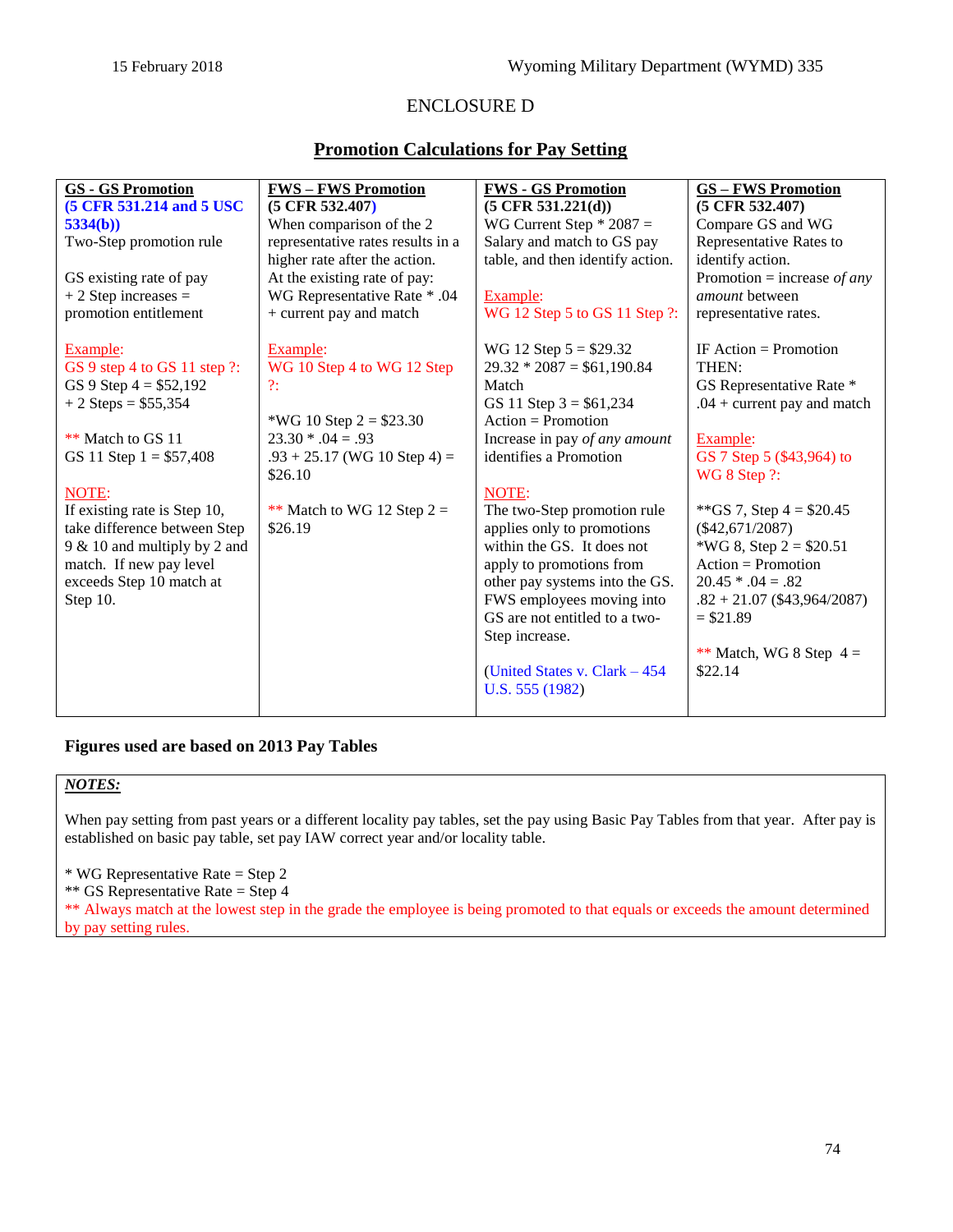## ENCLOSURE D

## Promotion Calculations for Pay Setting

| **GS - GS Promotion** | **FWS – FWS Promotion** | **FWS - GS Promotion** | **GS – FWS Promotion** |
|---|---|---|---|
| **(5 CFR 531.214 and 5 USC 5334(b))**<br>Two-Step promotion rule<br><br>GS existing rate of pay + 2 Step increases = promotion entitlement<br><br>Example:<br>GS 9 step 4 to GS 11 step ?:<br>GS 9 Step 4 = $52,192<br>+ 2 Steps = $55,354<br><br>** Match to GS 11<br>GS 11 Step 1 = $57,408<br><br>NOTE:<br>If existing rate is Step 10, take difference between Step 9 & 10 and multiply by 2 and match. If new pay level exceeds Step 10 match at Step 10. | **(5 CFR 532.407)**<br>When comparison of the 2 representative rates results in a higher rate after the action. At the existing rate of pay:<br>WG Representative Rate * .04 + current pay and match<br><br>Example:<br>WG 10 Step 4 to WG 12 Step ?:<br><br>*WG 10 Step 2 = $23.30<br>23.30 * .04 = .93<br>.93 + 25.17 (WG 10 Step 4) = $26.10<br><br>** Match to WG 12 Step 2 = $26.19 | **(5 CFR 531.221(d))**<br>WG Current Step * 2087 = Salary and match to GS pay table, and then identify action.<br><br>Example:<br>WG 12 Step 5 to GS 11 Step ?:<br><br>WG 12 Step 5 = $29.32<br>29.32 * 2087 = $61,190.84<br>Match<br>GS 11 Step 3 = $61,234<br>Action = Promotion<br>Increase in pay *of any amount* identifies a Promotion<br><br>NOTE:<br>The two-Step promotion rule applies only to promotions within the GS. It does not apply to promotions from other pay systems into the GS. FWS employees moving into GS are not entitled to a two-Step increase.<br><br>(United States v. Clark – 454 U.S. 555 (1982)) | **(5 CFR 532.407)**<br>Compare GS and WG Representative Rates to identify action.<br>Promotion = increase *of any amount* between representative rates.<br><br>IF Action = Promotion<br>THEN:<br>GS Representative Rate * .04 + current pay and match<br><br>Example:<br>GS 7 Step 5 ($43,964) to WG 8 Step ?:<br><br>**GS 7, Step 4 = $20.45 ($42,671/2087)<br>*WG 8, Step 2 = $20.51<br>Action = Promotion<br>20.45 * .04 = .82<br>.82 + 21.07 ($43,964/2087) = $21.89<br><br>** Match, WG 8 Step 4 = $22.14 |

**Figures used are based on 2013 Pay Tables**

***NOTES:***

When pay setting from past years or a different locality pay tables, set the pay using Basic Pay Tables from that year. After pay is established on basic pay table, set pay IAW correct year and/or locality table.

\* WG Representative Rate = Step 2
\*\* GS Representative Rate = Step 4
\*\* Always match at the lowest step in the grade the employee is being promoted to that equals or exceeds the amount determined by pay setting rules.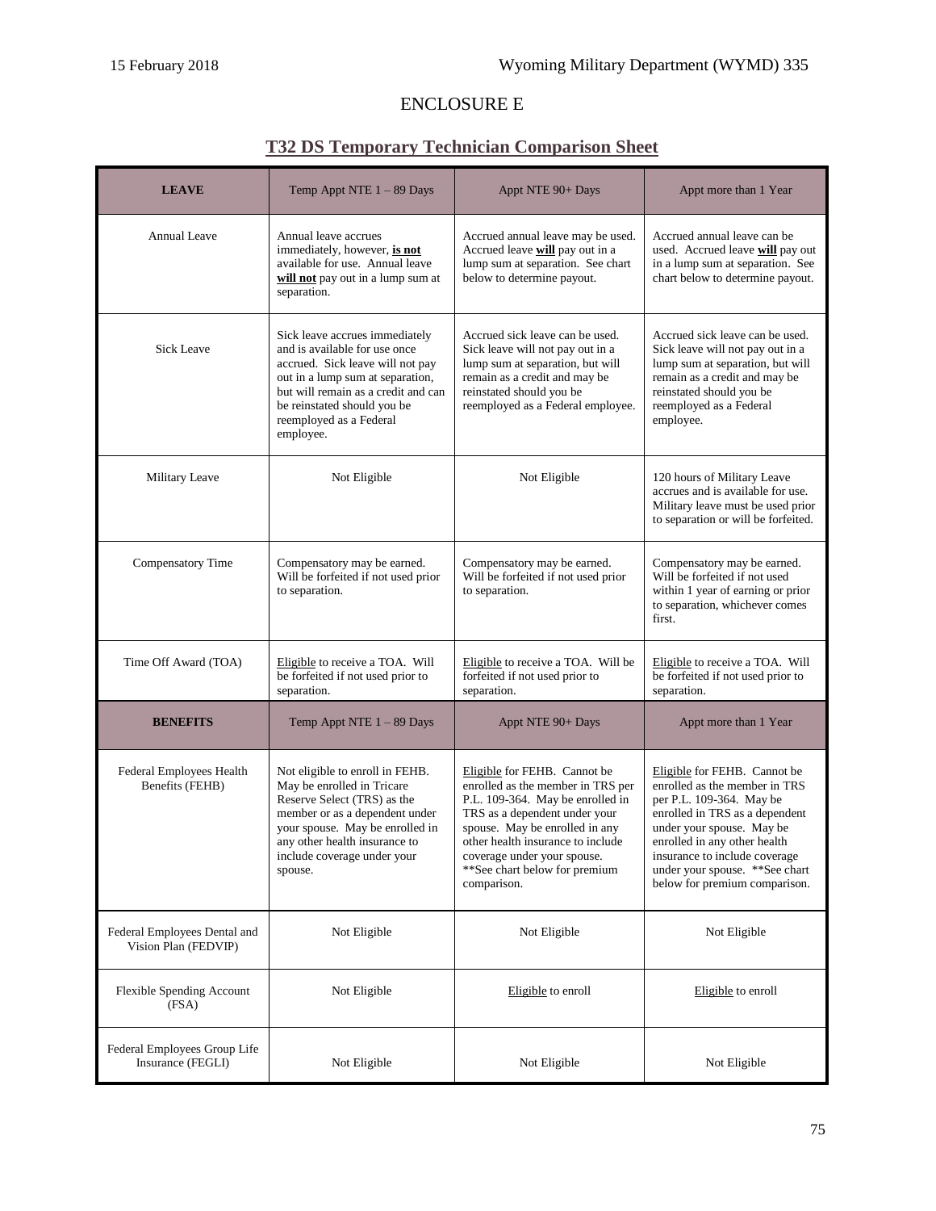## ENCLOSURE E

## T32 DS Temporary Technician Comparison Sheet

| **LEAVE** | Temp Appt NTE 1 – 89 Days | Appt NTE 90+ Days | Appt more than 1 Year |
|---|---|---|---|
| Annual Leave | Annual leave accrues immediately, however, **is not** available for use. Annual leave **will not** pay out in a lump sum at separation. | Accrued annual leave may be used. Accrued leave **will** pay out in a lump sum at separation. See chart below to determine payout. | Accrued annual leave can be used. Accrued leave **will** pay out in a lump sum at separation. See chart below to determine payout. |
| Sick Leave | Sick leave accrues immediately and is available for use once accrued. Sick leave will not pay out in a lump sum at separation, but will remain as a credit and can be reinstated should you be reemployed as a Federal employee. | Accrued sick leave can be used. Sick leave will not pay out in a lump sum at separation, but will remain as a credit and may be reinstated should you be reemployed as a Federal employee. | Accrued sick leave can be used. Sick leave will not pay out in a lump sum at separation, but will remain as a credit and may be reinstated should you be reemployed as a Federal employee. |
| Military Leave | Not Eligible | Not Eligible | 120 hours of Military Leave accrues and is available for use. Military leave must be used prior to separation or will be forfeited. |
| Compensatory Time | Compensatory may be earned. Will be forfeited if not used prior to separation. | Compensatory may be earned. Will be forfeited if not used prior to separation. | Compensatory may be earned. Will be forfeited if not used within 1 year of earning or prior to separation, whichever comes first. |
| Time Off Award (TOA) | Eligible to receive a TOA. Will be forfeited if not used prior to separation. | Eligible to receive a TOA. Will be forfeited if not used prior to separation. | Eligible to receive a TOA. Will be forfeited if not used prior to separation. |
| **BENEFITS** | Temp Appt NTE 1 – 89 Days | Appt NTE 90+ Days | Appt more than 1 Year |
| Federal Employees Health Benefits (FEHB) | Not eligible to enroll in FEHB. May be enrolled in Tricare Reserve Select (TRS) as the member or as a dependent under your spouse. May be enrolled in any other health insurance to include coverage under your spouse. | Eligible for FEHB. Cannot be enrolled as the member in TRS per P.L. 109-364. May be enrolled in TRS as a dependent under your spouse. May be enrolled in any other health insurance to include coverage under your spouse. **See chart below for premium comparison. | Eligible for FEHB. Cannot be enrolled as the member in TRS per P.L. 109-364. May be enrolled in TRS as a dependent under your spouse. May be enrolled in any other health insurance to include coverage under your spouse. **See chart below for premium comparison. |
| Federal Employees Dental and Vision Plan (FEDVIP) | Not Eligible | Not Eligible | Not Eligible |
| Flexible Spending Account (FSA) | Not Eligible | Eligible to enroll | Eligible to enroll |
| Federal Employees Group Life Insurance (FEGLI) | Not Eligible | Not Eligible | Not Eligible |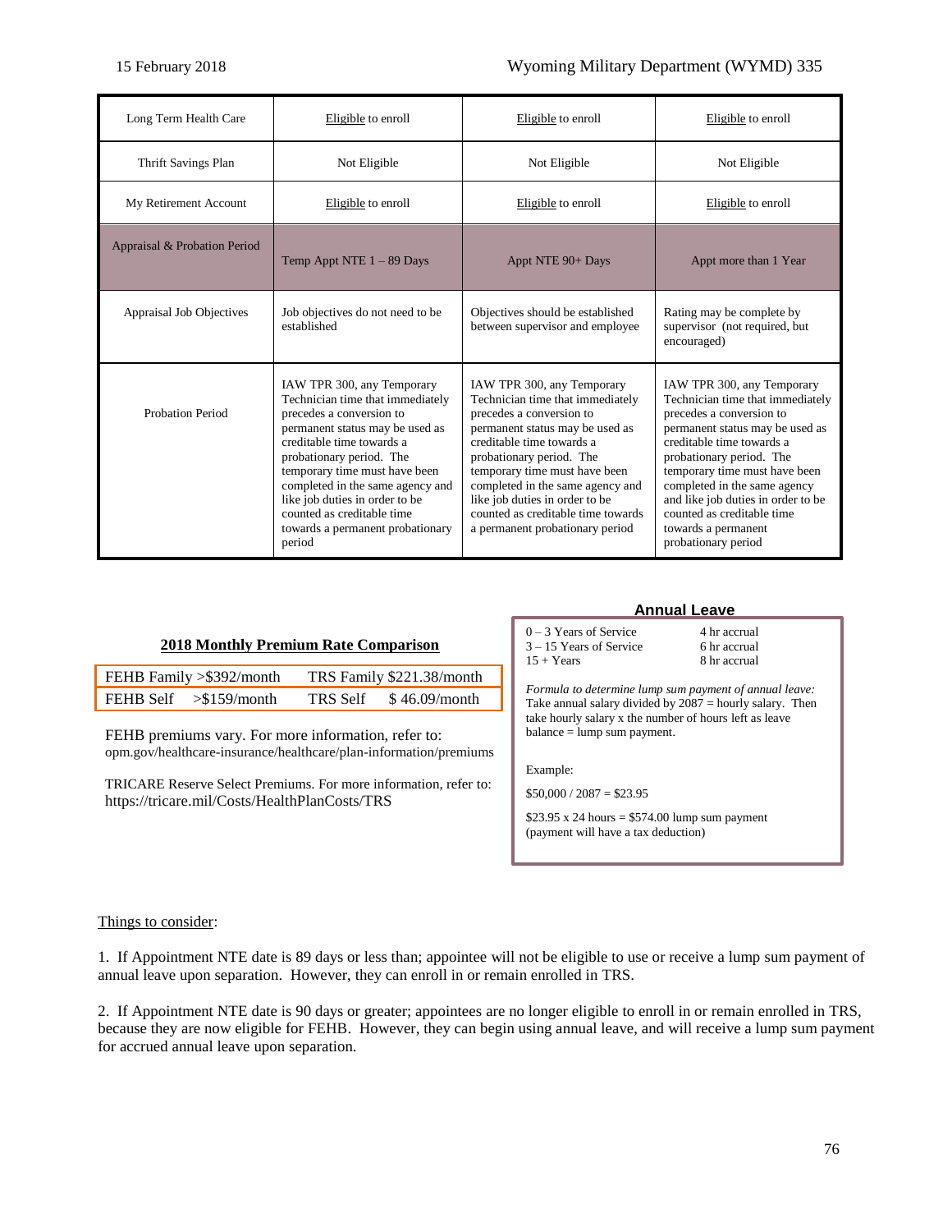| Long Term Health Care | Eligible to enroll | Eligible to enroll | Eligible to enroll |
|---|---|---|---|
| Thrift Savings Plan | Not Eligible | Not Eligible | Not Eligible |
| My Retirement Account | Eligible to enroll | Eligible to enroll | Eligible to enroll |
| Appraisal & Probation Period | Temp Appt NTE 1 – 89 Days | Appt NTE 90+ Days | Appt more than 1 Year |
| Appraisal Job Objectives | Job objectives do not need to be established | Objectives should be established between supervisor and employee | Rating may be complete by supervisor (not required, but encouraged) |
| Probation Period | IAW TPR 300, any Temporary Technician time that immediately precedes a conversion to permanent status may be used as creditable time towards a probationary period. The temporary time must have been completed in the same agency and like job duties in order to be counted as creditable time towards a permanent probationary period | IAW TPR 300, any Temporary Technician time that immediately precedes a conversion to permanent status may be used as creditable time towards a probationary period. The temporary time must have been completed in the same agency and like job duties in order to be counted as creditable time towards a permanent probationary period | IAW TPR 300, any Temporary Technician time that immediately precedes a conversion to permanent status may be used as creditable time towards a probationary period. The temporary time must have been completed in the same agency and like job duties in order to be counted as creditable time towards a permanent probationary period |

**2018 Monthly Premium Rate Comparison**

| FEHB | | TRS | |
|---|---|---|---|
| FEHB Family | >$392/month | TRS Family | $221.38/month |
| FEHB Self | >$159/month | TRS Self | $ 46.09/month |

FEHB premiums vary. For more information, refer to:
opm.gov/healthcare-insurance/healthcare/plan-information/premiums

TRICARE Reserve Select Premiums. For more information, refer to:
https://tricare.mil/Costs/HealthPlanCosts/TRS

**Annual Leave**

| Service | Accrual |
|---|---|
| 0 – 3 Years of Service | 4 hr accrual |
| 3 – 15 Years of Service | 6 hr accrual |
| 15 + Years | 8 hr accrual |

*Formula to determine lump sum payment of annual leave:*
Take annual salary divided by 2087 = hourly salary. Then take hourly salary x the number of hours left as leave balance = lump sum payment.

Example:

$50,000 / 2087 = $23.95

$23.95 x 24 hours = $574.00 lump sum payment (payment will have a tax deduction)

Things to consider:

1. If Appointment NTE date is 89 days or less than; appointee will not be eligible to use or receive a lump sum payment of annual leave upon separation. However, they can enroll in or remain enrolled in TRS.

2. If Appointment NTE date is 90 days or greater; appointees are no longer eligible to enroll in or remain enrolled in TRS, because they are now eligible for FEHB. However, they can begin using annual leave, and will receive a lump sum payment for accrued annual leave upon separation.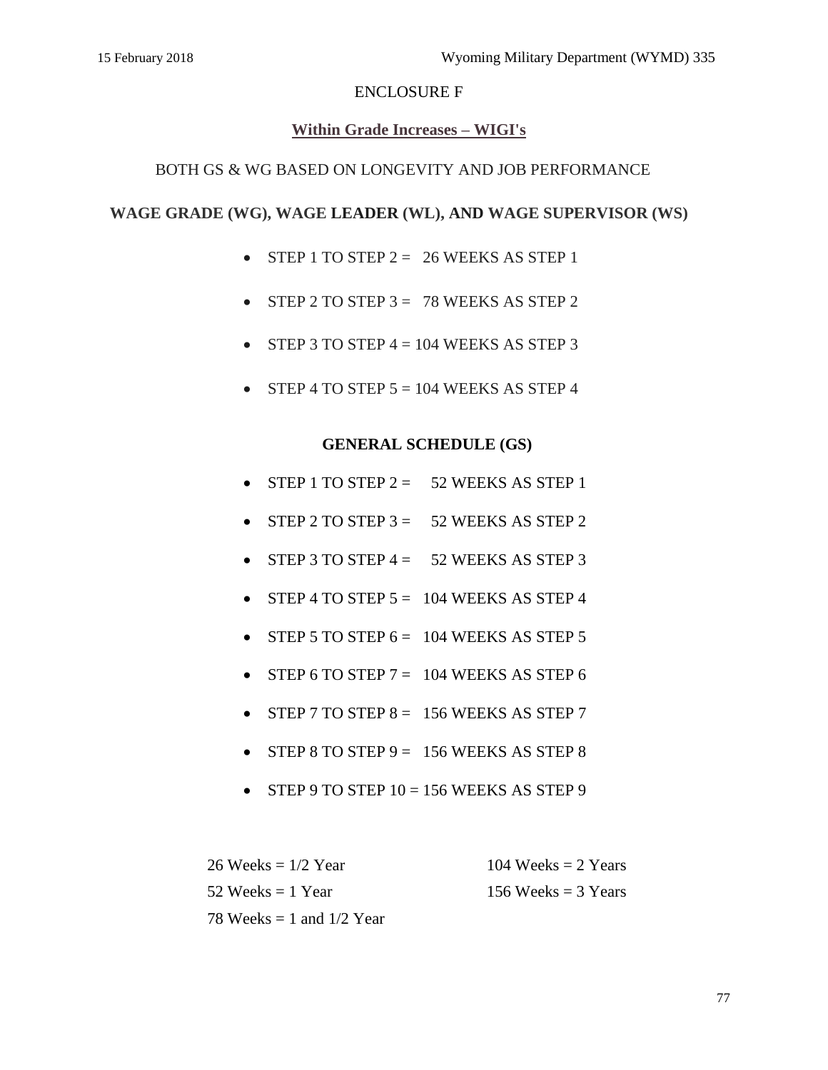ENCLOSURE F

## Within Grade Increases – WIGI's

BOTH GS & WG BASED ON LONGEVITY AND JOB PERFORMANCE

### WAGE GRADE (WG), WAGE LEADER (WL), AND WAGE SUPERVISOR (WS)

- STEP 1 TO STEP 2 = 26 WEEKS AS STEP 1
- STEP 2 TO STEP 3 = 78 WEEKS AS STEP 2
- STEP 3 TO STEP 4 = 104 WEEKS AS STEP 3
- STEP 4 TO STEP 5 = 104 WEEKS AS STEP 4

### GENERAL SCHEDULE (GS)

- STEP 1 TO STEP 2 = 52 WEEKS AS STEP 1
- STEP 2 TO STEP 3 = 52 WEEKS AS STEP 2
- STEP 3 TO STEP 4 = 52 WEEKS AS STEP 3
- STEP 4 TO STEP 5 = 104 WEEKS AS STEP 4
- STEP 5 TO STEP 6 = 104 WEEKS AS STEP 5
- STEP 6 TO STEP 7 = 104 WEEKS AS STEP 6
- STEP 7 TO STEP 8 = 156 WEEKS AS STEP 7
- STEP 8 TO STEP 9 = 156 WEEKS AS STEP 8
- STEP 9 TO STEP 10 = 156 WEEKS AS STEP 9

26 Weeks = 1/2 Year

52 Weeks = 1 Year

78 Weeks = 1 and 1/2 Year

104 Weeks = 2 Years

156 Weeks = 3 Years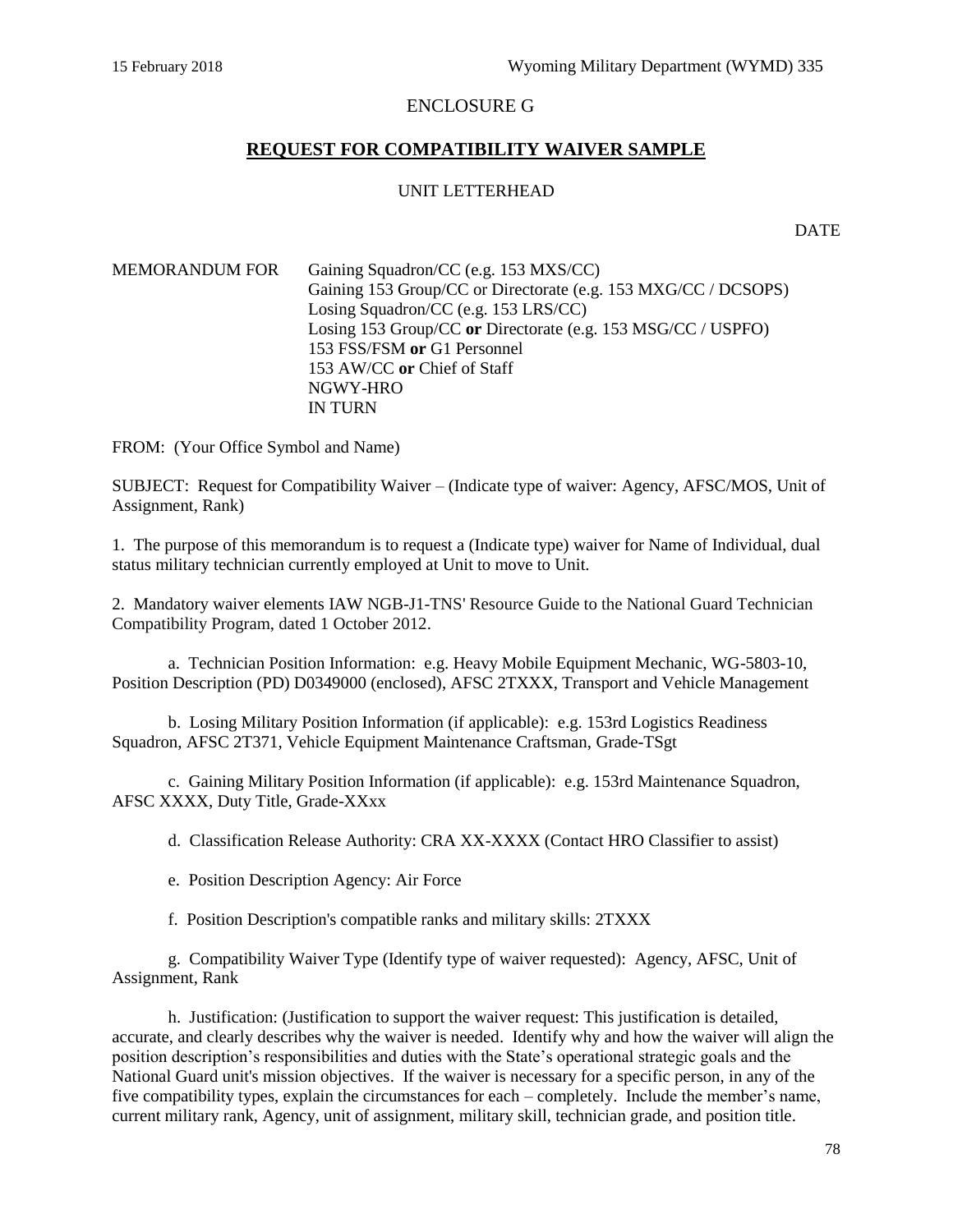ENCLOSURE G

## REQUEST FOR COMPATIBILITY WAIVER SAMPLE

UNIT LETTERHEAD

DATE

MEMORANDUM FOR Gaining Squadron/CC (e.g. 153 MXS/CC)
Gaining 153 Group/CC or Directorate (e.g. 153 MXG/CC / DCSOPS)
Losing Squadron/CC (e.g. 153 LRS/CC)
Losing 153 Group/CC **or** Directorate (e.g. 153 MSG/CC / USPFO)
153 FSS/FSM **or** G1 Personnel
153 AW/CC **or** Chief of Staff
NGWY-HRO
IN TURN

FROM: (Your Office Symbol and Name)

SUBJECT: Request for Compatibility Waiver – (Indicate type of waiver: Agency, AFSC/MOS, Unit of Assignment, Rank)

1. The purpose of this memorandum is to request a (Indicate type) waiver for Name of Individual, dual status military technician currently employed at Unit to move to Unit.

2. Mandatory waiver elements IAW NGB-J1-TNS' Resource Guide to the National Guard Technician Compatibility Program, dated 1 October 2012.

a. Technician Position Information: e.g. Heavy Mobile Equipment Mechanic, WG-5803-10, Position Description (PD) D0349000 (enclosed), AFSC 2TXXX, Transport and Vehicle Management

b. Losing Military Position Information (if applicable): e.g. 153rd Logistics Readiness Squadron, AFSC 2T371, Vehicle Equipment Maintenance Craftsman, Grade-TSgt

c. Gaining Military Position Information (if applicable): e.g. 153rd Maintenance Squadron, AFSC XXXX, Duty Title, Grade-XXxx

d. Classification Release Authority: CRA XX-XXXX (Contact HRO Classifier to assist)

e. Position Description Agency: Air Force

f. Position Description's compatible ranks and military skills: 2TXXX

g. Compatibility Waiver Type (Identify type of waiver requested): Agency, AFSC, Unit of Assignment, Rank

h. Justification: (Justification to support the waiver request: This justification is detailed, accurate, and clearly describes why the waiver is needed. Identify why and how the waiver will align the position description's responsibilities and duties with the State's operational strategic goals and the National Guard unit's mission objectives. If the waiver is necessary for a specific person, in any of the five compatibility types, explain the circumstances for each – completely. Include the member's name, current military rank, Agency, unit of assignment, military skill, technician grade, and position title.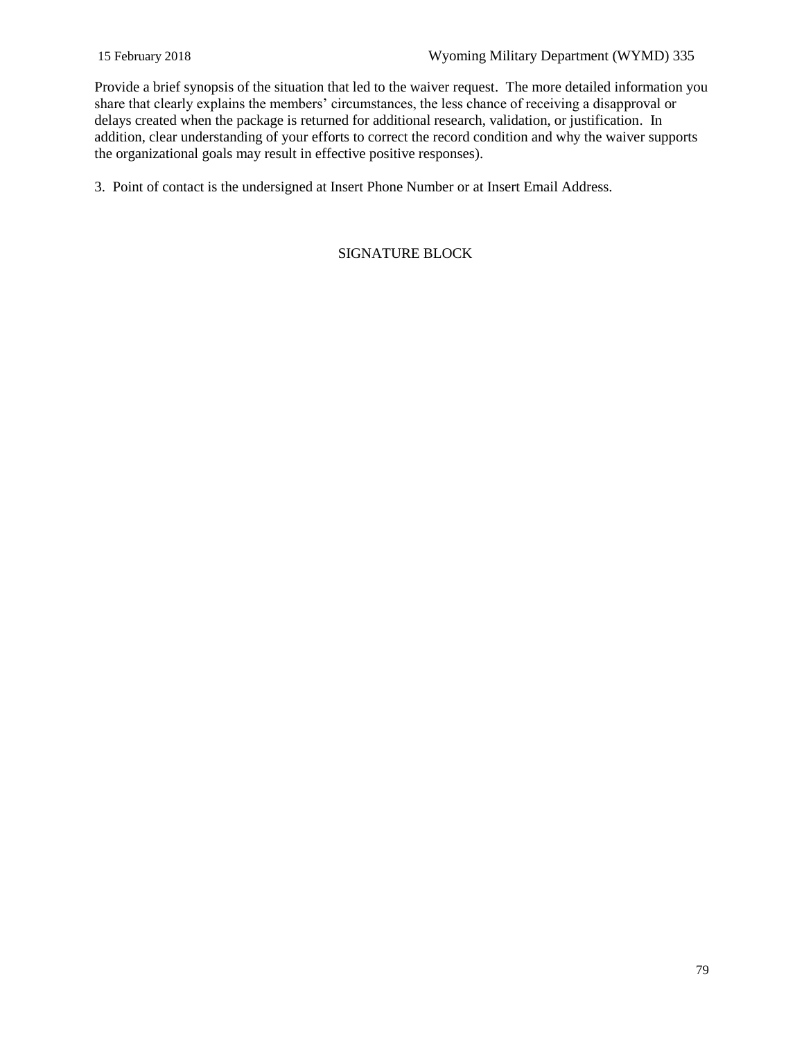Provide a brief synopsis of the situation that led to the waiver request. The more detailed information you share that clearly explains the members' circumstances, the less chance of receiving a disapproval or delays created when the package is returned for additional research, validation, or justification. In addition, clear understanding of your efforts to correct the record condition and why the waiver supports the organizational goals may result in effective positive responses).

3. Point of contact is the undersigned at Insert Phone Number or at Insert Email Address.

SIGNATURE BLOCK